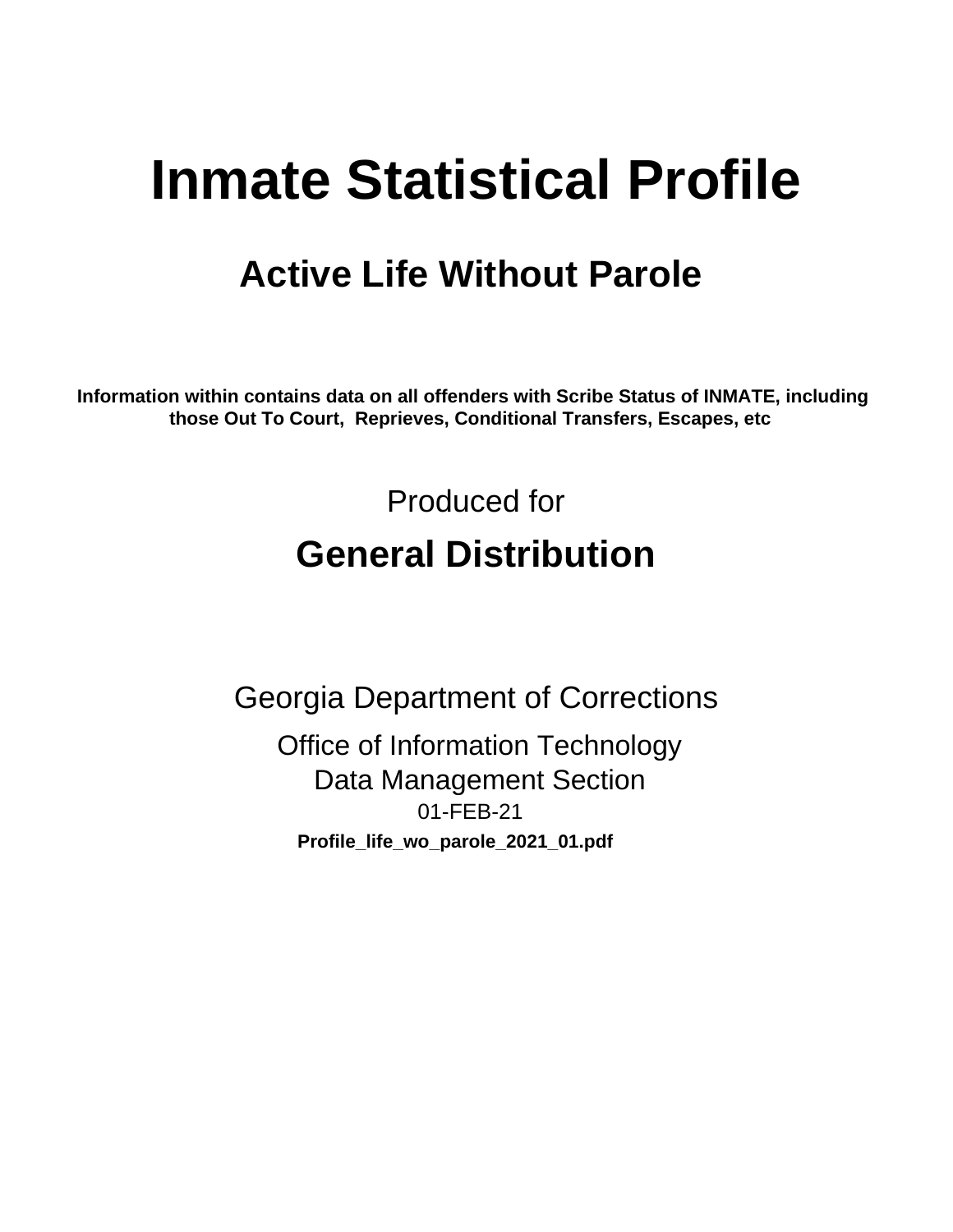# Inmate Statistical Profile

## Active Life Without Parole

**Information within contains data on all offenders with Scribe Status of INMATE, including those Out To Court, Reprieves, Conditional Transfers, Escapes, etc**

Produced for

## General Distribution

Georgia Department of Corrections

Office of Information Technology
Data Management Section
01-FEB-21

**Profile_life_wo_parole_2021_01.pdf**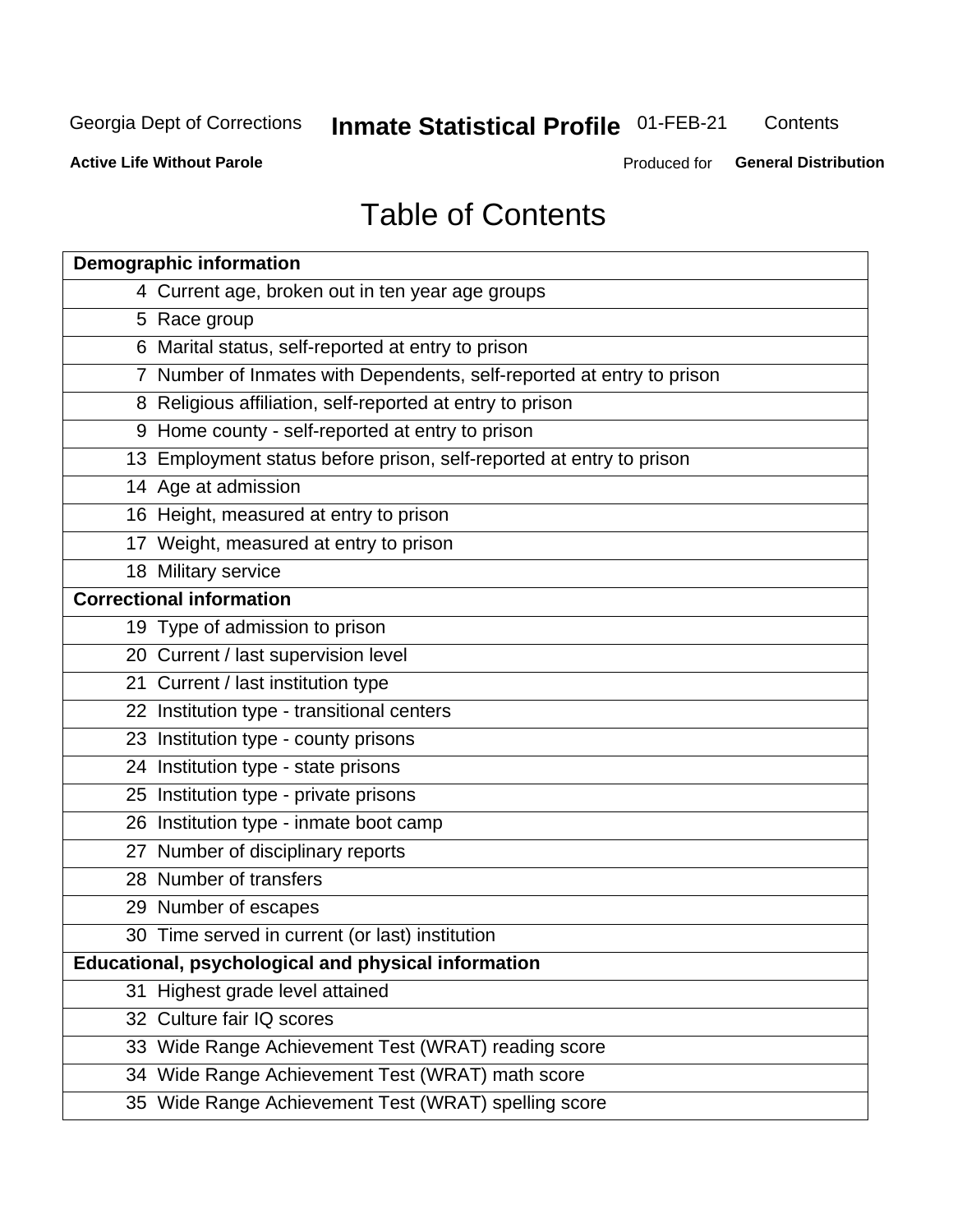Georgia Dept of Corrections **Inmate Statistical Profile** 01-FEB-21 Contents

**Active Life Without Parole** Produced for **General Distribution**

# Table of Contents

| **Demographic information** | |
|---|---|
| 4 | Current age, broken out in ten year age groups |
| 5 | Race group |
| 6 | Marital status, self-reported at entry to prison |
| 7 | Number of Inmates with Dependents, self-reported at entry to prison |
| 8 | Religious affiliation, self-reported at entry to prison |
| 9 | Home county - self-reported at entry to prison |
| 13 | Employment status before prison, self-reported at entry to prison |
| 14 | Age at admission |
| 16 | Height, measured at entry to prison |
| 17 | Weight, measured at entry to prison |
| 18 | Military service |
| **Correctional information** | |
| 19 | Type of admission to prison |
| 20 | Current / last supervision level |
| 21 | Current / last institution type |
| 22 | Institution type - transitional centers |
| 23 | Institution type - county prisons |
| 24 | Institution type - state prisons |
| 25 | Institution type - private prisons |
| 26 | Institution type - inmate boot camp |
| 27 | Number of disciplinary reports |
| 28 | Number of transfers |
| 29 | Number of escapes |
| 30 | Time served in current (or last) institution |
| **Educational, psychological and physical information** | |
| 31 | Highest grade level attained |
| 32 | Culture fair IQ scores |
| 33 | Wide Range Achievement Test (WRAT) reading score |
| 34 | Wide Range Achievement Test (WRAT) math score |
| 35 | Wide Range Achievement Test (WRAT) spelling score |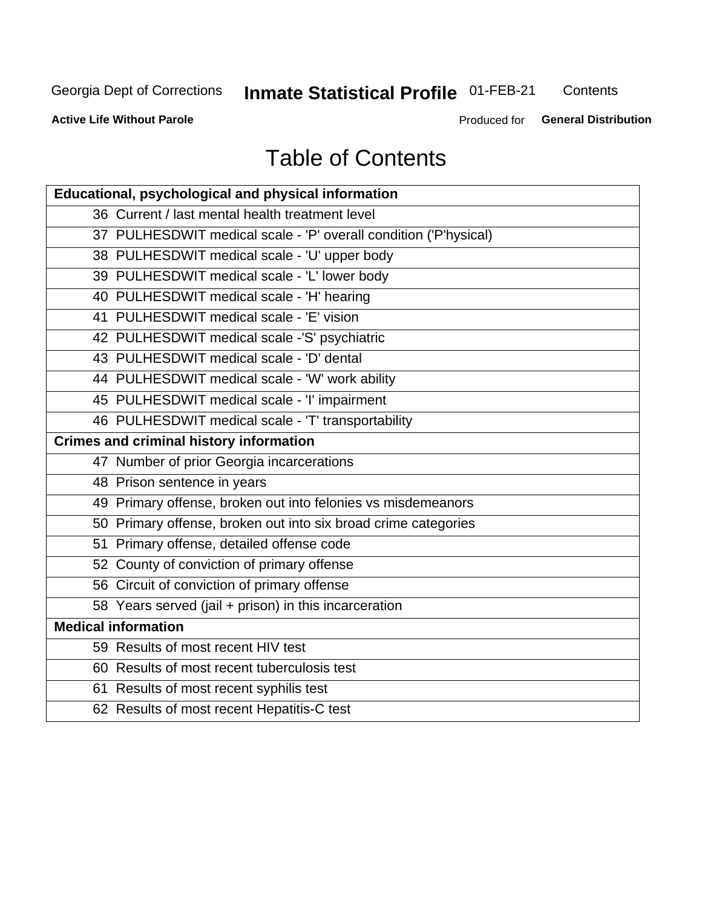# Table of Contents

| Educational, psychological and physical information | |
|---|---|
| 36 | Current / last mental health treatment level |
| 37 | PULHESDWIT medical scale - 'P' overall condition ('P'hysical) |
| 38 | PULHESDWIT medical scale - 'U' upper body |
| 39 | PULHESDWIT medical scale - 'L' lower body |
| 40 | PULHESDWIT medical scale - 'H' hearing |
| 41 | PULHESDWIT medical scale - 'E' vision |
| 42 | PULHESDWIT medical scale -'S' psychiatric |
| 43 | PULHESDWIT medical scale - 'D' dental |
| 44 | PULHESDWIT medical scale - 'W' work ability |
| 45 | PULHESDWIT medical scale - 'I' impairment |
| 46 | PULHESDWIT medical scale - 'T' transportability |
| **Crimes and criminal history information** | |
| 47 | Number of prior Georgia incarcerations |
| 48 | Prison sentence in years |
| 49 | Primary offense, broken out into felonies vs misdemeanors |
| 50 | Primary offense, broken out into six broad crime categories |
| 51 | Primary offense, detailed offense code |
| 52 | County of conviction of primary offense |
| 56 | Circuit of conviction of primary offense |
| 58 | Years served (jail + prison) in this incarceration |
| **Medical information** | |
| 59 | Results of most recent HIV test |
| 60 | Results of most recent tuberculosis test |
| 61 | Results of most recent syphilis test |
| 62 | Results of most recent Hepatitis-C test |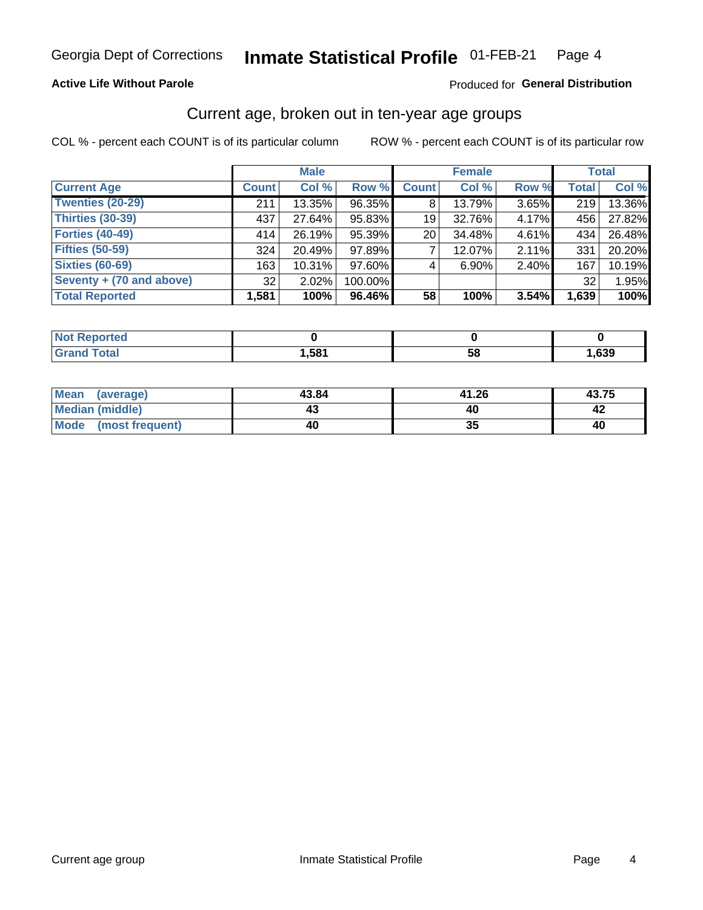Georgia Dept of Corrections **Inmate Statistical Profile** 01-FEB-21

**Active Life Without Parole**

Produced for **General Distribution**

## Current age, broken out in ten-year age groups

COL % - percent each COUNT is of its particular column ROW % - percent each COUNT is of its particular row

| | Male | | | Female | | | Total | |
|---|---|---|---|---|---|---|---|---|
| **Current Age** | **Count** | **Col %** | **Row %** | **Count** | **Col %** | **Row %** | **Total** | **Col %** |
| **Twenties (20-29)** | 211 | 13.35% | 96.35% | 8 | 13.79% | 3.65% | 219 | 13.36% |
| **Thirties (30-39)** | 437 | 27.64% | 95.83% | 19 | 32.76% | 4.17% | 456 | 27.82% |
| **Forties (40-49)** | 414 | 26.19% | 95.39% | 20 | 34.48% | 4.61% | 434 | 26.48% |
| **Fifties (50-59)** | 324 | 20.49% | 97.89% | 7 | 12.07% | 2.11% | 331 | 20.20% |
| **Sixties (60-69)** | 163 | 10.31% | 97.60% | 4 | 6.90% | 2.40% | 167 | 10.19% |
| **Seventy + (70 and above)** | 32 | 2.02% | 100.00% | | | | 32 | 1.95% |
| **Total Reported** | **1,581** | **100%** | **96.46%** | **58** | **100%** | **3.54%** | **1,639** | **100%** |

| | Male | Female | Total |
|---|---|---|---|
| **Not Reported** | **0** | **0** | **0** |
| **Grand Total** | **1,581** | **58** | **1,639** |

| | Male | Female | Total |
|---|---|---|---|
| **Mean (average)** | **43.84** | **41.26** | **43.75** |
| **Median (middle)** | **43** | **40** | **42** |
| **Mode (most frequent)** | **40** | **35** | **40** |

Current age group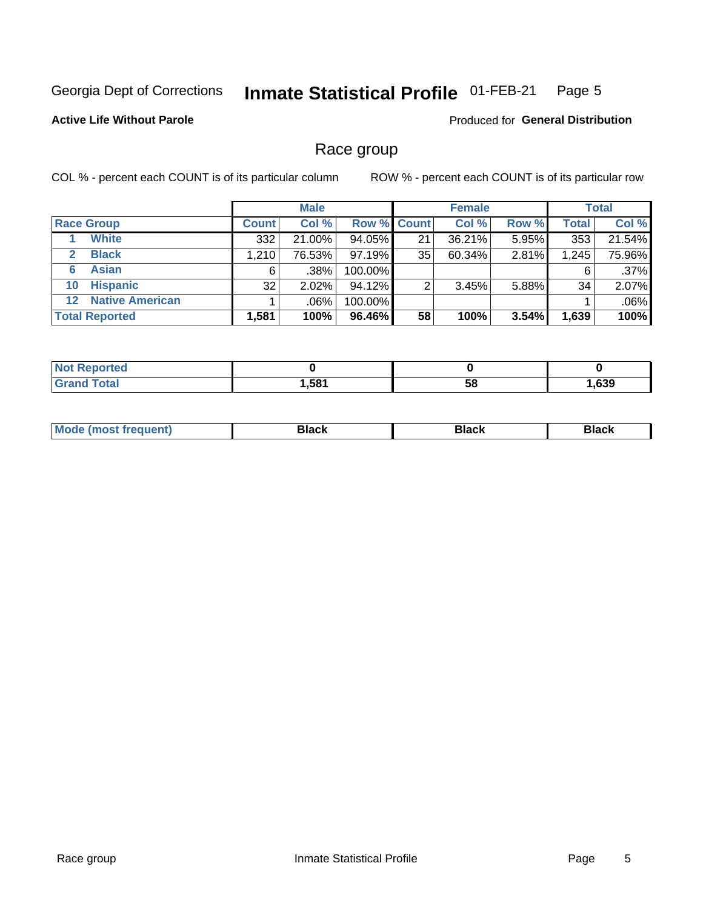Georgia Dept of Corrections **Inmate Statistical Profile** 01-FEB-21

**Active Life Without Parole**

Produced for **General Distribution**

## Race group

COL % - percent each COUNT is of its particular column

ROW % - percent each COUNT is of its particular row

| | Male | | | Female | | | Total | |
|---|---|---|---|---|---|---|---|---|
| **Race Group** | **Count** | **Col %** | **Row %** | **Count** | **Col %** | **Row %** | **Total** | **Col %** |
| 1 White | 332 | 21.00% | 94.05% | 21 | 36.21% | 5.95% | 353 | 21.54% |
| 2 Black | 1,210 | 76.53% | 97.19% | 35 | 60.34% | 2.81% | 1,245 | 75.96% |
| 6 Asian | 6 | .38% | 100.00% | | | | 6 | .37% |
| 10 Hispanic | 32 | 2.02% | 94.12% | 2 | 3.45% | 5.88% | 34 | 2.07% |
| 12 Native American | 1 | .06% | 100.00% | | | | 1 | .06% |
| **Total Reported** | **1,581** | **100%** | **96.46%** | **58** | **100%** | **3.54%** | **1,639** | **100%** |

| | Male | Female | Total |
|---|---|---|---|
| Not Reported | **0** | **0** | **0** |
| Grand Total | **1,581** | **58** | **1,639** |

| | Male | Female | Total |
|---|---|---|---|
| Mode (most frequent) | **Black** | **Black** | **Black** |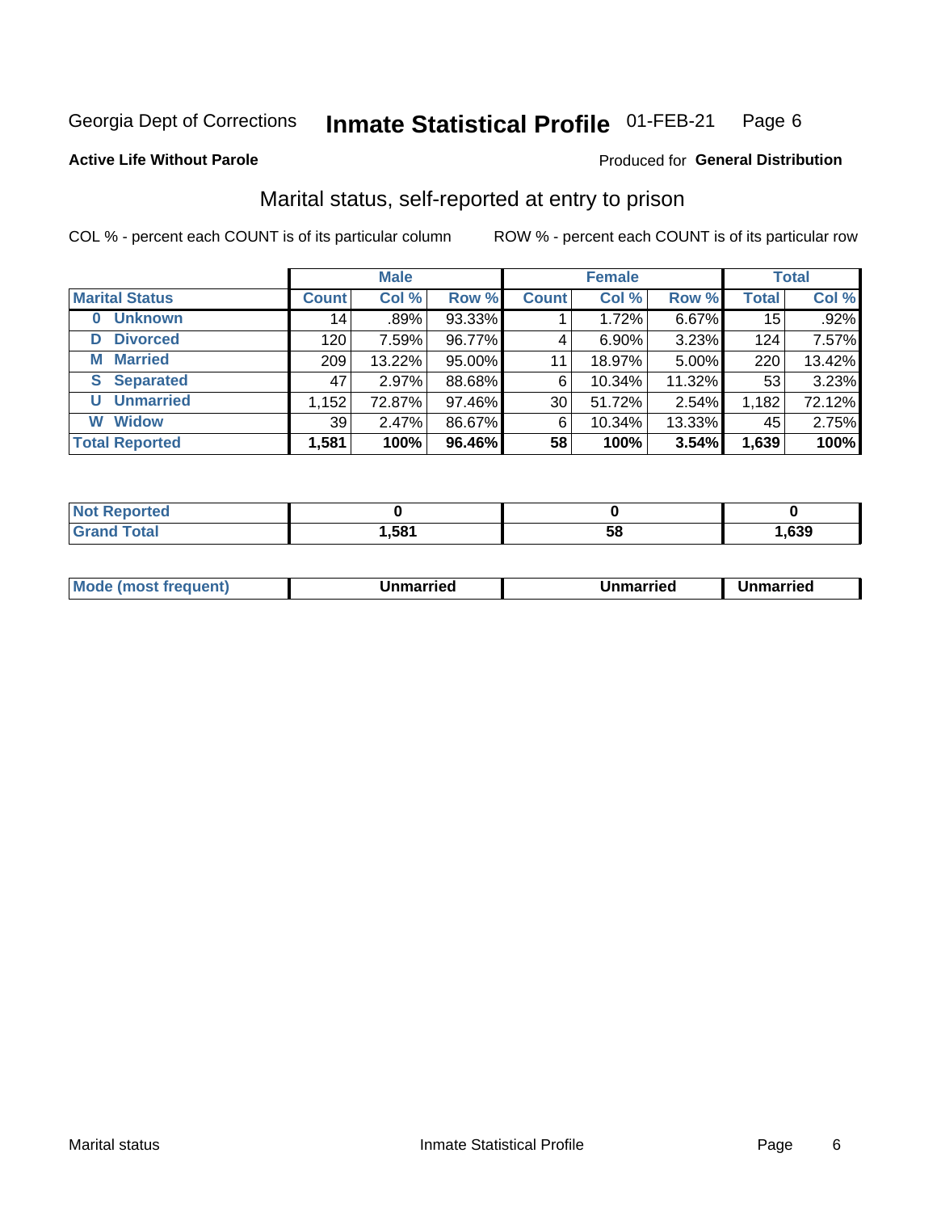Georgia Dept of Corrections **Inmate Statistical Profile** 01-FEB-21

**Active Life Without Parole**

Produced for **General Distribution**

## Marital status, self-reported at entry to prison

COL % - percent each COUNT is of its particular column

ROW % - percent each COUNT is of its particular row

| Marital Status | Male Count | Male Col % | Male Row % | Female Count | Female Col % | Female Row % | Total | Total Col % |
|---|---|---|---|---|---|---|---|---|
| 0 Unknown | 14 | .89% | 93.33% | 1 | 1.72% | 6.67% | 15 | .92% |
| D Divorced | 120 | 7.59% | 96.77% | 4 | 6.90% | 3.23% | 124 | 7.57% |
| M Married | 209 | 13.22% | 95.00% | 11 | 18.97% | 5.00% | 220 | 13.42% |
| S Separated | 47 | 2.97% | 88.68% | 6 | 10.34% | 11.32% | 53 | 3.23% |
| U Unmarried | 1,152 | 72.87% | 97.46% | 30 | 51.72% | 2.54% | 1,182 | 72.12% |
| W Widow | 39 | 2.47% | 86.67% | 6 | 10.34% | 13.33% | 45 | 2.75% |
| **Total Reported** | **1,581** | **100%** | **96.46%** | **58** | **100%** | **3.54%** | **1,639** | **100%** |

| | Male | Female | Total |
|---|---|---|---|
| Not Reported | 0 | 0 | 0 |
| Grand Total | 1,581 | 58 | 1,639 |

| | Male | Female | Total |
|---|---|---|---|
| Mode (most frequent) | Unmarried | Unmarried | Unmarried |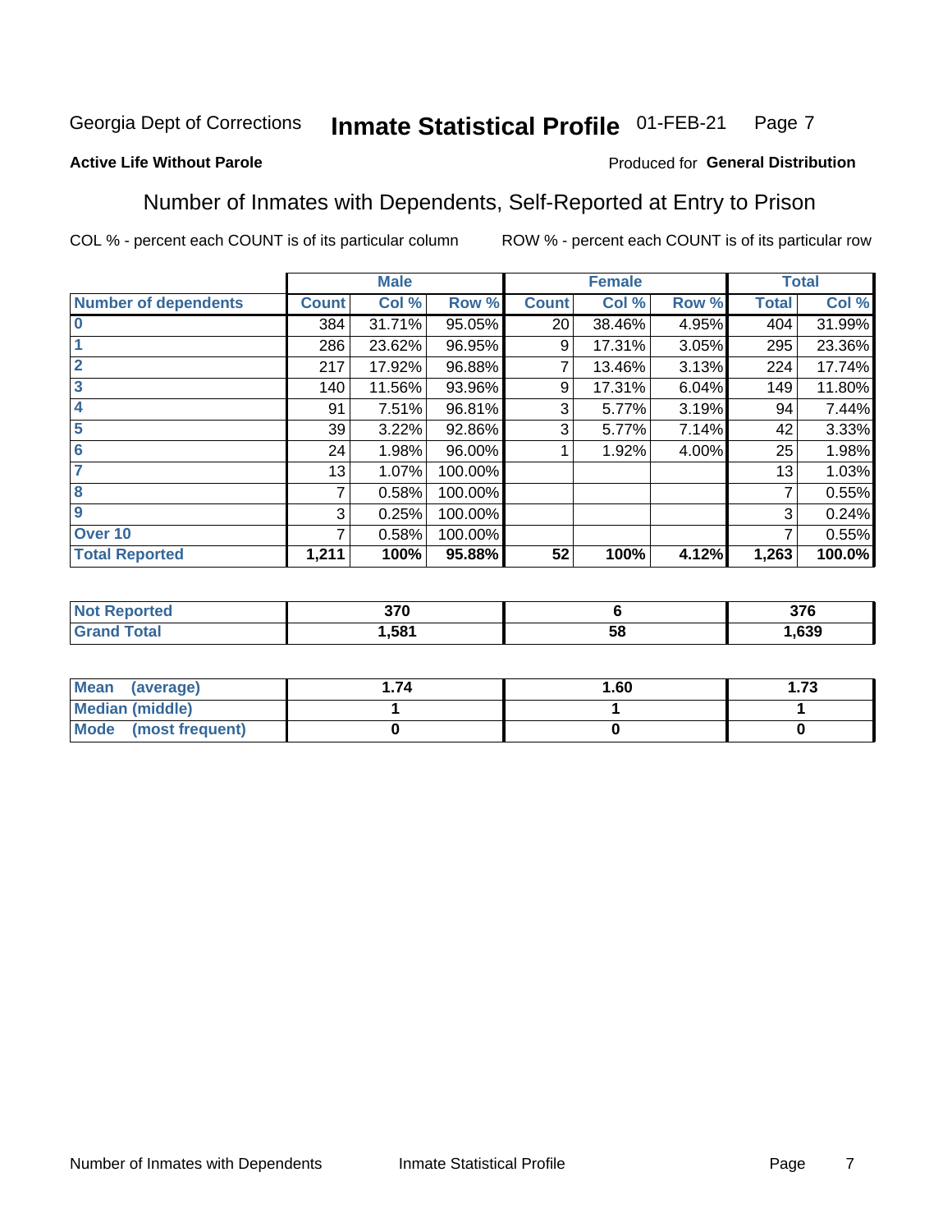Georgia Dept of Corrections **Inmate Statistical Profile** 01-FEB-21

**Active Life Without Parole**

Produced for **General Distribution**

## Number of Inmates with Dependents, Self-Reported at Entry to Prison

COL % - percent each COUNT is of its particular column ROW % - percent each COUNT is of its particular row

| | Male | | | Female | | | Total | |
|---|---|---|---|---|---|---|---|---|
| **Number of dependents** | **Count** | **Col %** | **Row %** | **Count** | **Col %** | **Row %** | **Total** | **Col %** |
| **0** | 384 | 31.71% | 95.05% | 20 | 38.46% | 4.95% | 404 | 31.99% |
| **1** | 286 | 23.62% | 96.95% | 9 | 17.31% | 3.05% | 295 | 23.36% |
| **2** | 217 | 17.92% | 96.88% | 7 | 13.46% | 3.13% | 224 | 17.74% |
| **3** | 140 | 11.56% | 93.96% | 9 | 17.31% | 6.04% | 149 | 11.80% |
| **4** | 91 | 7.51% | 96.81% | 3 | 5.77% | 3.19% | 94 | 7.44% |
| **5** | 39 | 3.22% | 92.86% | 3 | 5.77% | 7.14% | 42 | 3.33% |
| **6** | 24 | 1.98% | 96.00% | 1 | 1.92% | 4.00% | 25 | 1.98% |
| **7** | 13 | 1.07% | 100.00% | | | | 13 | 1.03% |
| **8** | 7 | 0.58% | 100.00% | | | | 7 | 0.55% |
| **9** | 3 | 0.25% | 100.00% | | | | 3 | 0.24% |
| **Over 10** | 7 | 0.58% | 100.00% | | | | 7 | 0.55% |
| **Total Reported** | **1,211** | **100%** | **95.88%** | **52** | **100%** | **4.12%** | **1,263** | **100.0%** |

| | Male | Female | Total |
|---|---|---|---|
| **Not Reported** | **370** | **6** | **376** |
| **Grand Total** | **1,581** | **58** | **1,639** |

| | Male | Female | Total |
|---|---|---|---|
| **Mean (average)** | **1.74** | **1.60** | **1.73** |
| **Median (middle)** | **1** | **1** | **1** |
| **Mode (most frequent)** | **0** | **0** | **0** |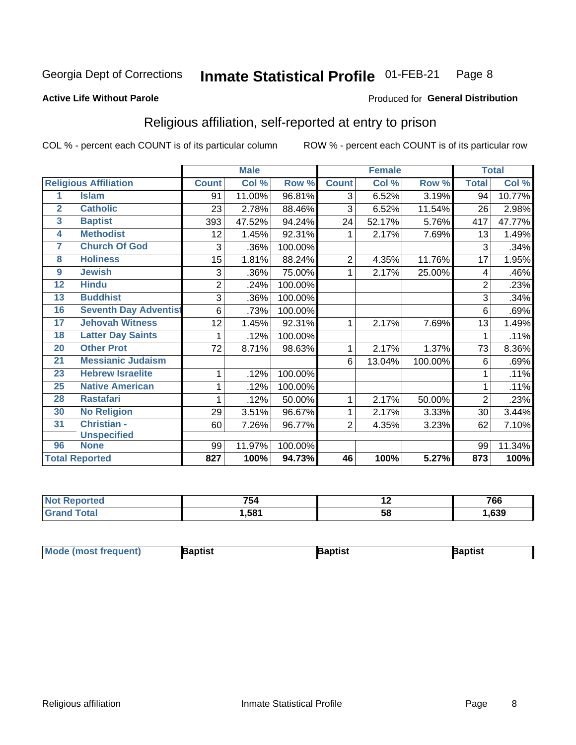Georgia Dept of Corrections **Inmate Statistical Profile** 01-FEB-21

**Active Life Without Parole**

Produced for **General Distribution**

## Religious affiliation, self-reported at entry to prison

COL % - percent each COUNT is of its particular column ROW % - percent each COUNT is of its particular row

| Religious Affiliation | | Male | | | Female | | | Total | |
|---|---|---|---|---|---|---|---|---|---|
| | | Count | Col % | Row % | Count | Col % | Row % | Total | Col % |
| 1 | Islam | 91 | 11.00% | 96.81% | 3 | 6.52% | 3.19% | 94 | 10.77% |
| 2 | Catholic | 23 | 2.78% | 88.46% | 3 | 6.52% | 11.54% | 26 | 2.98% |
| 3 | Baptist | 393 | 47.52% | 94.24% | 24 | 52.17% | 5.76% | 417 | 47.77% |
| 4 | Methodist | 12 | 1.45% | 92.31% | 1 | 2.17% | 7.69% | 13 | 1.49% |
| 7 | Church Of God | 3 | .36% | 100.00% | | | | 3 | .34% |
| 8 | Holiness | 15 | 1.81% | 88.24% | 2 | 4.35% | 11.76% | 17 | 1.95% |
| 9 | Jewish | 3 | .36% | 75.00% | 1 | 2.17% | 25.00% | 4 | .46% |
| 12 | Hindu | 2 | .24% | 100.00% | | | | 2 | .23% |
| 13 | Buddhist | 3 | .36% | 100.00% | | | | 3 | .34% |
| 16 | Seventh Day Adventist | 6 | .73% | 100.00% | | | | 6 | .69% |
| 17 | Jehovah Witness | 12 | 1.45% | 92.31% | 1 | 2.17% | 7.69% | 13 | 1.49% |
| 18 | Latter Day Saints | 1 | .12% | 100.00% | | | | 1 | .11% |
| 20 | Other Prot | 72 | 8.71% | 98.63% | 1 | 2.17% | 1.37% | 73 | 8.36% |
| 21 | Messianic Judaism | | | | 6 | 13.04% | 100.00% | 6 | .69% |
| 23 | Hebrew Israelite | 1 | .12% | 100.00% | | | | 1 | .11% |
| 25 | Native American | 1 | .12% | 100.00% | | | | 1 | .11% |
| 28 | Rastafari | 1 | .12% | 50.00% | 1 | 2.17% | 50.00% | 2 | .23% |
| 30 | No Religion | 29 | 3.51% | 96.67% | 1 | 2.17% | 3.33% | 30 | 3.44% |
| 31 | Christian - Unspecified | 60 | 7.26% | 96.77% | 2 | 4.35% | 3.23% | 62 | 7.10% |
| 96 | None | 99 | 11.97% | 100.00% | | | | 99 | 11.34% |
| Total Reported | | 827 | 100% | 94.73% | 46 | 100% | 5.27% | 873 | 100% |

| | Male | Female | Total |
|---|---|---|---|
| Not Reported | 754 | 12 | 766 |
| Grand Total | 1,581 | 58 | 1,639 |

| | Male | Female | Total |
|---|---|---|---|
| Mode (most frequent) | Baptist | Baptist | Baptist |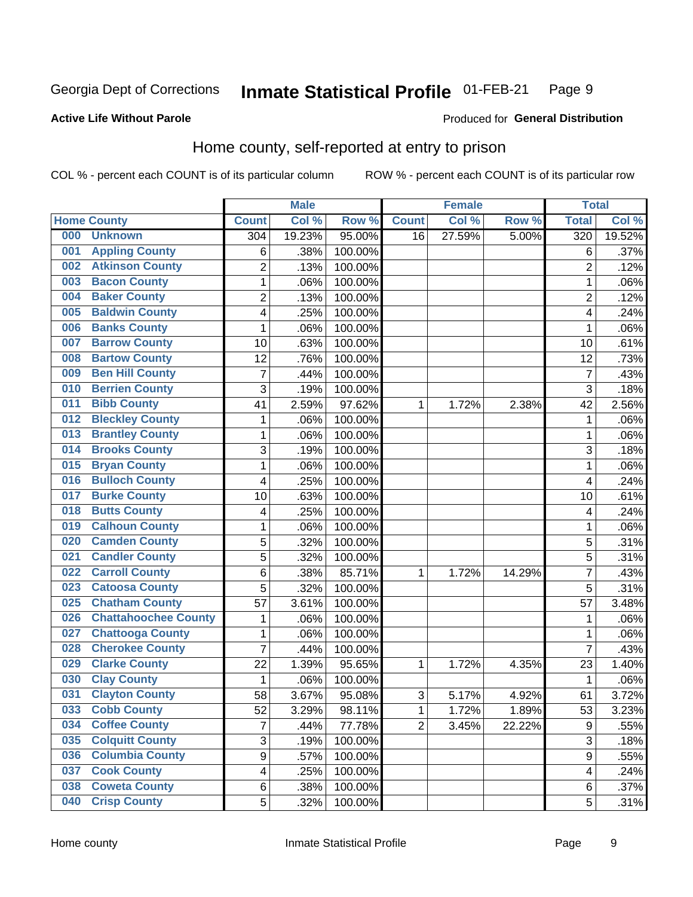Georgia Dept of Corrections **Inmate Statistical Profile** 01-FEB-21

**Active Life Without Parole**

Produced for **General Distribution**

## Home county, self-reported at entry to prison

COL % - percent each COUNT is of its particular column ROW % - percent each COUNT is of its particular row

| Home County | | Male | | | Female | | | Total | |
|---|---|---|---|---|---|---|---|---|---|
| | | Count | Col % | Row % | Count | Col % | Row % | Total | Col % |
| 000 | Unknown | 304 | 19.23% | 95.00% | 16 | 27.59% | 5.00% | 320 | 19.52% |
| 001 | Appling County | 6 | .38% | 100.00% | | | | 6 | .37% |
| 002 | Atkinson County | 2 | .13% | 100.00% | | | | 2 | .12% |
| 003 | Bacon County | 1 | .06% | 100.00% | | | | 1 | .06% |
| 004 | Baker County | 2 | .13% | 100.00% | | | | 2 | .12% |
| 005 | Baldwin County | 4 | .25% | 100.00% | | | | 4 | .24% |
| 006 | Banks County | 1 | .06% | 100.00% | | | | 1 | .06% |
| 007 | Barrow County | 10 | .63% | 100.00% | | | | 10 | .61% |
| 008 | Bartow County | 12 | .76% | 100.00% | | | | 12 | .73% |
| 009 | Ben Hill County | 7 | .44% | 100.00% | | | | 7 | .43% |
| 010 | Berrien County | 3 | .19% | 100.00% | | | | 3 | .18% |
| 011 | Bibb County | 41 | 2.59% | 97.62% | 1 | 1.72% | 2.38% | 42 | 2.56% |
| 012 | Bleckley County | 1 | .06% | 100.00% | | | | 1 | .06% |
| 013 | Brantley County | 1 | .06% | 100.00% | | | | 1 | .06% |
| 014 | Brooks County | 3 | .19% | 100.00% | | | | 3 | .18% |
| 015 | Bryan County | 1 | .06% | 100.00% | | | | 1 | .06% |
| 016 | Bulloch County | 4 | .25% | 100.00% | | | | 4 | .24% |
| 017 | Burke County | 10 | .63% | 100.00% | | | | 10 | .61% |
| 018 | Butts County | 4 | .25% | 100.00% | | | | 4 | .24% |
| 019 | Calhoun County | 1 | .06% | 100.00% | | | | 1 | .06% |
| 020 | Camden County | 5 | .32% | 100.00% | | | | 5 | .31% |
| 021 | Candler County | 5 | .32% | 100.00% | | | | 5 | .31% |
| 022 | Carroll County | 6 | .38% | 85.71% | 1 | 1.72% | 14.29% | 7 | .43% |
| 023 | Catoosa County | 5 | .32% | 100.00% | | | | 5 | .31% |
| 025 | Chatham County | 57 | 3.61% | 100.00% | | | | 57 | 3.48% |
| 026 | Chattahoochee County | 1 | .06% | 100.00% | | | | 1 | .06% |
| 027 | Chattooga County | 1 | .06% | 100.00% | | | | 1 | .06% |
| 028 | Cherokee County | 7 | .44% | 100.00% | | | | 7 | .43% |
| 029 | Clarke County | 22 | 1.39% | 95.65% | 1 | 1.72% | 4.35% | 23 | 1.40% |
| 030 | Clay County | 1 | .06% | 100.00% | | | | 1 | .06% |
| 031 | Clayton County | 58 | 3.67% | 95.08% | 3 | 5.17% | 4.92% | 61 | 3.72% |
| 033 | Cobb County | 52 | 3.29% | 98.11% | 1 | 1.72% | 1.89% | 53 | 3.23% |
| 034 | Coffee County | 7 | .44% | 77.78% | 2 | 3.45% | 22.22% | 9 | .55% |
| 035 | Colquitt County | 3 | .19% | 100.00% | | | | 3 | .18% |
| 036 | Columbia County | 9 | .57% | 100.00% | | | | 9 | .55% |
| 037 | Cook County | 4 | .25% | 100.00% | | | | 4 | .24% |
| 038 | Coweta County | 6 | .38% | 100.00% | | | | 6 | .37% |
| 040 | Crisp County | 5 | .32% | 100.00% | | | | 5 | .31% |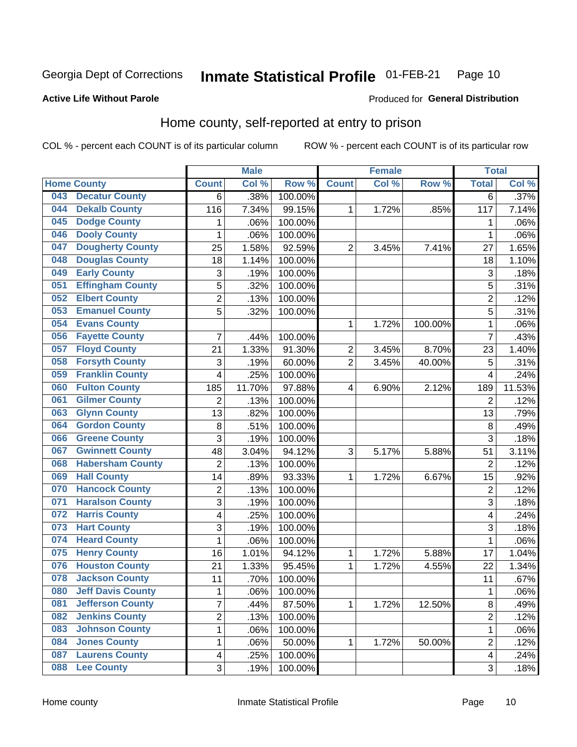Georgia Dept of Corrections **Inmate Statistical Profile** 01-FEB-21

**Active Life Without Parole**

Produced for **General Distribution**

## Home county, self-reported at entry to prison

COL % - percent each COUNT is of its particular column ROW % - percent each COUNT is of its particular row

| Home County | | Male | | | Female | | | Total | |
|---|---|---|---|---|---|---|---|---|---|
| | | Count | Col % | Row % | Count | Col % | Row % | Total | Col % |
| 043 | Decatur County | 6 | .38% | 100.00% | | | | 6 | .37% |
| 044 | Dekalb County | 116 | 7.34% | 99.15% | 1 | 1.72% | .85% | 117 | 7.14% |
| 045 | Dodge County | 1 | .06% | 100.00% | | | | 1 | .06% |
| 046 | Dooly County | 1 | .06% | 100.00% | | | | 1 | .06% |
| 047 | Dougherty County | 25 | 1.58% | 92.59% | 2 | 3.45% | 7.41% | 27 | 1.65% |
| 048 | Douglas County | 18 | 1.14% | 100.00% | | | | 18 | 1.10% |
| 049 | Early County | 3 | .19% | 100.00% | | | | 3 | .18% |
| 051 | Effingham County | 5 | .32% | 100.00% | | | | 5 | .31% |
| 052 | Elbert County | 2 | .13% | 100.00% | | | | 2 | .12% |
| 053 | Emanuel County | 5 | .32% | 100.00% | | | | 5 | .31% |
| 054 | Evans County | | | | 1 | 1.72% | 100.00% | 1 | .06% |
| 056 | Fayette County | 7 | .44% | 100.00% | | | | 7 | .43% |
| 057 | Floyd County | 21 | 1.33% | 91.30% | 2 | 3.45% | 8.70% | 23 | 1.40% |
| 058 | Forsyth County | 3 | .19% | 60.00% | 2 | 3.45% | 40.00% | 5 | .31% |
| 059 | Franklin County | 4 | .25% | 100.00% | | | | 4 | .24% |
| 060 | Fulton County | 185 | 11.70% | 97.88% | 4 | 6.90% | 2.12% | 189 | 11.53% |
| 061 | Gilmer County | 2 | .13% | 100.00% | | | | 2 | .12% |
| 063 | Glynn County | 13 | .82% | 100.00% | | | | 13 | .79% |
| 064 | Gordon County | 8 | .51% | 100.00% | | | | 8 | .49% |
| 066 | Greene County | 3 | .19% | 100.00% | | | | 3 | .18% |
| 067 | Gwinnett County | 48 | 3.04% | 94.12% | 3 | 5.17% | 5.88% | 51 | 3.11% |
| 068 | Habersham County | 2 | .13% | 100.00% | | | | 2 | .12% |
| 069 | Hall County | 14 | .89% | 93.33% | 1 | 1.72% | 6.67% | 15 | .92% |
| 070 | Hancock County | 2 | .13% | 100.00% | | | | 2 | .12% |
| 071 | Haralson County | 3 | .19% | 100.00% | | | | 3 | .18% |
| 072 | Harris County | 4 | .25% | 100.00% | | | | 4 | .24% |
| 073 | Hart County | 3 | .19% | 100.00% | | | | 3 | .18% |
| 074 | Heard County | 1 | .06% | 100.00% | | | | 1 | .06% |
| 075 | Henry County | 16 | 1.01% | 94.12% | 1 | 1.72% | 5.88% | 17 | 1.04% |
| 076 | Houston County | 21 | 1.33% | 95.45% | 1 | 1.72% | 4.55% | 22 | 1.34% |
| 078 | Jackson County | 11 | .70% | 100.00% | | | | 11 | .67% |
| 080 | Jeff Davis County | 1 | .06% | 100.00% | | | | 1 | .06% |
| 081 | Jefferson County | 7 | .44% | 87.50% | 1 | 1.72% | 12.50% | 8 | .49% |
| 082 | Jenkins County | 2 | .13% | 100.00% | | | | 2 | .12% |
| 083 | Johnson County | 1 | .06% | 100.00% | | | | 1 | .06% |
| 084 | Jones County | 1 | .06% | 50.00% | 1 | 1.72% | 50.00% | 2 | .12% |
| 087 | Laurens County | 4 | .25% | 100.00% | | | | 4 | .24% |
| 088 | Lee County | 3 | .19% | 100.00% | | | | 3 | .18% |

Home county Inmate Statistical Profile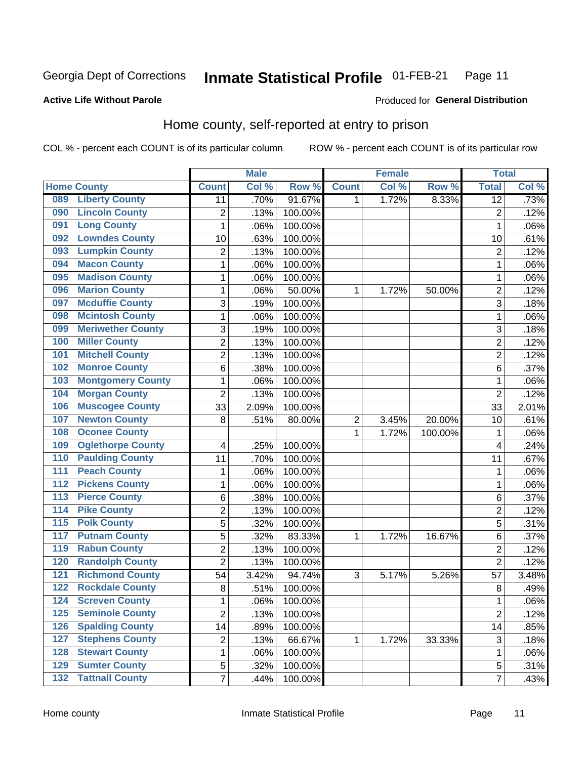Georgia Dept of Corrections **Inmate Statistical Profile** 01-FEB-21

**Active Life Without Parole**

Produced for **General Distribution**

## Home county, self-reported at entry to prison

COL % - percent each COUNT is of its particular column ROW % - percent each COUNT is of its particular row

| Home County | Male | | | Female | | | Total | |
|---|---|---|---|---|---|---|---|---|
| | Count | Col % | Row % | Count | Col % | Row % | Total | Col % |
| 089 Liberty County | 11 | .70% | 91.67% | 1 | 1.72% | 8.33% | 12 | .73% |
| 090 Lincoln County | 2 | .13% | 100.00% | | | | 2 | .12% |
| 091 Long County | 1 | .06% | 100.00% | | | | 1 | .06% |
| 092 Lowndes County | 10 | .63% | 100.00% | | | | 10 | .61% |
| 093 Lumpkin County | 2 | .13% | 100.00% | | | | 2 | .12% |
| 094 Macon County | 1 | .06% | 100.00% | | | | 1 | .06% |
| 095 Madison County | 1 | .06% | 100.00% | | | | 1 | .06% |
| 096 Marion County | 1 | .06% | 50.00% | 1 | 1.72% | 50.00% | 2 | .12% |
| 097 Mcduffie County | 3 | .19% | 100.00% | | | | 3 | .18% |
| 098 Mcintosh County | 1 | .06% | 100.00% | | | | 1 | .06% |
| 099 Meriwether County | 3 | .19% | 100.00% | | | | 3 | .18% |
| 100 Miller County | 2 | .13% | 100.00% | | | | 2 | .12% |
| 101 Mitchell County | 2 | .13% | 100.00% | | | | 2 | .12% |
| 102 Monroe County | 6 | .38% | 100.00% | | | | 6 | .37% |
| 103 Montgomery County | 1 | .06% | 100.00% | | | | 1 | .06% |
| 104 Morgan County | 2 | .13% | 100.00% | | | | 2 | .12% |
| 106 Muscogee County | 33 | 2.09% | 100.00% | | | | 33 | 2.01% |
| 107 Newton County | 8 | .51% | 80.00% | 2 | 3.45% | 20.00% | 10 | .61% |
| 108 Oconee County | | | | 1 | 1.72% | 100.00% | 1 | .06% |
| 109 Oglethorpe County | 4 | .25% | 100.00% | | | | 4 | .24% |
| 110 Paulding County | 11 | .70% | 100.00% | | | | 11 | .67% |
| 111 Peach County | 1 | .06% | 100.00% | | | | 1 | .06% |
| 112 Pickens County | 1 | .06% | 100.00% | | | | 1 | .06% |
| 113 Pierce County | 6 | .38% | 100.00% | | | | 6 | .37% |
| 114 Pike County | 2 | .13% | 100.00% | | | | 2 | .12% |
| 115 Polk County | 5 | .32% | 100.00% | | | | 5 | .31% |
| 117 Putnam County | 5 | .32% | 83.33% | 1 | 1.72% | 16.67% | 6 | .37% |
| 119 Rabun County | 2 | .13% | 100.00% | | | | 2 | .12% |
| 120 Randolph County | 2 | .13% | 100.00% | | | | 2 | .12% |
| 121 Richmond County | 54 | 3.42% | 94.74% | 3 | 5.17% | 5.26% | 57 | 3.48% |
| 122 Rockdale County | 8 | .51% | 100.00% | | | | 8 | .49% |
| 124 Screven County | 1 | .06% | 100.00% | | | | 1 | .06% |
| 125 Seminole County | 2 | .13% | 100.00% | | | | 2 | .12% |
| 126 Spalding County | 14 | .89% | 100.00% | | | | 14 | .85% |
| 127 Stephens County | 2 | .13% | 66.67% | 1 | 1.72% | 33.33% | 3 | .18% |
| 128 Stewart County | 1 | .06% | 100.00% | | | | 1 | .06% |
| 129 Sumter County | 5 | .32% | 100.00% | | | | 5 | .31% |
| 132 Tattnall County | 7 | .44% | 100.00% | | | | 7 | .43% |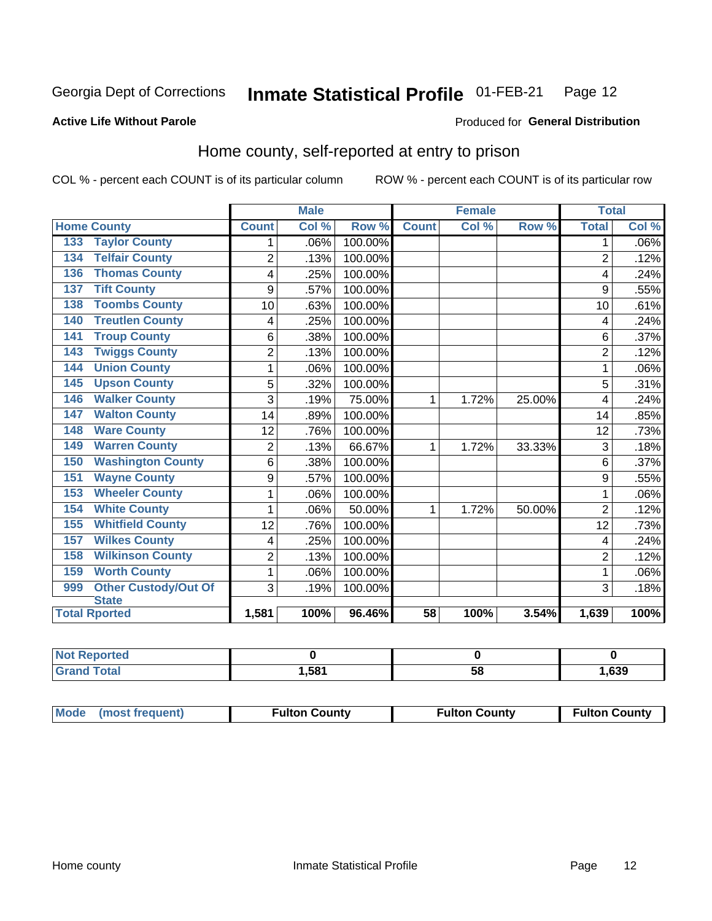Georgia Dept of Corrections **Inmate Statistical Profile** 01-FEB-21 Page 12

**Active Life Without Parole**

Produced for **General Distribution**

## Home county, self-reported at entry to prison

COL % - percent each COUNT is of its particular column ROW % - percent each COUNT is of its particular row

| Home County | | Male | | | Female | | | Total | |
|---|---|---|---|---|---|---|---|---|---|
| | | Count | Col % | Row % | Count | Col % | Row % | Total | Col % |
| 133 | Taylor County | 1 | .06% | 100.00% | | | | 1 | .06% |
| 134 | Telfair County | 2 | .13% | 100.00% | | | | 2 | .12% |
| 136 | Thomas County | 4 | .25% | 100.00% | | | | 4 | .24% |
| 137 | Tift County | 9 | .57% | 100.00% | | | | 9 | .55% |
| 138 | Toombs County | 10 | .63% | 100.00% | | | | 10 | .61% |
| 140 | Treutlen County | 4 | .25% | 100.00% | | | | 4 | .24% |
| 141 | Troup County | 6 | .38% | 100.00% | | | | 6 | .37% |
| 143 | Twiggs County | 2 | .13% | 100.00% | | | | 2 | .12% |
| 144 | Union County | 1 | .06% | 100.00% | | | | 1 | .06% |
| 145 | Upson County | 5 | .32% | 100.00% | | | | 5 | .31% |
| 146 | Walker County | 3 | .19% | 75.00% | 1 | 1.72% | 25.00% | 4 | .24% |
| 147 | Walton County | 14 | .89% | 100.00% | | | | 14 | .85% |
| 148 | Ware County | 12 | .76% | 100.00% | | | | 12 | .73% |
| 149 | Warren County | 2 | .13% | 66.67% | 1 | 1.72% | 33.33% | 3 | .18% |
| 150 | Washington County | 6 | .38% | 100.00% | | | | 6 | .37% |
| 151 | Wayne County | 9 | .57% | 100.00% | | | | 9 | .55% |
| 153 | Wheeler County | 1 | .06% | 100.00% | | | | 1 | .06% |
| 154 | White County | 1 | .06% | 50.00% | 1 | 1.72% | 50.00% | 2 | .12% |
| 155 | Whitfield County | 12 | .76% | 100.00% | | | | 12 | .73% |
| 157 | Wilkes County | 4 | .25% | 100.00% | | | | 4 | .24% |
| 158 | Wilkinson County | 2 | .13% | 100.00% | | | | 2 | .12% |
| 159 | Worth County | 1 | .06% | 100.00% | | | | 1 | .06% |
| 999 | Other Custody/Out Of State | 3 | .19% | 100.00% | | | | 3 | .18% |
| Total Rported | | 1,581 | 100% | 96.46% | 58 | 100% | 3.54% | 1,639 | 100% |

| | Male | Female | Total |
|---|---|---|---|
| Not Reported | 0 | 0 | 0 |
| Grand Total | 1,581 | 58 | 1,639 |

| | Male | Female | Total |
|---|---|---|---|
| Mode (most frequent) | Fulton County | Fulton County | Fulton County |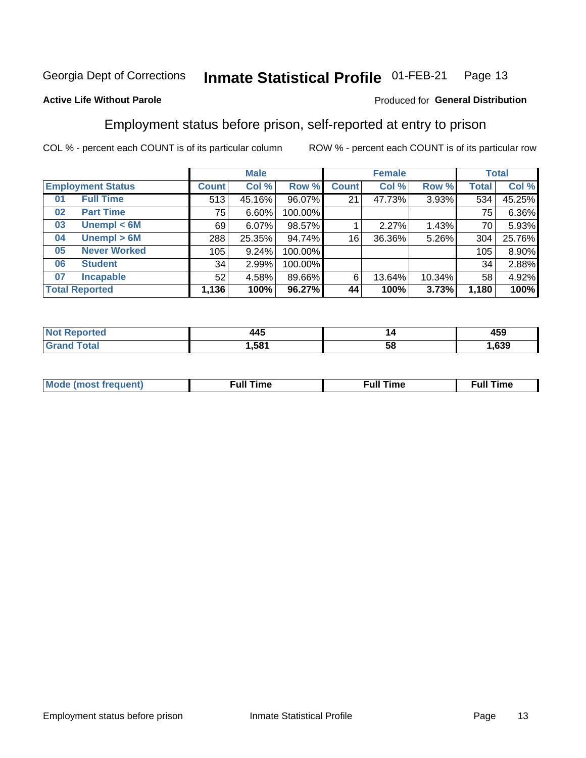Georgia Dept of Corrections **Inmate Statistical Profile** 01-FEB-21

**Active Life Without Parole**

Produced for **General Distribution**

## Employment status before prison, self-reported at entry to prison

COL % - percent each COUNT is of its particular column ROW % - percent each COUNT is of its particular row

| Employment Status | | Male | | | Female | | | Total | |
|---|---|---|---|---|---|---|---|---|---|
| | | Count | Col % | Row % | Count | Col % | Row % | Total | Col % |
| 01 | Full Time | 513 | 45.16% | 96.07% | 21 | 47.73% | 3.93% | 534 | 45.25% |
| 02 | Part Time | 75 | 6.60% | 100.00% | | | | 75 | 6.36% |
| 03 | Unempl < 6M | 69 | 6.07% | 98.57% | 1 | 2.27% | 1.43% | 70 | 5.93% |
| 04 | Unempl > 6M | 288 | 25.35% | 94.74% | 16 | 36.36% | 5.26% | 304 | 25.76% |
| 05 | Never Worked | 105 | 9.24% | 100.00% | | | | 105 | 8.90% |
| 06 | Student | 34 | 2.99% | 100.00% | | | | 34 | 2.88% |
| 07 | Incapable | 52 | 4.58% | 89.66% | 6 | 13.64% | 10.34% | 58 | 4.92% |
| **Total Reported** | | **1,136** | **100%** | **96.27%** | **44** | **100%** | **3.73%** | **1,180** | **100%** |

| | Male | Female | Total |
|---|---|---|---|
| Not Reported | 445 | 14 | 459 |
| Grand Total | 1,581 | 58 | 1,639 |

| | Male | Female | Total |
|---|---|---|---|
| Mode (most frequent) | Full Time | Full Time | Full Time |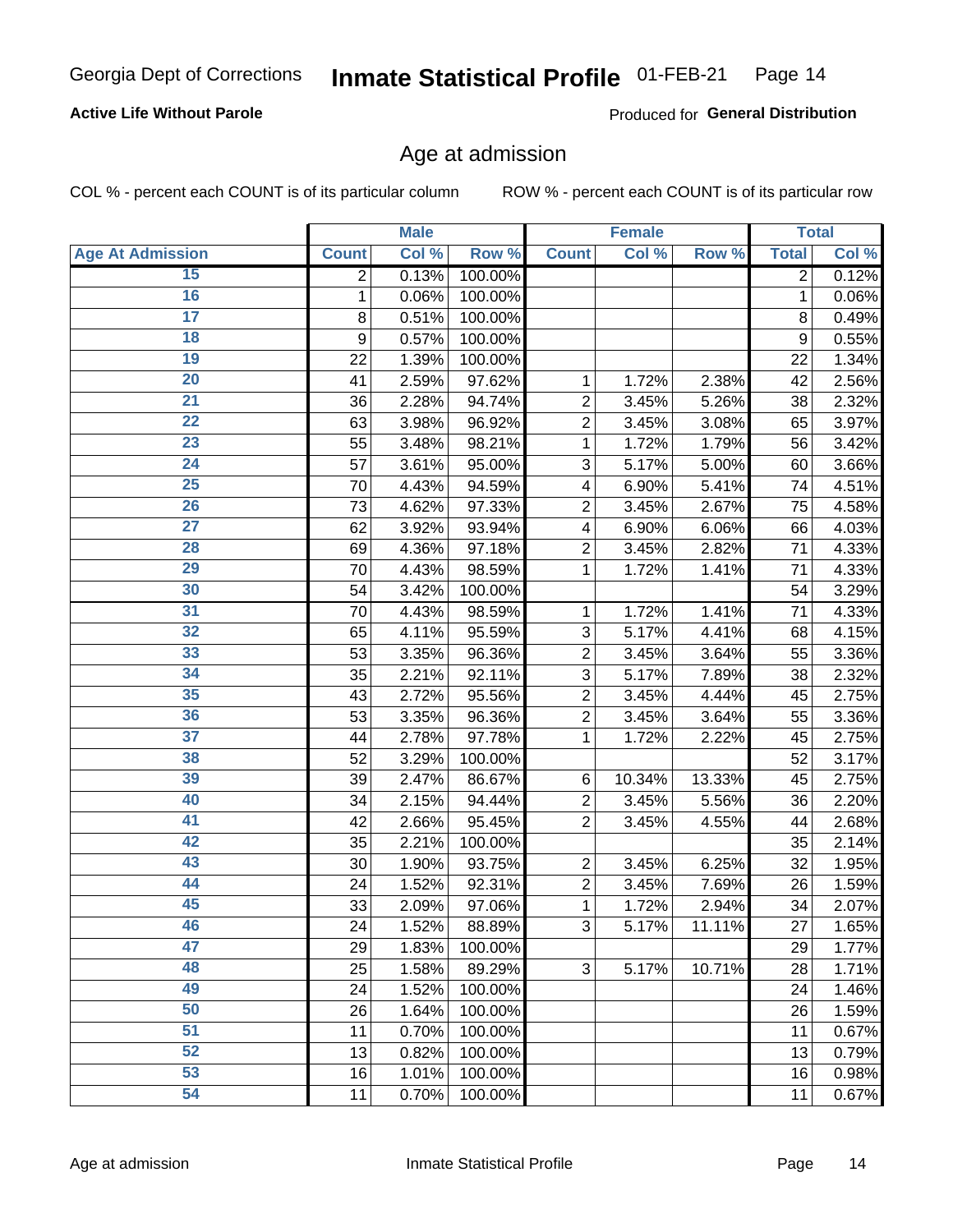Georgia Dept of Corrections **Inmate Statistical Profile** 01-FEB-21

**Active Life Without Parole**

Produced for **General Distribution**

## Age at admission

COL % - percent each COUNT is of its particular column ROW % - percent each COUNT is of its particular row

| | Male | | | Female | | | Total | |
|---|---|---|---|---|---|---|---|---|
| Age At Admission | Count | Col % | Row % | Count | Col % | Row % | Total | Col % |
| 15 | 2 | 0.13% | 100.00% | | | | 2 | 0.12% |
| 16 | 1 | 0.06% | 100.00% | | | | 1 | 0.06% |
| 17 | 8 | 0.51% | 100.00% | | | | 8 | 0.49% |
| 18 | 9 | 0.57% | 100.00% | | | | 9 | 0.55% |
| 19 | 22 | 1.39% | 100.00% | | | | 22 | 1.34% |
| 20 | 41 | 2.59% | 97.62% | 1 | 1.72% | 2.38% | 42 | 2.56% |
| 21 | 36 | 2.28% | 94.74% | 2 | 3.45% | 5.26% | 38 | 2.32% |
| 22 | 63 | 3.98% | 96.92% | 2 | 3.45% | 3.08% | 65 | 3.97% |
| 23 | 55 | 3.48% | 98.21% | 1 | 1.72% | 1.79% | 56 | 3.42% |
| 24 | 57 | 3.61% | 95.00% | 3 | 5.17% | 5.00% | 60 | 3.66% |
| 25 | 70 | 4.43% | 94.59% | 4 | 6.90% | 5.41% | 74 | 4.51% |
| 26 | 73 | 4.62% | 97.33% | 2 | 3.45% | 2.67% | 75 | 4.58% |
| 27 | 62 | 3.92% | 93.94% | 4 | 6.90% | 6.06% | 66 | 4.03% |
| 28 | 69 | 4.36% | 97.18% | 2 | 3.45% | 2.82% | 71 | 4.33% |
| 29 | 70 | 4.43% | 98.59% | 1 | 1.72% | 1.41% | 71 | 4.33% |
| 30 | 54 | 3.42% | 100.00% | | | | 54 | 3.29% |
| 31 | 70 | 4.43% | 98.59% | 1 | 1.72% | 1.41% | 71 | 4.33% |
| 32 | 65 | 4.11% | 95.59% | 3 | 5.17% | 4.41% | 68 | 4.15% |
| 33 | 53 | 3.35% | 96.36% | 2 | 3.45% | 3.64% | 55 | 3.36% |
| 34 | 35 | 2.21% | 92.11% | 3 | 5.17% | 7.89% | 38 | 2.32% |
| 35 | 43 | 2.72% | 95.56% | 2 | 3.45% | 4.44% | 45 | 2.75% |
| 36 | 53 | 3.35% | 96.36% | 2 | 3.45% | 3.64% | 55 | 3.36% |
| 37 | 44 | 2.78% | 97.78% | 1 | 1.72% | 2.22% | 45 | 2.75% |
| 38 | 52 | 3.29% | 100.00% | | | | 52 | 3.17% |
| 39 | 39 | 2.47% | 86.67% | 6 | 10.34% | 13.33% | 45 | 2.75% |
| 40 | 34 | 2.15% | 94.44% | 2 | 3.45% | 5.56% | 36 | 2.20% |
| 41 | 42 | 2.66% | 95.45% | 2 | 3.45% | 4.55% | 44 | 2.68% |
| 42 | 35 | 2.21% | 100.00% | | | | 35 | 2.14% |
| 43 | 30 | 1.90% | 93.75% | 2 | 3.45% | 6.25% | 32 | 1.95% |
| 44 | 24 | 1.52% | 92.31% | 2 | 3.45% | 7.69% | 26 | 1.59% |
| 45 | 33 | 2.09% | 97.06% | 1 | 1.72% | 2.94% | 34 | 2.07% |
| 46 | 24 | 1.52% | 88.89% | 3 | 5.17% | 11.11% | 27 | 1.65% |
| 47 | 29 | 1.83% | 100.00% | | | | 29 | 1.77% |
| 48 | 25 | 1.58% | 89.29% | 3 | 5.17% | 10.71% | 28 | 1.71% |
| 49 | 24 | 1.52% | 100.00% | | | | 24 | 1.46% |
| 50 | 26 | 1.64% | 100.00% | | | | 26 | 1.59% |
| 51 | 11 | 0.70% | 100.00% | | | | 11 | 0.67% |
| 52 | 13 | 0.82% | 100.00% | | | | 13 | 0.79% |
| 53 | 16 | 1.01% | 100.00% | | | | 16 | 0.98% |
| 54 | 11 | 0.70% | 100.00% | | | | 11 | 0.67% |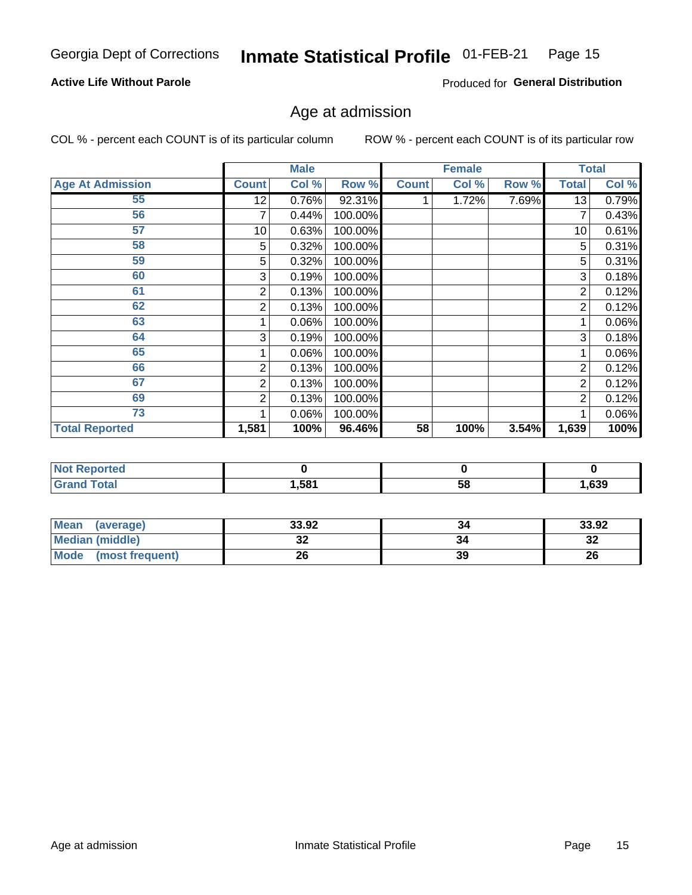Georgia Dept of Corrections **Inmate Statistical Profile** 01-FEB-21

**Active Life Without Parole**

Produced for **General Distribution**

## Age at admission

COL % - percent each COUNT is of its particular column ROW % - percent each COUNT is of its particular row

| | Male | | | Female | | | Total | |
|---|---|---|---|---|---|---|---|---|
| Age At Admission | Count | Col % | Row % | Count | Col % | Row % | Total | Col % |
| 55 | 12 | 0.76% | 92.31% | 1 | 1.72% | 7.69% | 13 | 0.79% |
| 56 | 7 | 0.44% | 100.00% | | | | 7 | 0.43% |
| 57 | 10 | 0.63% | 100.00% | | | | 10 | 0.61% |
| 58 | 5 | 0.32% | 100.00% | | | | 5 | 0.31% |
| 59 | 5 | 0.32% | 100.00% | | | | 5 | 0.31% |
| 60 | 3 | 0.19% | 100.00% | | | | 3 | 0.18% |
| 61 | 2 | 0.13% | 100.00% | | | | 2 | 0.12% |
| 62 | 2 | 0.13% | 100.00% | | | | 2 | 0.12% |
| 63 | 1 | 0.06% | 100.00% | | | | 1 | 0.06% |
| 64 | 3 | 0.19% | 100.00% | | | | 3 | 0.18% |
| 65 | 1 | 0.06% | 100.00% | | | | 1 | 0.06% |
| 66 | 2 | 0.13% | 100.00% | | | | 2 | 0.12% |
| 67 | 2 | 0.13% | 100.00% | | | | 2 | 0.12% |
| 69 | 2 | 0.13% | 100.00% | | | | 2 | 0.12% |
| 73 | 1 | 0.06% | 100.00% | | | | 1 | 0.06% |
| **Total Reported** | **1,581** | **100%** | **96.46%** | **58** | **100%** | **3.54%** | **1,639** | **100%** |

| | Male | Female | Total |
|---|---|---|---|
| Not Reported | 0 | 0 | 0 |
| Grand Total | 1,581 | 58 | 1,639 |

| | Male | Female | Total |
|---|---|---|---|
| Mean (average) | 33.92 | 34 | 33.92 |
| Median (middle) | 32 | 34 | 32 |
| Mode (most frequent) | 26 | 39 | 26 |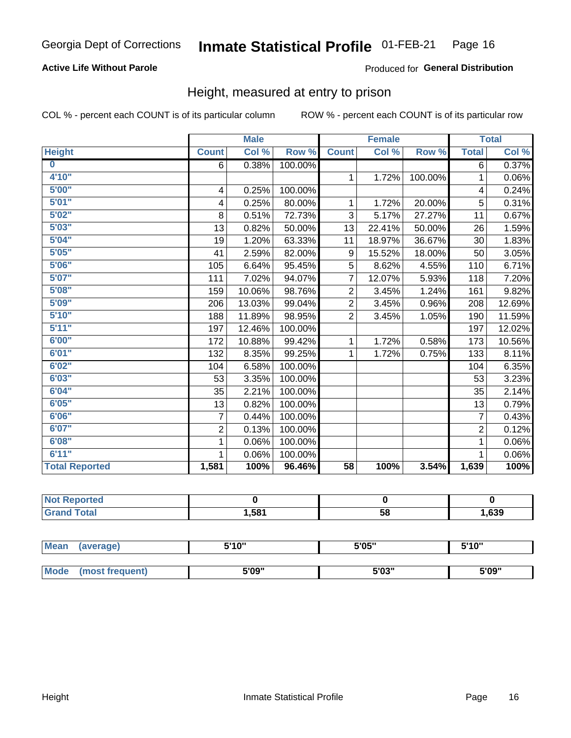Georgia Dept of Corrections **Inhmate Statistical Profile** 01-FEB-21

**Active Life Without Parole**

Produced for **General Distribution**

## Height, measured at entry to prison

COL % - percent each COUNT is of its particular column

ROW % - percent each COUNT is of its particular row

| | Male | | | Female | | | Total | |
|---|---|---|---|---|---|---|---|---|
| **Height** | **Count** | **Col %** | **Row %** | **Count** | **Col %** | **Row %** | **Total** | **Col %** |
| 0 | 6 | 0.38% | 100.00% | | | | 6 | 0.37% |
| 4'10" | | | | 1 | 1.72% | 100.00% | 1 | 0.06% |
| 5'00" | 4 | 0.25% | 100.00% | | | | 4 | 0.24% |
| 5'01" | 4 | 0.25% | 80.00% | 1 | 1.72% | 20.00% | 5 | 0.31% |
| 5'02" | 8 | 0.51% | 72.73% | 3 | 5.17% | 27.27% | 11 | 0.67% |
| 5'03" | 13 | 0.82% | 50.00% | 13 | 22.41% | 50.00% | 26 | 1.59% |
| 5'04" | 19 | 1.20% | 63.33% | 11 | 18.97% | 36.67% | 30 | 1.83% |
| 5'05" | 41 | 2.59% | 82.00% | 9 | 15.52% | 18.00% | 50 | 3.05% |
| 5'06" | 105 | 6.64% | 95.45% | 5 | 8.62% | 4.55% | 110 | 6.71% |
| 5'07" | 111 | 7.02% | 94.07% | 7 | 12.07% | 5.93% | 118 | 7.20% |
| 5'08" | 159 | 10.06% | 98.76% | 2 | 3.45% | 1.24% | 161 | 9.82% |
| 5'09" | 206 | 13.03% | 99.04% | 2 | 3.45% | 0.96% | 208 | 12.69% |
| 5'10" | 188 | 11.89% | 98.95% | 2 | 3.45% | 1.05% | 190 | 11.59% |
| 5'11" | 197 | 12.46% | 100.00% | | | | 197 | 12.02% |
| 6'00" | 172 | 10.88% | 99.42% | 1 | 1.72% | 0.58% | 173 | 10.56% |
| 6'01" | 132 | 8.35% | 99.25% | 1 | 1.72% | 0.75% | 133 | 8.11% |
| 6'02" | 104 | 6.58% | 100.00% | | | | 104 | 6.35% |
| 6'03" | 53 | 3.35% | 100.00% | | | | 53 | 3.23% |
| 6'04" | 35 | 2.21% | 100.00% | | | | 35 | 2.14% |
| 6'05" | 13 | 0.82% | 100.00% | | | | 13 | 0.79% |
| 6'06" | 7 | 0.44% | 100.00% | | | | 7 | 0.43% |
| 6'07" | 2 | 0.13% | 100.00% | | | | 2 | 0.12% |
| 6'08" | 1 | 0.06% | 100.00% | | | | 1 | 0.06% |
| 6'11" | 1 | 0.06% | 100.00% | | | | 1 | 0.06% |
| **Total Reported** | **1,581** | **100%** | **96.46%** | **58** | **100%** | **3.54%** | **1,639** | **100%** |

| | Male | Female | Total |
|---|---|---|---|
| **Not Reported** | **0** | **0** | **0** |
| **Grand Total** | **1,581** | **58** | **1,639** |

| | Male | Female | Total |
|---|---|---|---|
| **Mean (average)** | **5'10"** | **5'05"** | **5'10"** |
| **Mode (most frequent)** | **5'09"** | **5'03"** | **5'09"** |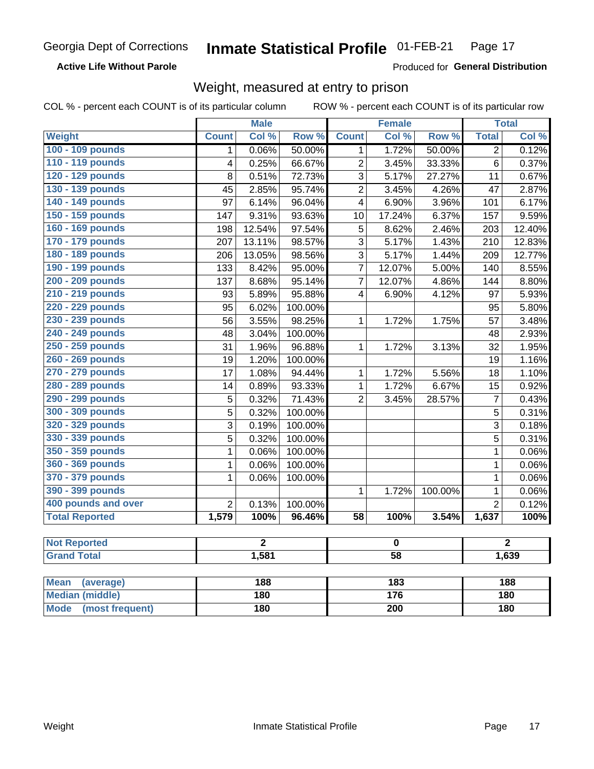Georgia Dept of Corrections **Inmate Statistical Profile** 01-FEB-21 Page 17

**Active Life Without Parole**

Produced for **General Distribution**

## Weight, measured at entry to prison

COL % - percent each COUNT is of its particular column ROW % - percent each COUNT is of its particular row

| | Male | | | Female | | | Total | |
|---|---|---|---|---|---|---|---|---|
| **Weight** | **Count** | **Col %** | **Row %** | **Count** | **Col %** | **Row %** | **Total** | **Col %** |
| 100 - 109 pounds | 1 | 0.06% | 50.00% | 1 | 1.72% | 50.00% | 2 | 0.12% |
| 110 - 119 pounds | 4 | 0.25% | 66.67% | 2 | 3.45% | 33.33% | 6 | 0.37% |
| 120 - 129 pounds | 8 | 0.51% | 72.73% | 3 | 5.17% | 27.27% | 11 | 0.67% |
| 130 - 139 pounds | 45 | 2.85% | 95.74% | 2 | 3.45% | 4.26% | 47 | 2.87% |
| 140 - 149 pounds | 97 | 6.14% | 96.04% | 4 | 6.90% | 3.96% | 101 | 6.17% |
| 150 - 159 pounds | 147 | 9.31% | 93.63% | 10 | 17.24% | 6.37% | 157 | 9.59% |
| 160 - 169 pounds | 198 | 12.54% | 97.54% | 5 | 8.62% | 2.46% | 203 | 12.40% |
| 170 - 179 pounds | 207 | 13.11% | 98.57% | 3 | 5.17% | 1.43% | 210 | 12.83% |
| 180 - 189 pounds | 206 | 13.05% | 98.56% | 3 | 5.17% | 1.44% | 209 | 12.77% |
| 190 - 199 pounds | 133 | 8.42% | 95.00% | 7 | 12.07% | 5.00% | 140 | 8.55% |
| 200 - 209 pounds | 137 | 8.68% | 95.14% | 7 | 12.07% | 4.86% | 144 | 8.80% |
| 210 - 219 pounds | 93 | 5.89% | 95.88% | 4 | 6.90% | 4.12% | 97 | 5.93% |
| 220 - 229 pounds | 95 | 6.02% | 100.00% | | | | 95 | 5.80% |
| 230 - 239 pounds | 56 | 3.55% | 98.25% | 1 | 1.72% | 1.75% | 57 | 3.48% |
| 240 - 249 pounds | 48 | 3.04% | 100.00% | | | | 48 | 2.93% |
| 250 - 259 pounds | 31 | 1.96% | 96.88% | 1 | 1.72% | 3.13% | 32 | 1.95% |
| 260 - 269 pounds | 19 | 1.20% | 100.00% | | | | 19 | 1.16% |
| 270 - 279 pounds | 17 | 1.08% | 94.44% | 1 | 1.72% | 5.56% | 18 | 1.10% |
| 280 - 289 pounds | 14 | 0.89% | 93.33% | 1 | 1.72% | 6.67% | 15 | 0.92% |
| 290 - 299 pounds | 5 | 0.32% | 71.43% | 2 | 3.45% | 28.57% | 7 | 0.43% |
| 300 - 309 pounds | 5 | 0.32% | 100.00% | | | | 5 | 0.31% |
| 320 - 329 pounds | 3 | 0.19% | 100.00% | | | | 3 | 0.18% |
| 330 - 339 pounds | 5 | 0.32% | 100.00% | | | | 5 | 0.31% |
| 350 - 359 pounds | 1 | 0.06% | 100.00% | | | | 1 | 0.06% |
| 360 - 369 pounds | 1 | 0.06% | 100.00% | | | | 1 | 0.06% |
| 370 - 379 pounds | 1 | 0.06% | 100.00% | | | | 1 | 0.06% |
| 390 - 399 pounds | | | | 1 | 1.72% | 100.00% | 1 | 0.06% |
| 400 pounds and over | 2 | 0.13% | 100.00% | | | | 2 | 0.12% |
| **Total Reported** | **1,579** | **100%** | **96.46%** | **58** | **100%** | **3.54%** | **1,637** | **100%** |

| | Male | Female | Total |
|---|---|---|---|
| Not Reported | 2 | 0 | 2 |
| Grand Total | 1,581 | 58 | 1,639 |

| | Male | Female | Total |
|---|---|---|---|
| Mean (average) | 188 | 183 | 188 |
| Median (middle) | 180 | 176 | 180 |
| Mode (most frequent) | 180 | 200 | 180 |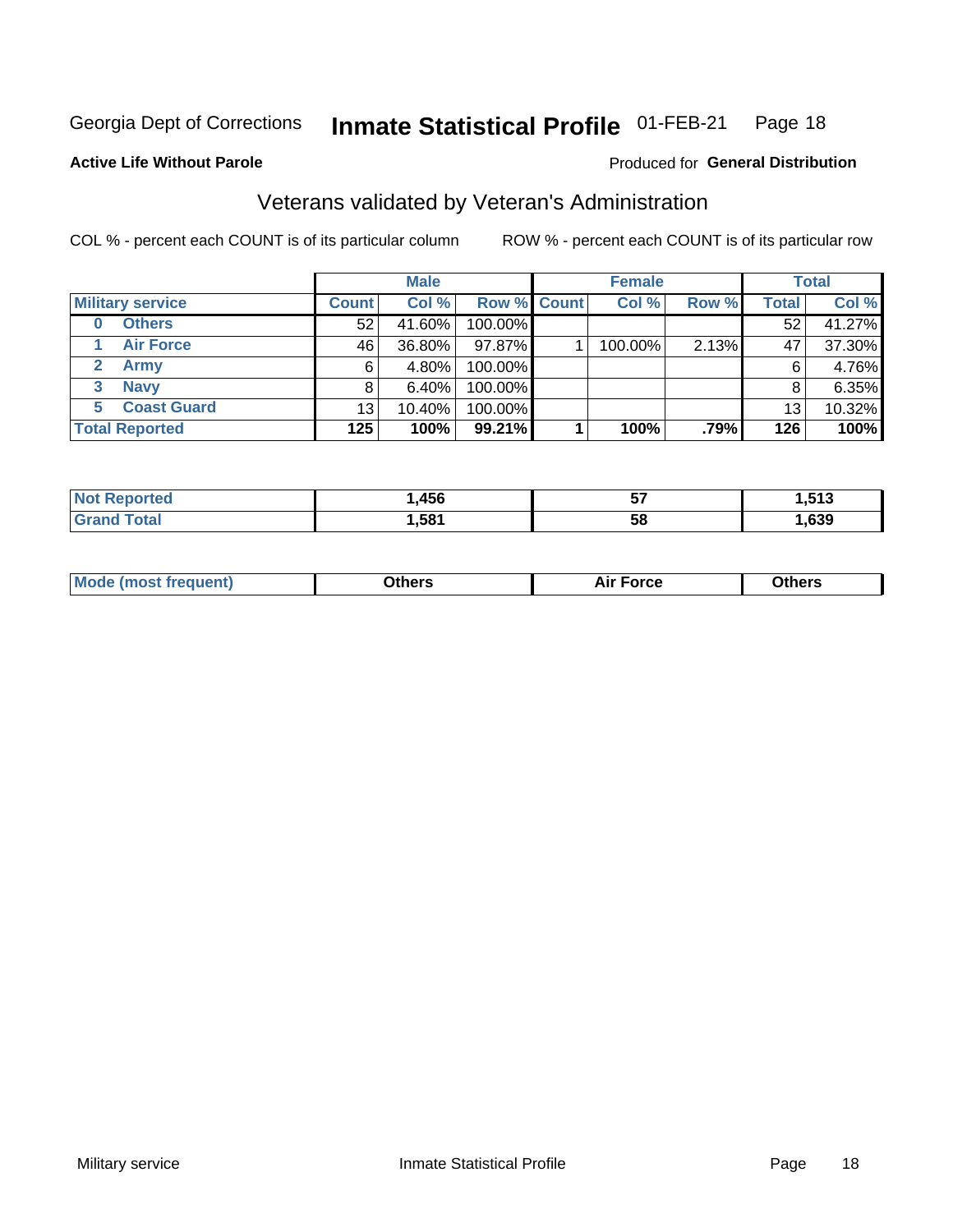Georgia Dept of Corrections **Inmate Statistical Profile** 01-FEB-21

**Active Life Without Parole**

Produced for **General Distribution**

## Veterans validated by Veteran's Administration

COL % - percent each COUNT is of its particular column

ROW % - percent each COUNT is of its particular row

| | | Male | | | Female | | | Total | |
|---|---|---|---|---|---|---|---|---|---|
| **Military service** | | **Count** | **Col %** | **Row %** | **Count** | **Col %** | **Row %** | **Total** | **Col %** |
| 0 | Others | 52 | 41.60% | 100.00% | | | | 52 | 41.27% |
| 1 | Air Force | 46 | 36.80% | 97.87% | 1 | 100.00% | 2.13% | 47 | 37.30% |
| 2 | Army | 6 | 4.80% | 100.00% | | | | 6 | 4.76% |
| 3 | Navy | 8 | 6.40% | 100.00% | | | | 8 | 6.35% |
| 5 | Coast Guard | 13 | 10.40% | 100.00% | | | | 13 | 10.32% |
| **Total Reported** | | **125** | **100%** | **99.21%** | **1** | **100%** | **.79%** | **126** | **100%** |

| | Male | Female | Total |
|---|---|---|---|
| **Not Reported** | **1,456** | **57** | **1,513** |
| **Grand Total** | **1,581** | **58** | **1,639** |

| | Male | Female | Total |
|---|---|---|---|
| **Mode (most frequent)** | **Others** | **Air Force** | **Others** |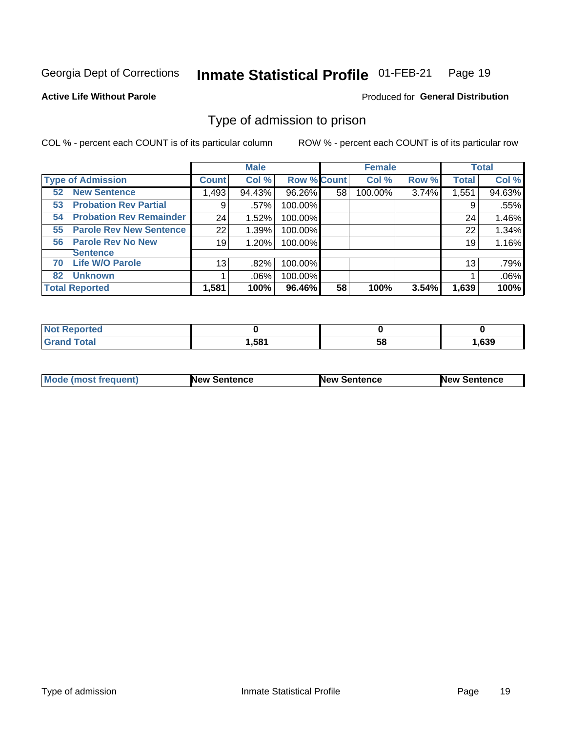Georgia Dept of Corrections **Inmate Statistical Profile** 01-FEB-21

**Active Life Without Parole**

Produced for **General Distribution**

## Type of admission to prison

COL % - percent each COUNT is of its particular column ROW % - percent each COUNT is of its particular row

| | Male | | | Female | | | Total | |
|---|---|---|---|---|---|---|---|---|
| **Type of Admission** | **Count** | **Col %** | **Row %** | **Count** | **Col %** | **Row %** | **Total** | **Col %** |
| 52 **New Sentence** | 1,493 | 94.43% | 96.26% | 58 | 100.00% | 3.74% | 1,551 | 94.63% |
| 53 **Probation Rev Partial** | 9 | .57% | 100.00% | | | | 9 | .55% |
| 54 **Probation Rev Remainder** | 24 | 1.52% | 100.00% | | | | 24 | 1.46% |
| 55 **Parole Rev New Sentence** | 22 | 1.39% | 100.00% | | | | 22 | 1.34% |
| 56 **Parole Rev No New Sentence** | 19 | 1.20% | 100.00% | | | | 19 | 1.16% |
| 70 **Life W/O Parole** | 13 | .82% | 100.00% | | | | 13 | .79% |
| 82 **Unknown** | 1 | .06% | 100.00% | | | | 1 | .06% |
| **Total Reported** | **1,581** | **100%** | **96.46%** | **58** | **100%** | **3.54%** | **1,639** | **100%** |

| | Male | Female | Total |
|---|---|---|---|
| **Not Reported** | **0** | **0** | **0** |
| **Grand Total** | **1,581** | **58** | **1,639** |

| | Male | Female | Total |
|---|---|---|---|
| **Mode (most frequent)** | **New Sentence** | **New Sentence** | **New Sentence** |

Type of admission Inmate Statistical Profile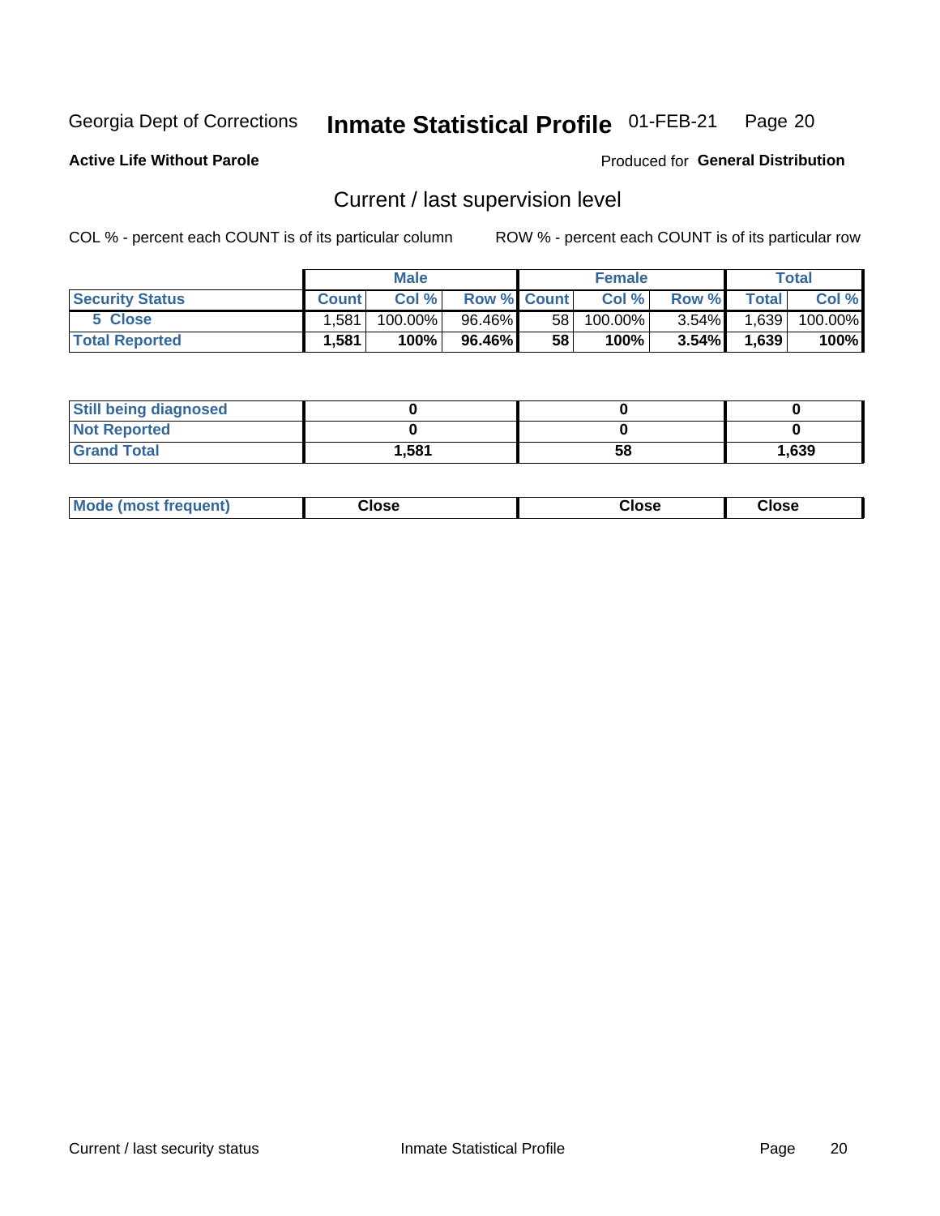Georgia Dept of Corrections **Inmate Statistical Profile** 01-FEB-21

**Active Life Without Parole**

Produced for **General Distribution**

## Current / last supervision level

COL % - percent each COUNT is of its particular column ROW % - percent each COUNT is of its particular row

| | Male | | | Female | | | Total | |
|---|---|---|---|---|---|---|---|---|
| **Security Status** | **Count** | **Col %** | **Row %** | **Count** | **Col %** | **Row %** | **Total** | **Col %** |
| 5 Close | 1,581 | 100.00% | 96.46% | 58 | 100.00% | 3.54% | 1,639 | 100.00% |
| **Total Reported** | **1,581** | **100%** | **96.46%** | **58** | **100%** | **3.54%** | **1,639** | **100%** |

| | Male | Female | Total |
|---|---|---|---|
| **Still being diagnosed** | **0** | **0** | **0** |
| **Not Reported** | **0** | **0** | **0** |
| **Grand Total** | **1,581** | **58** | **1,639** |

| | Male | Female | Total |
|---|---|---|---|
| **Mode (most frequent)** | **Close** | **Close** | **Close** |

Current / last security status Inmate Statistical Profile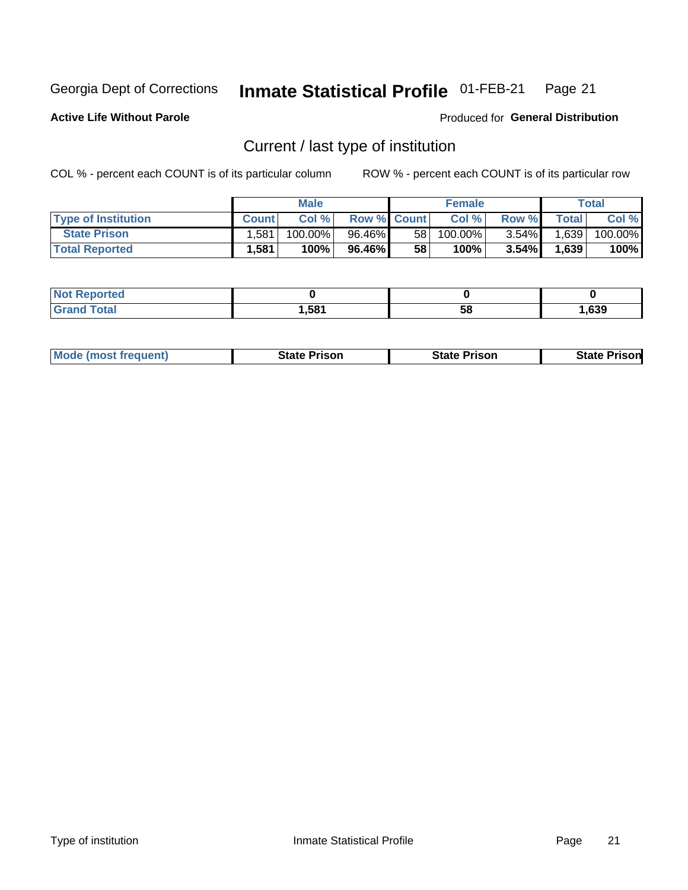Georgia Dept of Corrections **Inmate Statistical Profile** 01-FEB-21

**Active Life Without Parole**

Produced for **General Distribution**

## Current / last type of institution

COL % - percent each COUNT is of its particular column ROW % - percent each COUNT is of its particular row

| | Male | | | Female | | | Total | |
|---|---|---|---|---|---|---|---|---|
| Type of Institution | Count | Col % | Row % | Count | Col % | Row % | Total | Col % |
| State Prison | 1,581 | 100.00% | 96.46% | 58 | 100.00% | 3.54% | 1,639 | 100.00% |
| **Total Reported** | **1,581** | **100%** | **96.46%** | **58** | **100%** | **3.54%** | **1,639** | **100%** |

| | Male | Female | Total |
|---|---|---|---|
| Not Reported | **0** | **0** | **0** |
| Grand Total | **1,581** | **58** | **1,639** |

| | Male | Female | Total |
|---|---|---|---|
| Mode (most frequent) | **State Prison** | **State Prison** | **State Prison** |

Type of institution Inmate Statistical Profile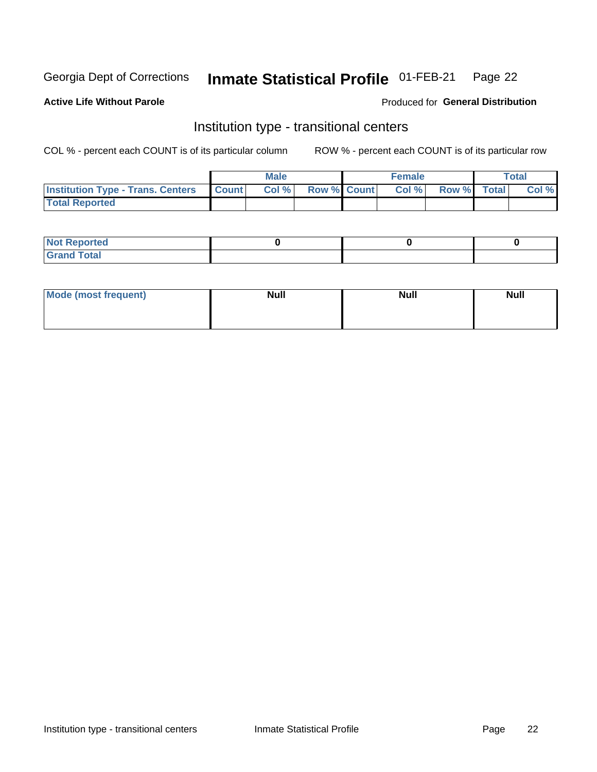Georgia Dept of Corrections **Inmate Statistical Profile** 01-FEB-21

**Active Life Without Parole**

Produced for **General Distribution**

## Institution type - transitional centers

COL % - percent each COUNT is of its particular column ROW % - percent each COUNT is of its particular row

| | Male | | | Female | | | Total | |
|---|---|---|---|---|---|---|---|---|
| **Institution Type - Trans. Centers** | **Count** | **Col %** | **Row %** | **Count** | **Col %** | **Row %** | **Total** | **Col %** |
| **Total Reported** | | | | | | | | |

| | Male | Female | Total |
|---|---|---|---|
| **Not Reported** | 0 | 0 | 0 |
| **Grand Total** | | | |

| | Male | Female | Total |
|---|---|---|---|
| **Mode (most frequent)** | Null | Null | Null |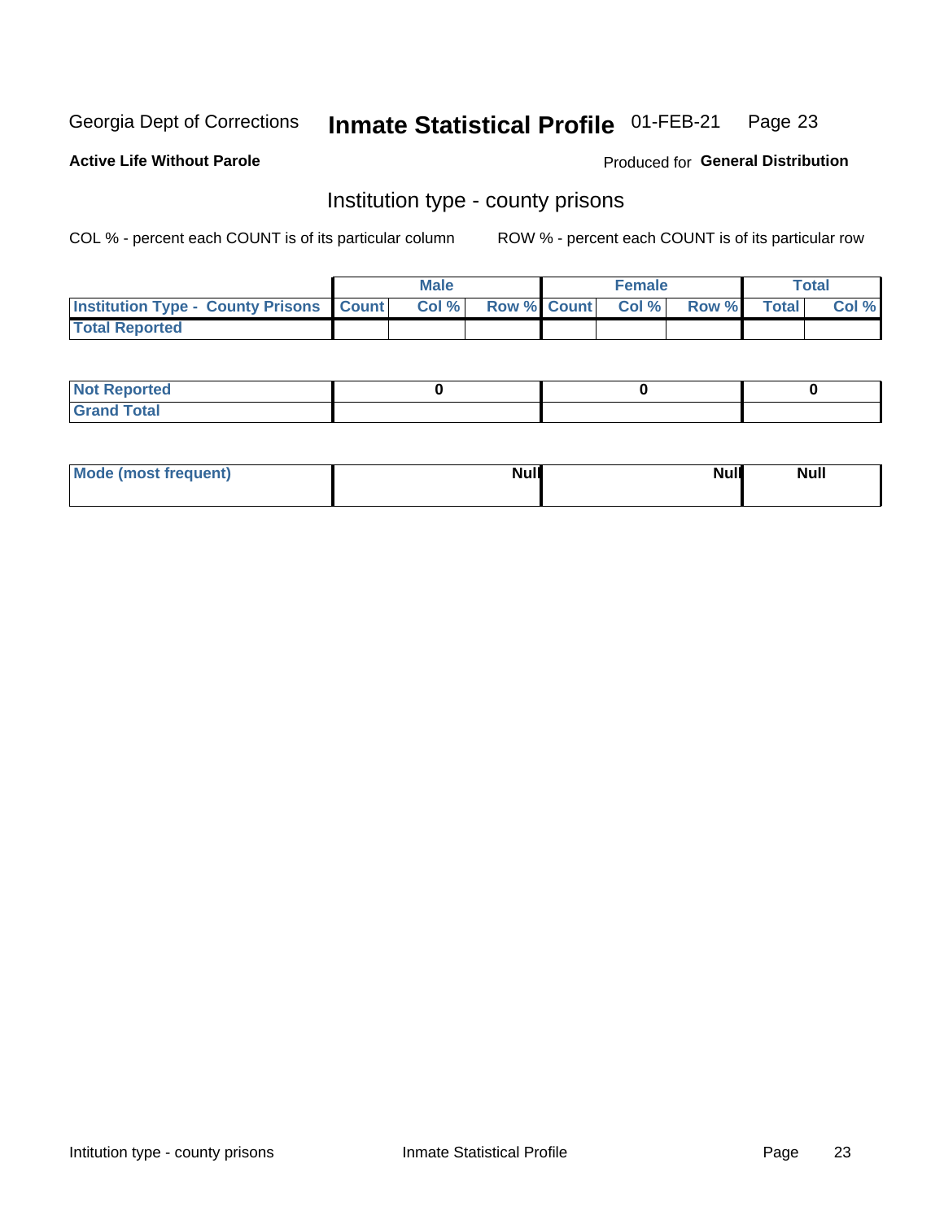Georgia Dept of Corrections **Inmate Statistical Profile** 01-FEB-21 Page 23

**Active Life Without Parole**

Produced for **General Distribution**

## Institution type - county prisons

COL % - percent each COUNT is of its particular column ROW % - percent each COUNT is of its particular row

| | Male | | | Female | | | Total | |
|---|---|---|---|---|---|---|---|---|
| **Institution Type - County Prisons** | **Count** | **Col %** | **Row %** | **Count** | **Col %** | **Row %** | **Total** | **Col %** |
| **Total Reported** | | | | | | | | |

| | Male | Female | Total |
|---|---|---|---|
| **Not Reported** | **0** | **0** | **0** |
| **Grand Total** | | | |

| | Male | Female | Total |
|---|---|---|---|
| **Mode (most frequent)** | **Null** | **Null** | **Null** |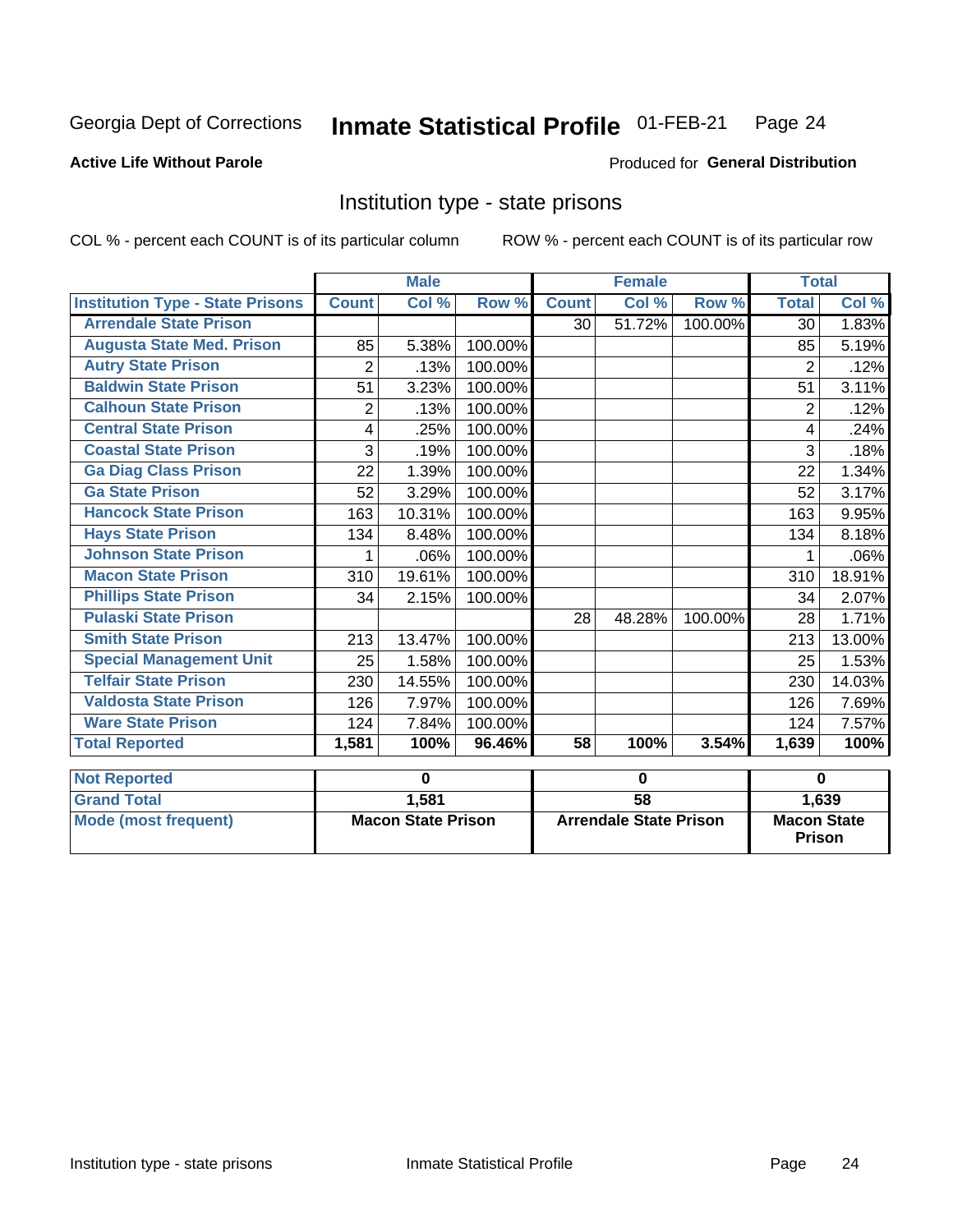Georgia Dept of Corrections **Inmate Statistical Profile** 01-FEB-21

**Active Life Without Parole**

Produced for **General Distribution**

## Institution type - state prisons

COL % - percent each COUNT is of its particular column    ROW % - percent each COUNT is of its particular row

| | Male | | | Female | | | Total | |
|---|---|---|---|---|---|---|---|---|
| **Institution Type - State Prisons** | **Count** | **Col %** | **Row %** | **Count** | **Col %** | **Row %** | **Total** | **Col %** |
| Arrendale State Prison | | | | 30 | 51.72% | 100.00% | 30 | 1.83% |
| Augusta State Med. Prison | 85 | 5.38% | 100.00% | | | | 85 | 5.19% |
| Autry State Prison | 2 | .13% | 100.00% | | | | 2 | .12% |
| Baldwin State Prison | 51 | 3.23% | 100.00% | | | | 51 | 3.11% |
| Calhoun State Prison | 2 | .13% | 100.00% | | | | 2 | .12% |
| Central State Prison | 4 | .25% | 100.00% | | | | 4 | .24% |
| Coastal State Prison | 3 | .19% | 100.00% | | | | 3 | .18% |
| Ga Diag Class Prison | 22 | 1.39% | 100.00% | | | | 22 | 1.34% |
| Ga State Prison | 52 | 3.29% | 100.00% | | | | 52 | 3.17% |
| Hancock State Prison | 163 | 10.31% | 100.00% | | | | 163 | 9.95% |
| Hays State Prison | 134 | 8.48% | 100.00% | | | | 134 | 8.18% |
| Johnson State Prison | 1 | .06% | 100.00% | | | | 1 | .06% |
| Macon State Prison | 310 | 19.61% | 100.00% | | | | 310 | 18.91% |
| Phillips State Prison | 34 | 2.15% | 100.00% | | | | 34 | 2.07% |
| Pulaski State Prison | | | | 28 | 48.28% | 100.00% | 28 | 1.71% |
| Smith State Prison | 213 | 13.47% | 100.00% | | | | 213 | 13.00% |
| Special Management Unit | 25 | 1.58% | 100.00% | | | | 25 | 1.53% |
| Telfair State Prison | 230 | 14.55% | 100.00% | | | | 230 | 14.03% |
| Valdosta State Prison | 126 | 7.97% | 100.00% | | | | 126 | 7.69% |
| Ware State Prison | 124 | 7.84% | 100.00% | | | | 124 | 7.57% |
| **Total Reported** | **1,581** | **100%** | **96.46%** | **58** | **100%** | **3.54%** | **1,639** | **100%** |

| | Male | Female | Total |
|---|---|---|---|
| **Not Reported** | 0 | 0 | 0 |
| **Grand Total** | 1,581 | 58 | 1,639 |
| **Mode (most frequent)** | Macon State Prison | Arrendale State Prison | Macon State Prison |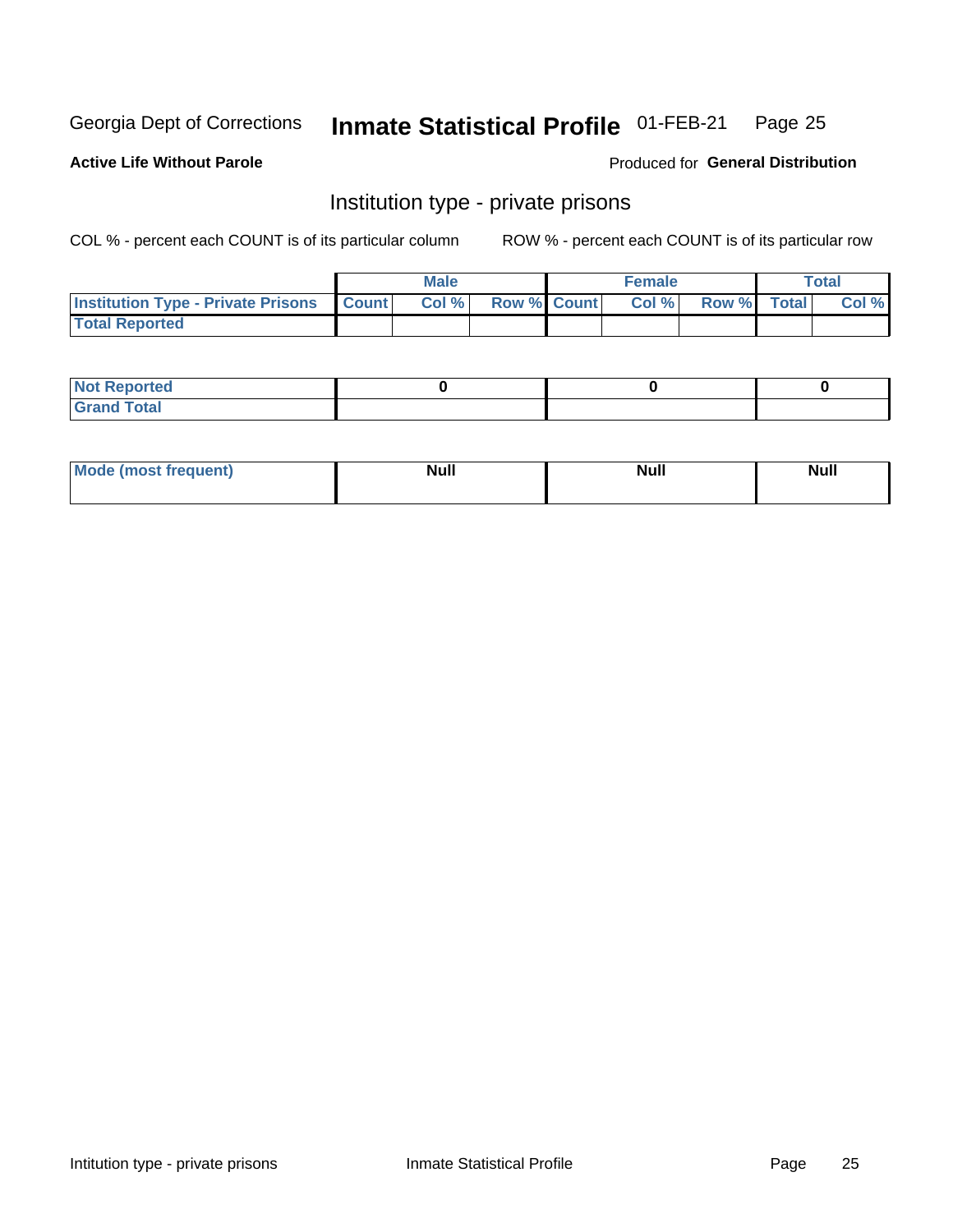Georgia Dept of Corrections **Inmate Statistical Profile** 01-FEB-21 Page 25

**Active Life Without Parole**

Produced for **General Distribution**

## Institution type - private prisons

COL % - percent each COUNT is of its particular column ROW % - percent each COUNT is of its particular row

| | Male | | | Female | | | Total | |
|---|---|---|---|---|---|---|---|---|
| Institution Type - Private Prisons | Count | Col % | Row % | Count | Col % | Row % | Total | Col % |
| Total Reported | | | | | | | | |

| | Male | Female | Total |
|---|---|---|---|
| Not Reported | 0 | 0 | 0 |
| Grand Total | | | |

| | Male | Female | Total |
|---|---|---|---|
| Mode (most frequent) | Null | Null | Null |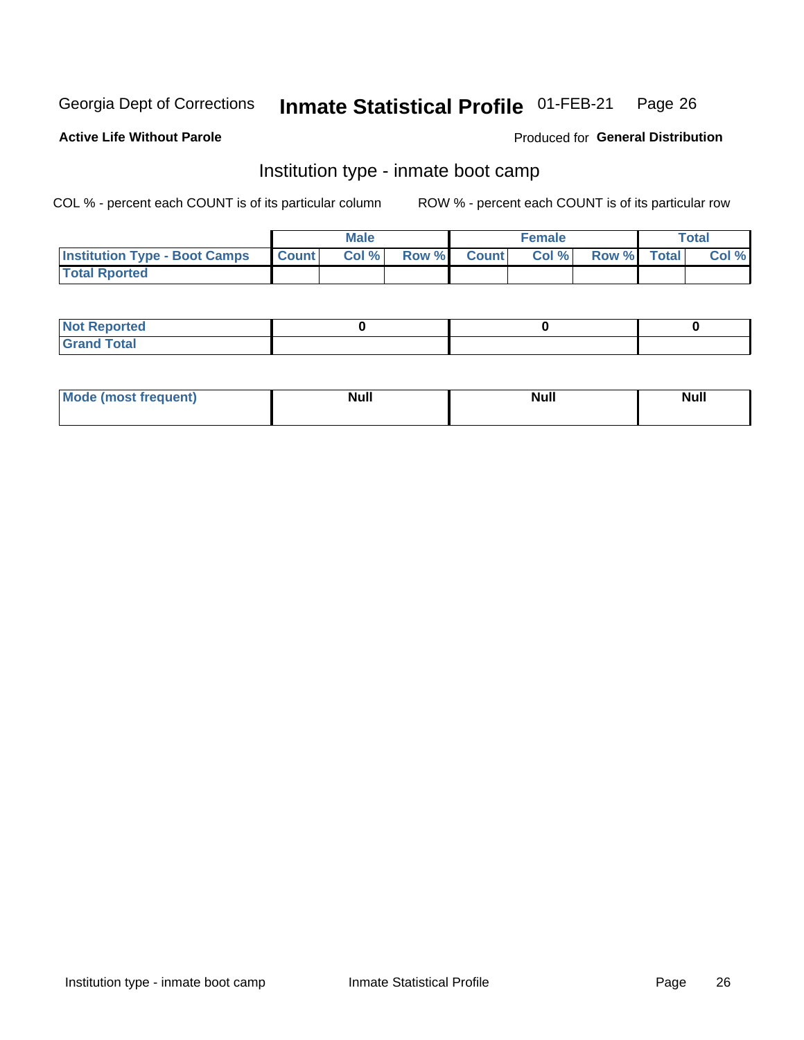Georgia Dept of Corrections **Inmate Statistical Profile** 01-FEB-21 Page 26

**Active Life Without Parole**

Produced for **General Distribution**

## Institution type - inmate boot camp

COL % - percent each COUNT is of its particular column ROW % - percent each COUNT is of its particular row

| | Male | | | Female | | | Total | |
|---|---|---|---|---|---|---|---|---|
| **Institution Type - Boot Camps** | **Count** | **Col %** | **Row %** | **Count** | **Col %** | **Row %** | **Total** | **Col %** |
| **Total Rported** | | | | | | | | |

| | Male | Female | Total |
|---|---|---|---|
| **Not Reported** | 0 | 0 | 0 |
| **Grand Total** | | | |

| | Male | Female | Total |
|---|---|---|---|
| **Mode (most frequent)** | Null | Null | Null |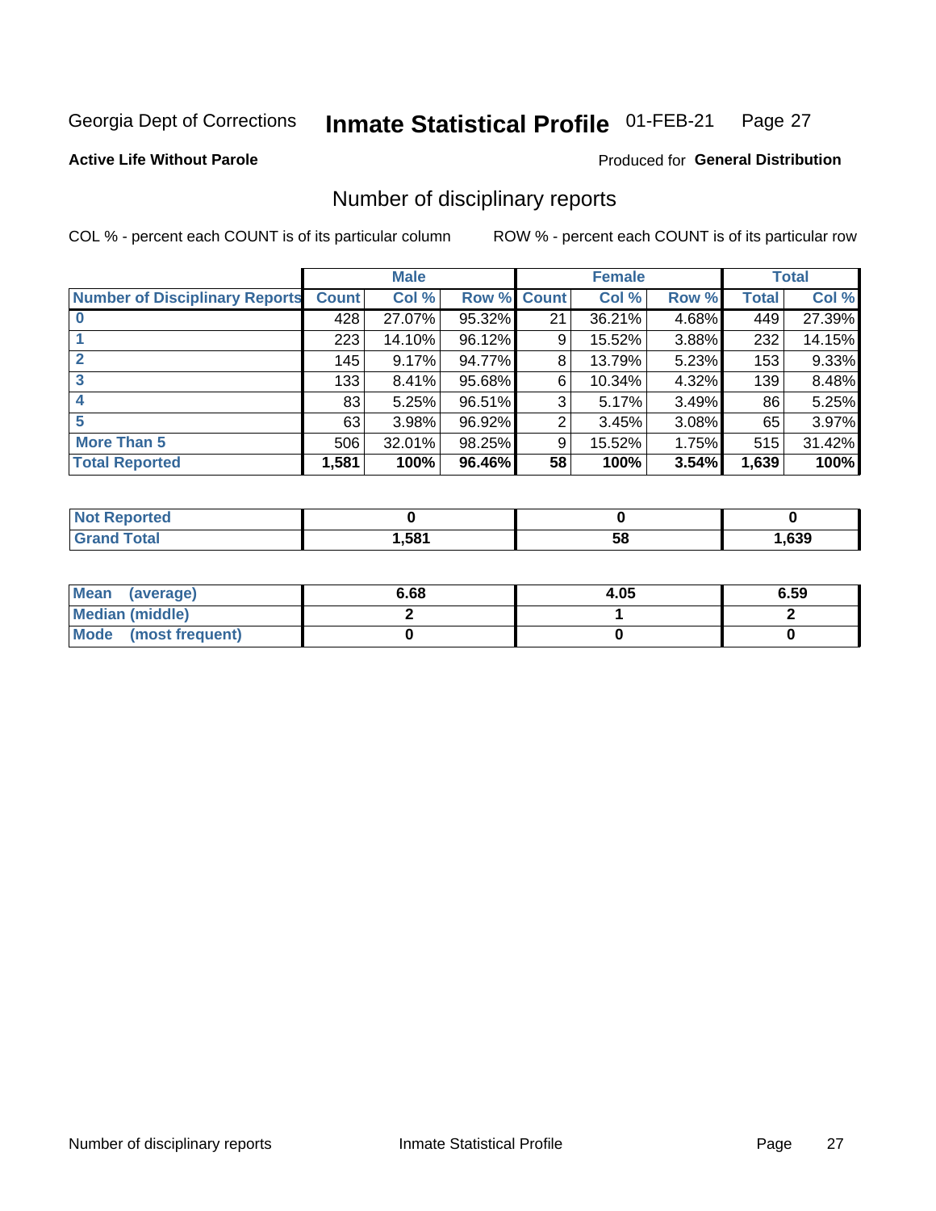Georgia Dept of Corrections **Inmate Statistical Profile** 01-FEB-21

**Active Life Without Parole**

Produced for **General Distribution**

## Number of disciplinary reports

COL % - percent each COUNT is of its particular column

ROW % - percent each COUNT is of its particular row

| | Male | | | Female | | | Total | |
|---|---|---|---|---|---|---|---|---|
| Number of Disciplinary Reports | Count | Col % | Row % | Count | Col % | Row % | Total | Col % |
| 0 | 428 | 27.07% | 95.32% | 21 | 36.21% | 4.68% | 449 | 27.39% |
| 1 | 223 | 14.10% | 96.12% | 9 | 15.52% | 3.88% | 232 | 14.15% |
| 2 | 145 | 9.17% | 94.77% | 8 | 13.79% | 5.23% | 153 | 9.33% |
| 3 | 133 | 8.41% | 95.68% | 6 | 10.34% | 4.32% | 139 | 8.48% |
| 4 | 83 | 5.25% | 96.51% | 3 | 5.17% | 3.49% | 86 | 5.25% |
| 5 | 63 | 3.98% | 96.92% | 2 | 3.45% | 3.08% | 65 | 3.97% |
| More Than 5 | 506 | 32.01% | 98.25% | 9 | 15.52% | 1.75% | 515 | 31.42% |
| **Total Reported** | **1,581** | **100%** | **96.46%** | **58** | **100%** | **3.54%** | **1,639** | **100%** |

| | Male | Female | Total |
|---|---|---|---|
| Not Reported | 0 | 0 | 0 |
| Grand Total | 1,581 | 58 | 1,639 |

| | Male | Female | Total |
|---|---|---|---|
| Mean (average) | 6.68 | 4.05 | 6.59 |
| Median (middle) | 2 | 1 | 2 |
| Mode (most frequent) | 0 | 0 | 0 |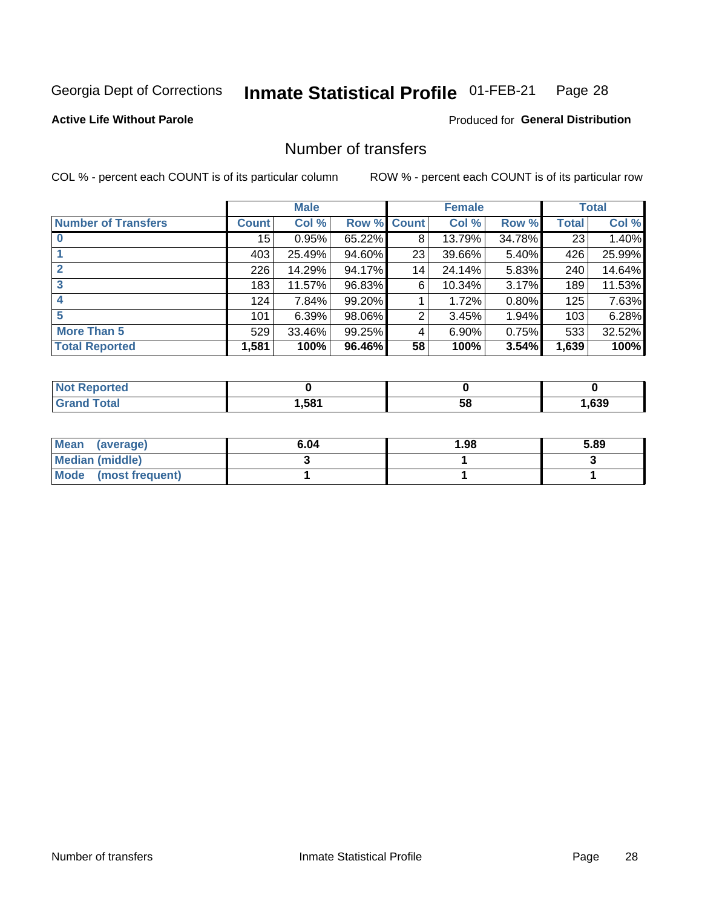Georgia Dept of Corrections **Inmate Statistical Profile** 01-FEB-21

**Active Life Without Parole**

Produced for **General Distribution**

## Number of transfers

COL % - percent each COUNT is of its particular column ROW % - percent each COUNT is of its particular row

| | Male | | | Female | | | Total | |
|---|---|---|---|---|---|---|---|---|
| **Number of Transfers** | **Count** | **Col %** | **Row %** | **Count** | **Col %** | **Row %** | **Total** | **Col %** |
| **0** | 15 | 0.95% | 65.22% | 8 | 13.79% | 34.78% | 23 | 1.40% |
| **1** | 403 | 25.49% | 94.60% | 23 | 39.66% | 5.40% | 426 | 25.99% |
| **2** | 226 | 14.29% | 94.17% | 14 | 24.14% | 5.83% | 240 | 14.64% |
| **3** | 183 | 11.57% | 96.83% | 6 | 10.34% | 3.17% | 189 | 11.53% |
| **4** | 124 | 7.84% | 99.20% | 1 | 1.72% | 0.80% | 125 | 7.63% |
| **5** | 101 | 6.39% | 98.06% | 2 | 3.45% | 1.94% | 103 | 6.28% |
| **More Than 5** | 529 | 33.46% | 99.25% | 4 | 6.90% | 0.75% | 533 | 32.52% |
| **Total Reported** | **1,581** | **100%** | **96.46%** | **58** | **100%** | **3.54%** | **1,639** | **100%** |

| | Male | Female | Total |
|---|---|---|---|
| **Not Reported** | **0** | **0** | **0** |
| **Grand Total** | **1,581** | **58** | **1,639** |

| | Male | Female | Total |
|---|---|---|---|
| **Mean (average)** | **6.04** | **1.98** | **5.89** |
| **Median (middle)** | **3** | **1** | **3** |
| **Mode (most frequent)** | **1** | **1** | **1** |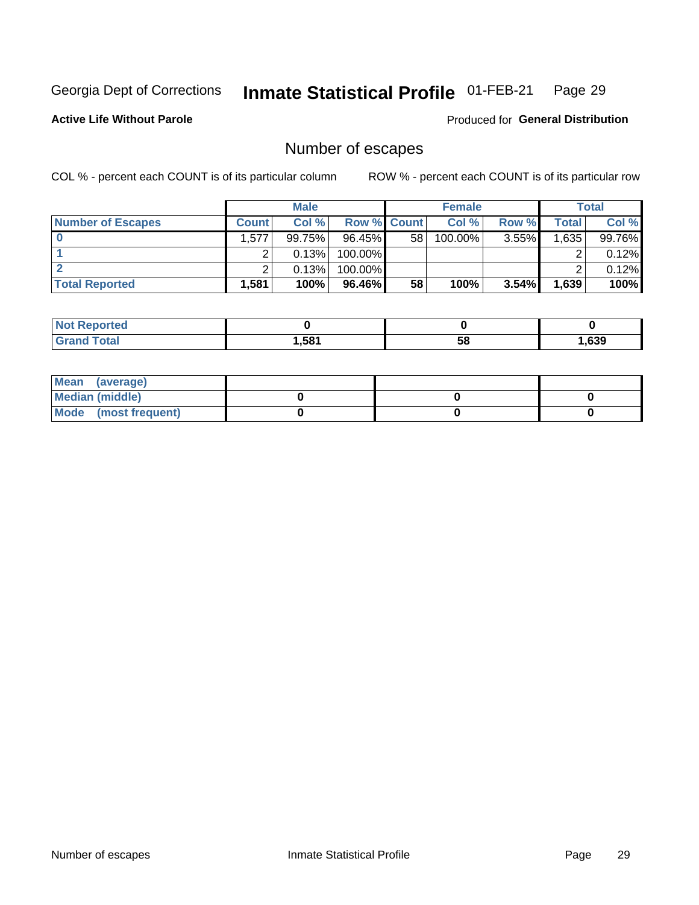Georgia Dept of Corrections **Inmate Statistical Profile** 01-FEB-21

**Active Life Without Parole**

Produced for **General Distribution**

## Number of escapes

COL % - percent each COUNT is of its particular column

ROW % - percent each COUNT is of its particular row

| | Male | | | Female | | | Total | |
|---|---|---|---|---|---|---|---|---|
| **Number of Escapes** | **Count** | **Col %** | **Row %** | **Count** | **Col %** | **Row %** | **Total** | **Col %** |
| **0** | 1,577 | 99.75% | 96.45% | 58 | 100.00% | 3.55% | 1,635 | 99.76% |
| **1** | 2 | 0.13% | 100.00% | | | | 2 | 0.12% |
| **2** | 2 | 0.13% | 100.00% | | | | 2 | 0.12% |
| **Total Reported** | **1,581** | **100%** | **96.46%** | **58** | **100%** | **3.54%** | **1,639** | **100%** |

| | Male | Female | Total |
|---|---|---|---|
| **Not Reported** | **0** | **0** | **0** |
| **Grand Total** | **1,581** | **58** | **1,639** |

| | Male | Female | Total |
|---|---|---|---|
| **Mean (average)** | | | |
| **Median (middle)** | **0** | **0** | **0** |
| **Mode (most frequent)** | **0** | **0** | **0** |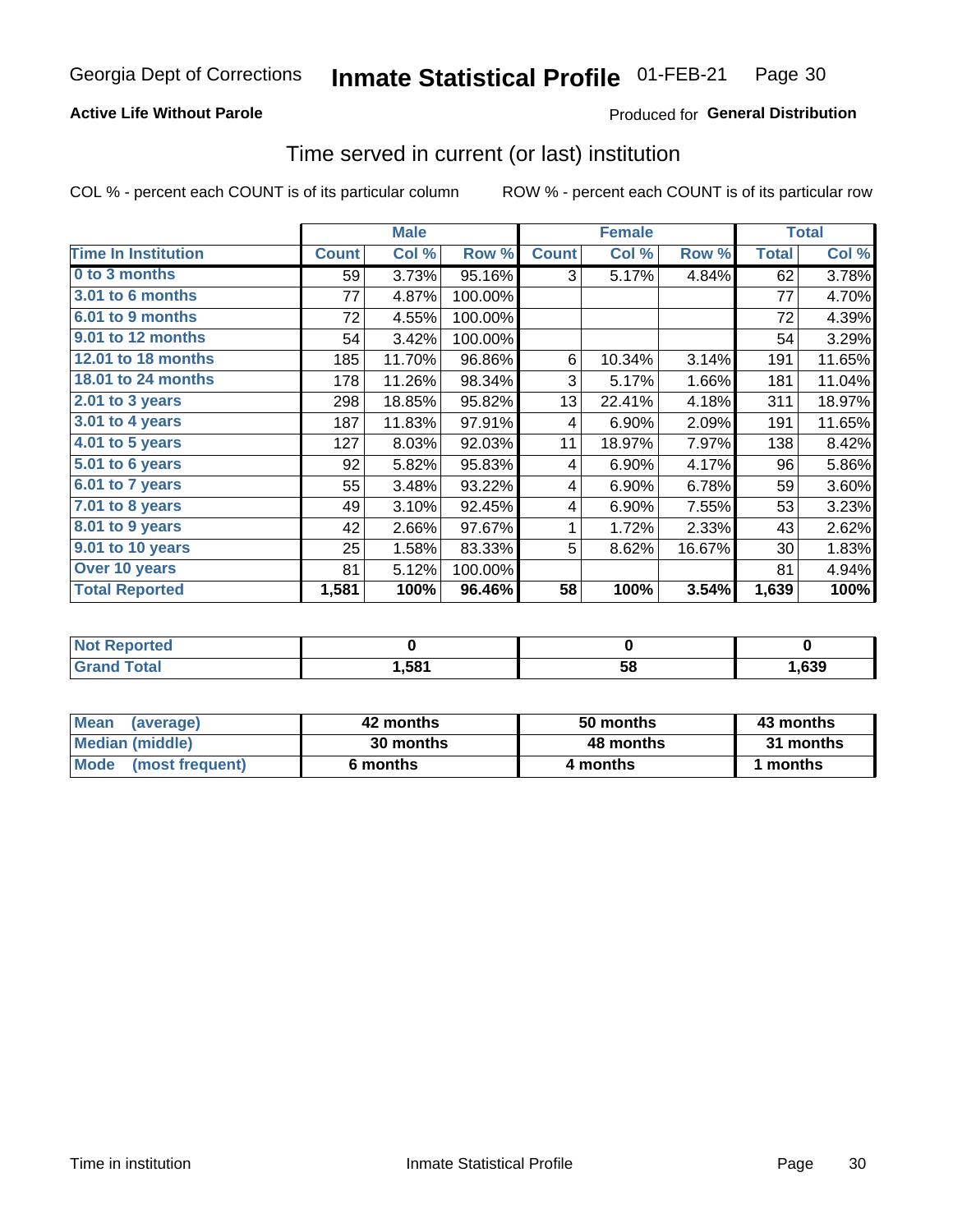Georgia Dept of Corrections **Inmate Statistical Profile** 01-FEB-21

**Active Life Without Parole**

Produced for **General Distribution**

## Time served in current (or last) institution

COL % - percent each COUNT is of its particular column

ROW % - percent each COUNT is of its particular row

| | Male | | | Female | | | Total | |
|---|---|---|---|---|---|---|---|---|
| Time In Institution | Count | Col % | Row % | Count | Col % | Row % | Total | Col % |
| 0 to 3 months | 59 | 3.73% | 95.16% | 3 | 5.17% | 4.84% | 62 | 3.78% |
| 3.01 to 6 months | 77 | 4.87% | 100.00% | | | | 77 | 4.70% |
| 6.01 to 9 months | 72 | 4.55% | 100.00% | | | | 72 | 4.39% |
| 9.01 to 12 months | 54 | 3.42% | 100.00% | | | | 54 | 3.29% |
| 12.01 to 18 months | 185 | 11.70% | 96.86% | 6 | 10.34% | 3.14% | 191 | 11.65% |
| 18.01 to 24 months | 178 | 11.26% | 98.34% | 3 | 5.17% | 1.66% | 181 | 11.04% |
| 2.01 to 3 years | 298 | 18.85% | 95.82% | 13 | 22.41% | 4.18% | 311 | 18.97% |
| 3.01 to 4 years | 187 | 11.83% | 97.91% | 4 | 6.90% | 2.09% | 191 | 11.65% |
| 4.01 to 5 years | 127 | 8.03% | 92.03% | 11 | 18.97% | 7.97% | 138 | 8.42% |
| 5.01 to 6 years | 92 | 5.82% | 95.83% | 4 | 6.90% | 4.17% | 96 | 5.86% |
| 6.01 to 7 years | 55 | 3.48% | 93.22% | 4 | 6.90% | 6.78% | 59 | 3.60% |
| 7.01 to 8 years | 49 | 3.10% | 92.45% | 4 | 6.90% | 7.55% | 53 | 3.23% |
| 8.01 to 9 years | 42 | 2.66% | 97.67% | 1 | 1.72% | 2.33% | 43 | 2.62% |
| 9.01 to 10 years | 25 | 1.58% | 83.33% | 5 | 8.62% | 16.67% | 30 | 1.83% |
| Over 10 years | 81 | 5.12% | 100.00% | | | | 81 | 4.94% |
| **Total Reported** | **1,581** | **100%** | **96.46%** | **58** | **100%** | **3.54%** | **1,639** | **100%** |

| | Male | Female | Total |
|---|---|---|---|
| Not Reported | 0 | 0 | 0 |
| Grand Total | 1,581 | 58 | 1,639 |

| | Male | Female | Total |
|---|---|---|---|
| Mean (average) | 42 months | 50 months | 43 months |
| Median (middle) | 30 months | 48 months | 31 months |
| Mode (most frequent) | 6 months | 4 months | 1 months |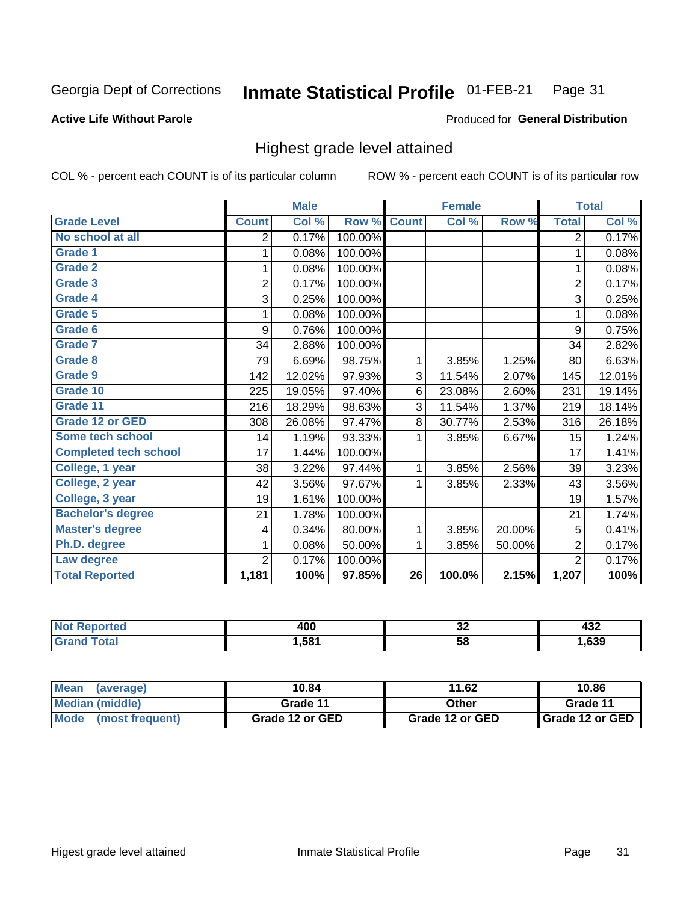Georgia Dept of Corrections **Inmate Statistical Profile** 01-FEB-21

**Active Life Without Parole**

Produced for **General Distribution**

## Highest grade level attained

COL % - percent each COUNT is of its particular column ROW % - percent each COUNT is of its particular row

| | Male | | | Female | | | Total | |
|---|---|---|---|---|---|---|---|---|
| **Grade Level** | **Count** | **Col %** | **Row %** | **Count** | **Col %** | **Row %** | **Total** | **Col %** |
| **No school at all** | 2 | 0.17% | 100.00% | | | | 2 | 0.17% |
| **Grade 1** | 1 | 0.08% | 100.00% | | | | 1 | 0.08% |
| **Grade 2** | 1 | 0.08% | 100.00% | | | | 1 | 0.08% |
| **Grade 3** | 2 | 0.17% | 100.00% | | | | 2 | 0.17% |
| **Grade 4** | 3 | 0.25% | 100.00% | | | | 3 | 0.25% |
| **Grade 5** | 1 | 0.08% | 100.00% | | | | 1 | 0.08% |
| **Grade 6** | 9 | 0.76% | 100.00% | | | | 9 | 0.75% |
| **Grade 7** | 34 | 2.88% | 100.00% | | | | 34 | 2.82% |
| **Grade 8** | 79 | 6.69% | 98.75% | 1 | 3.85% | 1.25% | 80 | 6.63% |
| **Grade 9** | 142 | 12.02% | 97.93% | 3 | 11.54% | 2.07% | 145 | 12.01% |
| **Grade 10** | 225 | 19.05% | 97.40% | 6 | 23.08% | 2.60% | 231 | 19.14% |
| **Grade 11** | 216 | 18.29% | 98.63% | 3 | 11.54% | 1.37% | 219 | 18.14% |
| **Grade 12 or GED** | 308 | 26.08% | 97.47% | 8 | 30.77% | 2.53% | 316 | 26.18% |
| **Some tech school** | 14 | 1.19% | 93.33% | 1 | 3.85% | 6.67% | 15 | 1.24% |
| **Completed tech school** | 17 | 1.44% | 100.00% | | | | 17 | 1.41% |
| **College, 1 year** | 38 | 3.22% | 97.44% | 1 | 3.85% | 2.56% | 39 | 3.23% |
| **College, 2 year** | 42 | 3.56% | 97.67% | 1 | 3.85% | 2.33% | 43 | 3.56% |
| **College, 3 year** | 19 | 1.61% | 100.00% | | | | 19 | 1.57% |
| **Bachelor's degree** | 21 | 1.78% | 100.00% | | | | 21 | 1.74% |
| **Master's degree** | 4 | 0.34% | 80.00% | 1 | 3.85% | 20.00% | 5 | 0.41% |
| **Ph.D. degree** | 1 | 0.08% | 50.00% | 1 | 3.85% | 50.00% | 2 | 0.17% |
| **Law degree** | 2 | 0.17% | 100.00% | | | | 2 | 0.17% |
| **Total Reported** | **1,181** | **100%** | **97.85%** | **26** | **100.0%** | **2.15%** | **1,207** | **100%** |

| | Male | Female | Total |
|---|---|---|---|
| **Not Reported** | **400** | **32** | **432** |
| **Grand Total** | **1,581** | **58** | **1,639** |

| | Male | Female | Total |
|---|---|---|---|
| **Mean (average)** | **10.84** | **11.62** | **10.86** |
| **Median (middle)** | **Grade 11** | **Other** | **Grade 11** |
| **Mode (most frequent)** | **Grade 12 or GED** | **Grade 12 or GED** | **Grade 12 or GED** |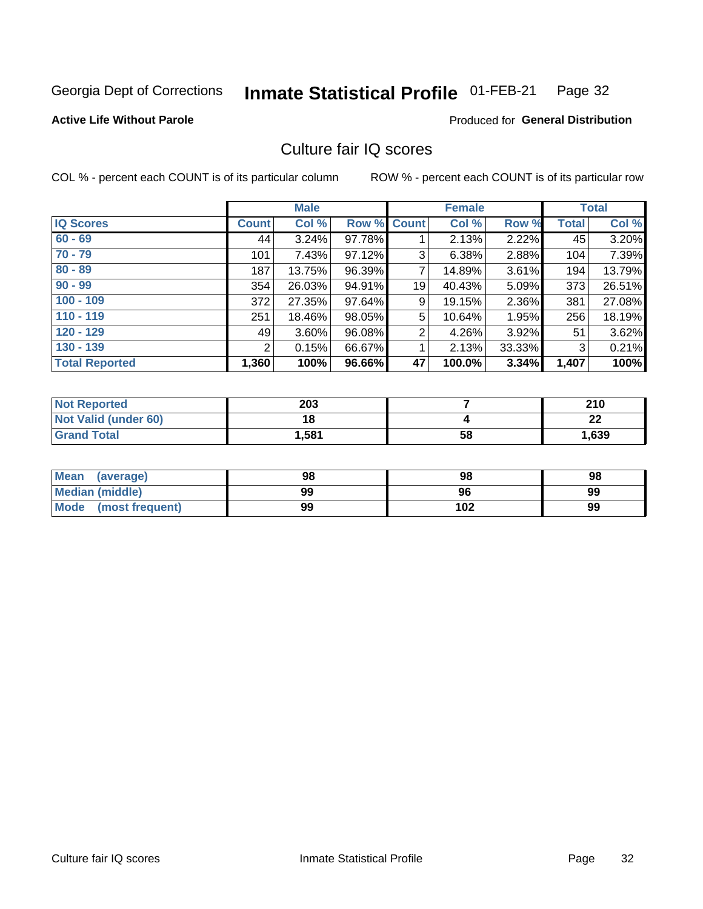Georgia Dept of Corrections **Inmate Statistical Profile** 01-FEB-21

**Active Life Without Parole**

Produced for **General Distribution**

## Culture fair IQ scores

COL % - percent each COUNT is of its particular column

ROW % - percent each COUNT is of its particular row

| | Male | | | Female | | | Total | |
|---|---|---|---|---|---|---|---|---|
| **IQ Scores** | **Count** | **Col %** | **Row %** | **Count** | **Col %** | **Row %** | **Total** | **Col %** |
| 60 - 69 | 44 | 3.24% | 97.78% | 1 | 2.13% | 2.22% | 45 | 3.20% |
| 70 - 79 | 101 | 7.43% | 97.12% | 3 | 6.38% | 2.88% | 104 | 7.39% |
| 80 - 89 | 187 | 13.75% | 96.39% | 7 | 14.89% | 3.61% | 194 | 13.79% |
| 90 - 99 | 354 | 26.03% | 94.91% | 19 | 40.43% | 5.09% | 373 | 26.51% |
| 100 - 109 | 372 | 27.35% | 97.64% | 9 | 19.15% | 2.36% | 381 | 27.08% |
| 110 - 119 | 251 | 18.46% | 98.05% | 5 | 10.64% | 1.95% | 256 | 18.19% |
| 120 - 129 | 49 | 3.60% | 96.08% | 2 | 4.26% | 3.92% | 51 | 3.62% |
| 130 - 139 | 2 | 0.15% | 66.67% | 1 | 2.13% | 33.33% | 3 | 0.21% |
| **Total Reported** | **1,360** | **100%** | **96.66%** | **47** | **100.0%** | **3.34%** | **1,407** | **100%** |

| | Male | Female | Total |
|---|---|---|---|
| Not Reported | 203 | 7 | 210 |
| Not Valid (under 60) | 18 | 4 | 22 |
| Grand Total | 1,581 | 58 | 1,639 |

| | Male | Female | Total |
|---|---|---|---|
| Mean (average) | 98 | 98 | 98 |
| Median (middle) | 99 | 96 | 99 |
| Mode (most frequent) | 99 | 102 | 99 |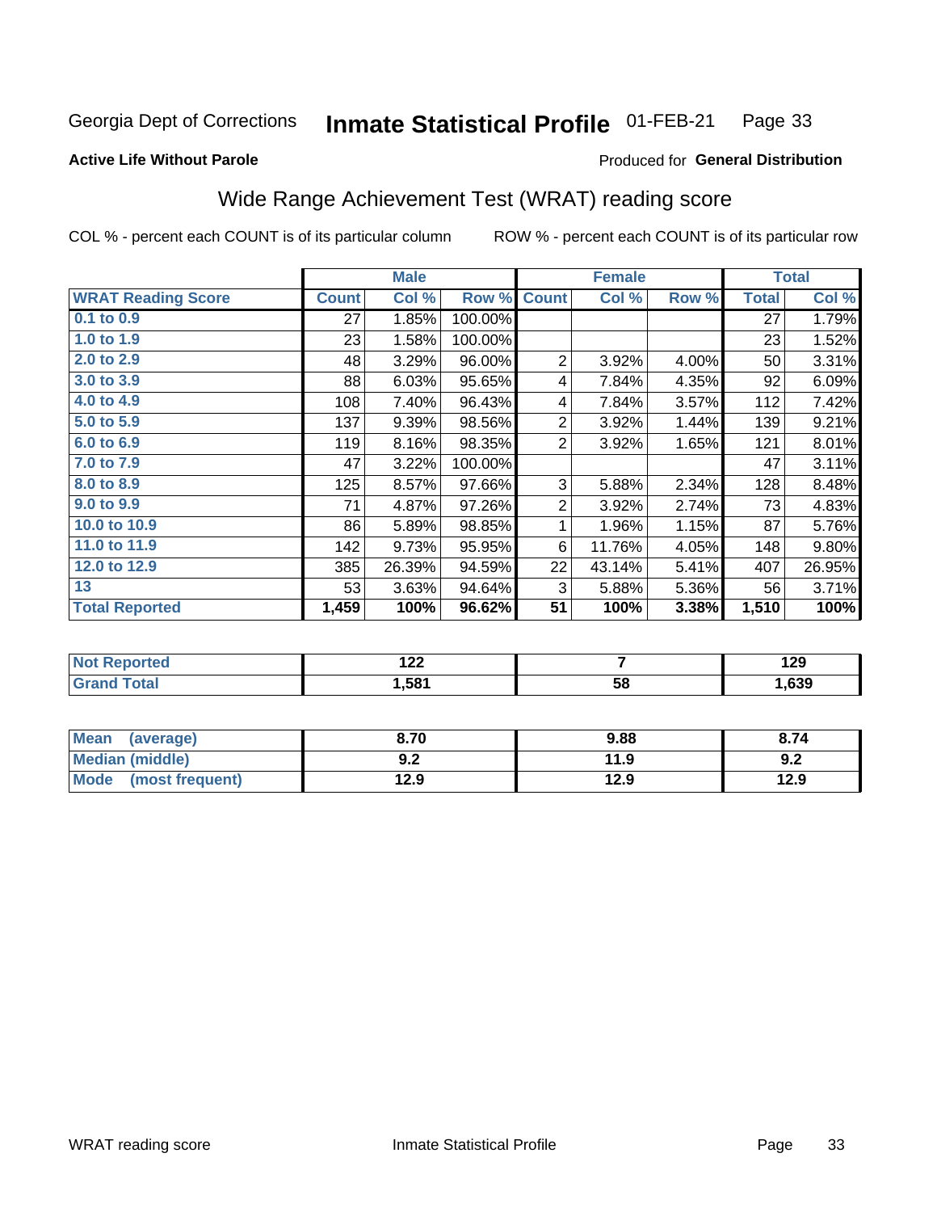Georgia Dept of Corrections **Inmate Statistical Profile** 01-FEB-21 Page 33

**Active Life Without Parole**

Produced for **General Distribution**

## Wide Range Achievement Test (WRAT) reading score

COL % - percent each COUNT is of its particular column

ROW % - percent each COUNT is of its particular row

| | Male | | | Female | | | Total | |
|---|---|---|---|---|---|---|---|---|
| **WRAT Reading Score** | **Count** | **Col %** | **Row %** | **Count** | **Col %** | **Row %** | **Total** | **Col %** |
| 0.1 to 0.9 | 27 | 1.85% | 100.00% | | | | 27 | 1.79% |
| 1.0 to 1.9 | 23 | 1.58% | 100.00% | | | | 23 | 1.52% |
| 2.0 to 2.9 | 48 | 3.29% | 96.00% | 2 | 3.92% | 4.00% | 50 | 3.31% |
| 3.0 to 3.9 | 88 | 6.03% | 95.65% | 4 | 7.84% | 4.35% | 92 | 6.09% |
| 4.0 to 4.9 | 108 | 7.40% | 96.43% | 4 | 7.84% | 3.57% | 112 | 7.42% |
| 5.0 to 5.9 | 137 | 9.39% | 98.56% | 2 | 3.92% | 1.44% | 139 | 9.21% |
| 6.0 to 6.9 | 119 | 8.16% | 98.35% | 2 | 3.92% | 1.65% | 121 | 8.01% |
| 7.0 to 7.9 | 47 | 3.22% | 100.00% | | | | 47 | 3.11% |
| 8.0 to 8.9 | 125 | 8.57% | 97.66% | 3 | 5.88% | 2.34% | 128 | 8.48% |
| 9.0 to 9.9 | 71 | 4.87% | 97.26% | 2 | 3.92% | 2.74% | 73 | 4.83% |
| 10.0 to 10.9 | 86 | 5.89% | 98.85% | 1 | 1.96% | 1.15% | 87 | 5.76% |
| 11.0 to 11.9 | 142 | 9.73% | 95.95% | 6 | 11.76% | 4.05% | 148 | 9.80% |
| 12.0 to 12.9 | 385 | 26.39% | 94.59% | 22 | 43.14% | 5.41% | 407 | 26.95% |
| 13 | 53 | 3.63% | 94.64% | 3 | 5.88% | 5.36% | 56 | 3.71% |
| **Total Reported** | **1,459** | **100%** | **96.62%** | **51** | **100%** | **3.38%** | **1,510** | **100%** |

| | Male | Female | Total |
|---|---|---|---|
| Not Reported | 122 | 7 | 129 |
| Grand Total | 1,581 | 58 | 1,639 |

| | Male | Female | Total |
|---|---|---|---|
| Mean (average) | 8.70 | 9.88 | 8.74 |
| Median (middle) | 9.2 | 11.9 | 9.2 |
| Mode (most frequent) | 12.9 | 12.9 | 12.9 |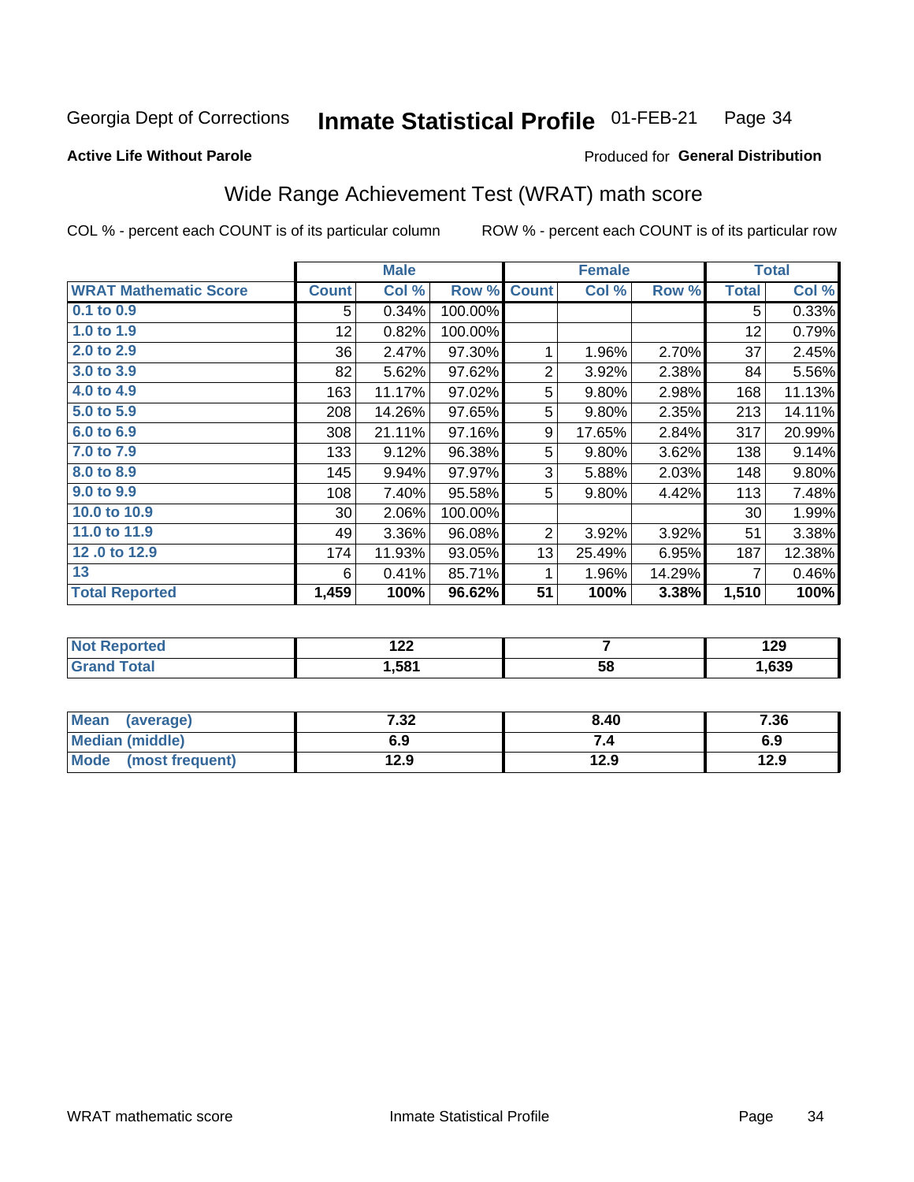Georgia Dept of Corrections **Inmate Statistical Profile** 01-FEB-21 Page 34

**Active Life Without Parole**

Produced for **General Distribution**

## Wide Range Achievement Test (WRAT) math score

COL % - percent each COUNT is of its particular column ROW % - percent each COUNT is of its particular row

| | Male | | | Female | | | Total | |
|---|---|---|---|---|---|---|---|---|
| **WRAT Mathematic Score** | **Count** | **Col %** | **Row %** | **Count** | **Col %** | **Row %** | **Total** | **Col %** |
| 0.1 to 0.9 | 5 | 0.34% | 100.00% | | | | 5 | 0.33% |
| 1.0 to 1.9 | 12 | 0.82% | 100.00% | | | | 12 | 0.79% |
| 2.0 to 2.9 | 36 | 2.47% | 97.30% | 1 | 1.96% | 2.70% | 37 | 2.45% |
| 3.0 to 3.9 | 82 | 5.62% | 97.62% | 2 | 3.92% | 2.38% | 84 | 5.56% |
| 4.0 to 4.9 | 163 | 11.17% | 97.02% | 5 | 9.80% | 2.98% | 168 | 11.13% |
| 5.0 to 5.9 | 208 | 14.26% | 97.65% | 5 | 9.80% | 2.35% | 213 | 14.11% |
| 6.0 to 6.9 | 308 | 21.11% | 97.16% | 9 | 17.65% | 2.84% | 317 | 20.99% |
| 7.0 to 7.9 | 133 | 9.12% | 96.38% | 5 | 9.80% | 3.62% | 138 | 9.14% |
| 8.0 to 8.9 | 145 | 9.94% | 97.97% | 3 | 5.88% | 2.03% | 148 | 9.80% |
| 9.0 to 9.9 | 108 | 7.40% | 95.58% | 5 | 9.80% | 4.42% | 113 | 7.48% |
| 10.0 to 10.9 | 30 | 2.06% | 100.00% | | | | 30 | 1.99% |
| 11.0 to 11.9 | 49 | 3.36% | 96.08% | 2 | 3.92% | 3.92% | 51 | 3.38% |
| 12 .0 to 12.9 | 174 | 11.93% | 93.05% | 13 | 25.49% | 6.95% | 187 | 12.38% |
| 13 | 6 | 0.41% | 85.71% | 1 | 1.96% | 14.29% | 7 | 0.46% |
| **Total Reported** | **1,459** | **100%** | **96.62%** | **51** | **100%** | **3.38%** | **1,510** | **100%** |

| | Male | Female | Total |
|---|---|---|---|
| Not Reported | 122 | 7 | 129 |
| Grand Total | 1,581 | 58 | 1,639 |

| | Male | Female | Total |
|---|---|---|---|
| Mean (average) | 7.32 | 8.40 | 7.36 |
| Median (middle) | 6.9 | 7.4 | 6.9 |
| Mode (most frequent) | 12.9 | 12.9 | 12.9 |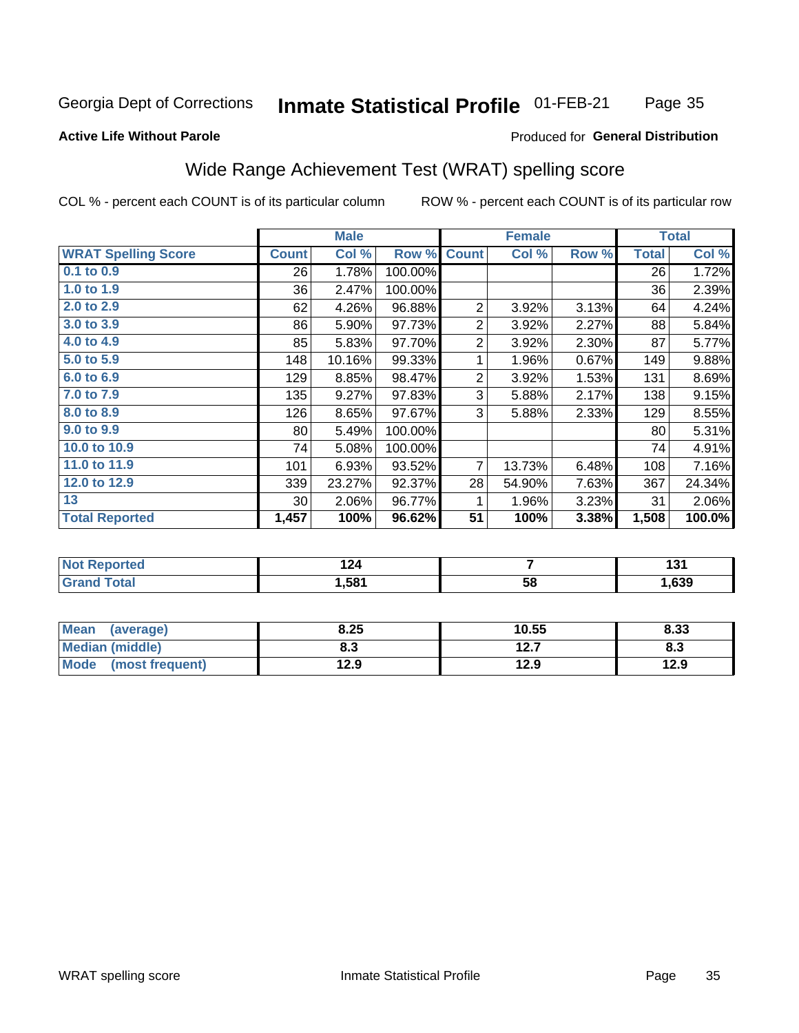Georgia Dept of Corrections **Inmate Statistical Profile** 01-FEB-21

**Active Life Without Parole**

Produced for **General Distribution**

## Wide Range Achievement Test (WRAT) spelling score

COL % - percent each COUNT is of its particular column ROW % - percent each COUNT is of its particular row

| | Male | | | Female | | | Total | |
|---|---|---|---|---|---|---|---|---|
| **WRAT Spelling Score** | **Count** | **Col %** | **Row %** | **Count** | **Col %** | **Row %** | **Total** | **Col %** |
| 0.1 to 0.9 | 26 | 1.78% | 100.00% | | | | 26 | 1.72% |
| 1.0 to 1.9 | 36 | 2.47% | 100.00% | | | | 36 | 2.39% |
| 2.0 to 2.9 | 62 | 4.26% | 96.88% | 2 | 3.92% | 3.13% | 64 | 4.24% |
| 3.0 to 3.9 | 86 | 5.90% | 97.73% | 2 | 3.92% | 2.27% | 88 | 5.84% |
| 4.0 to 4.9 | 85 | 5.83% | 97.70% | 2 | 3.92% | 2.30% | 87 | 5.77% |
| 5.0 to 5.9 | 148 | 10.16% | 99.33% | 1 | 1.96% | 0.67% | 149 | 9.88% |
| 6.0 to 6.9 | 129 | 8.85% | 98.47% | 2 | 3.92% | 1.53% | 131 | 8.69% |
| 7.0 to 7.9 | 135 | 9.27% | 97.83% | 3 | 5.88% | 2.17% | 138 | 9.15% |
| 8.0 to 8.9 | 126 | 8.65% | 97.67% | 3 | 5.88% | 2.33% | 129 | 8.55% |
| 9.0 to 9.9 | 80 | 5.49% | 100.00% | | | | 80 | 5.31% |
| 10.0 to 10.9 | 74 | 5.08% | 100.00% | | | | 74 | 4.91% |
| 11.0 to 11.9 | 101 | 6.93% | 93.52% | 7 | 13.73% | 6.48% | 108 | 7.16% |
| 12.0 to 12.9 | 339 | 23.27% | 92.37% | 28 | 54.90% | 7.63% | 367 | 24.34% |
| 13 | 30 | 2.06% | 96.77% | 1 | 1.96% | 3.23% | 31 | 2.06% |
| **Total Reported** | **1,457** | **100%** | **96.62%** | **51** | **100%** | **3.38%** | **1,508** | **100.0%** |

| | Male | Female | Total |
|---|---|---|---|
| Not Reported | 124 | 7 | 131 |
| Grand Total | 1,581 | 58 | 1,639 |

| | Male | Female | Total |
|---|---|---|---|
| Mean (average) | 8.25 | 10.55 | 8.33 |
| Median (middle) | 8.3 | 12.7 | 8.3 |
| Mode (most frequent) | 12.9 | 12.9 | 12.9 |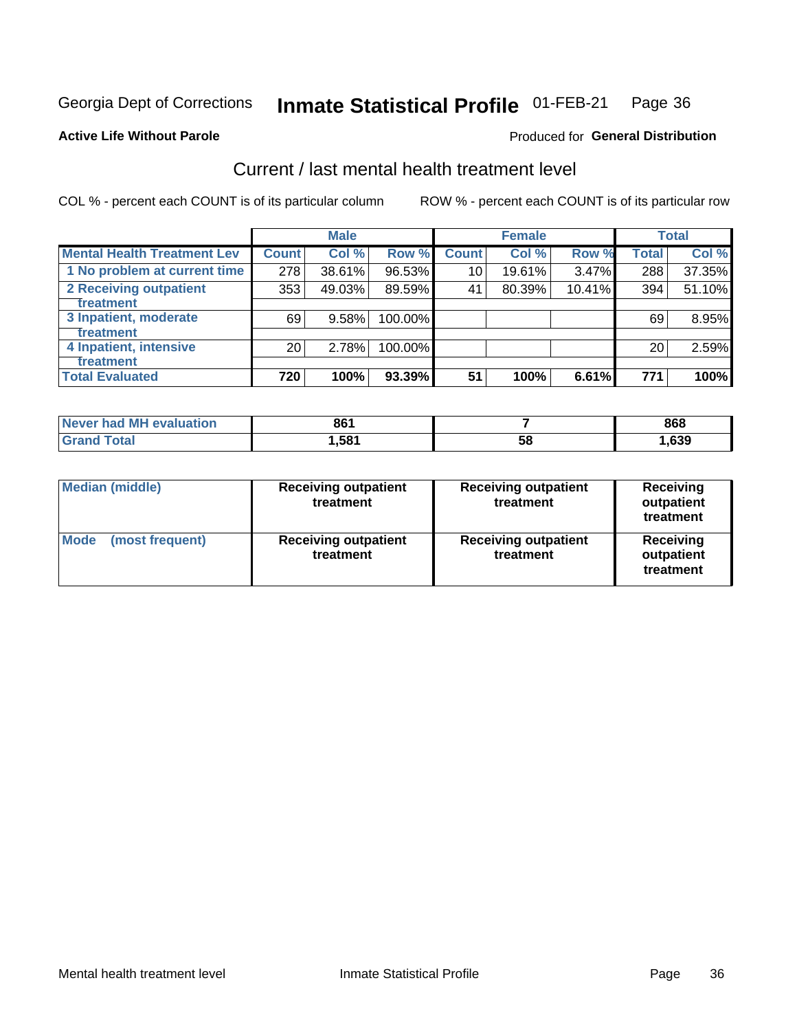Georgia Dept of Corrections **Inmate Statistical Profile** 01-FEB-21

**Active Life Without Parole**

Produced for **General Distribution**

## Current / last mental health treatment level

COL % - percent each COUNT is of its particular column

ROW % - percent each COUNT is of its particular row

| | Male | | | Female | | | Total | |
|---|---|---|---|---|---|---|---|---|
| **Mental Health Treatment Lev** | **Count** | **Col %** | **Row %** | **Count** | **Col %** | **Row %** | **Total** | **Col %** |
| 1 No problem at current time | 278 | 38.61% | 96.53% | 10 | 19.61% | 3.47% | 288 | 37.35% |
| 2 Receiving outpatient treatment | 353 | 49.03% | 89.59% | 41 | 80.39% | 10.41% | 394 | 51.10% |
| 3 Inpatient, moderate treatment | 69 | 9.58% | 100.00% | | | | 69 | 8.95% |
| 4 Inpatient, intensive treatment | 20 | 2.78% | 100.00% | | | | 20 | 2.59% |
| **Total Evaluated** | **720** | **100%** | **93.39%** | **51** | **100%** | **6.61%** | **771** | **100%** |

| | Male | Female | Total |
|---|---|---|---|
| **Never had MH evaluation** | **861** | **7** | **868** |
| **Grand Total** | **1,581** | **58** | **1,639** |

| | Male | Female | Total |
|---|---|---|---|
| **Median (middle)** | **Receiving outpatient treatment** | **Receiving outpatient treatment** | **Receiving outpatient treatment** |
| **Mode (most frequent)** | **Receiving outpatient treatment** | **Receiving outpatient treatment** | **Receiving outpatient treatment** |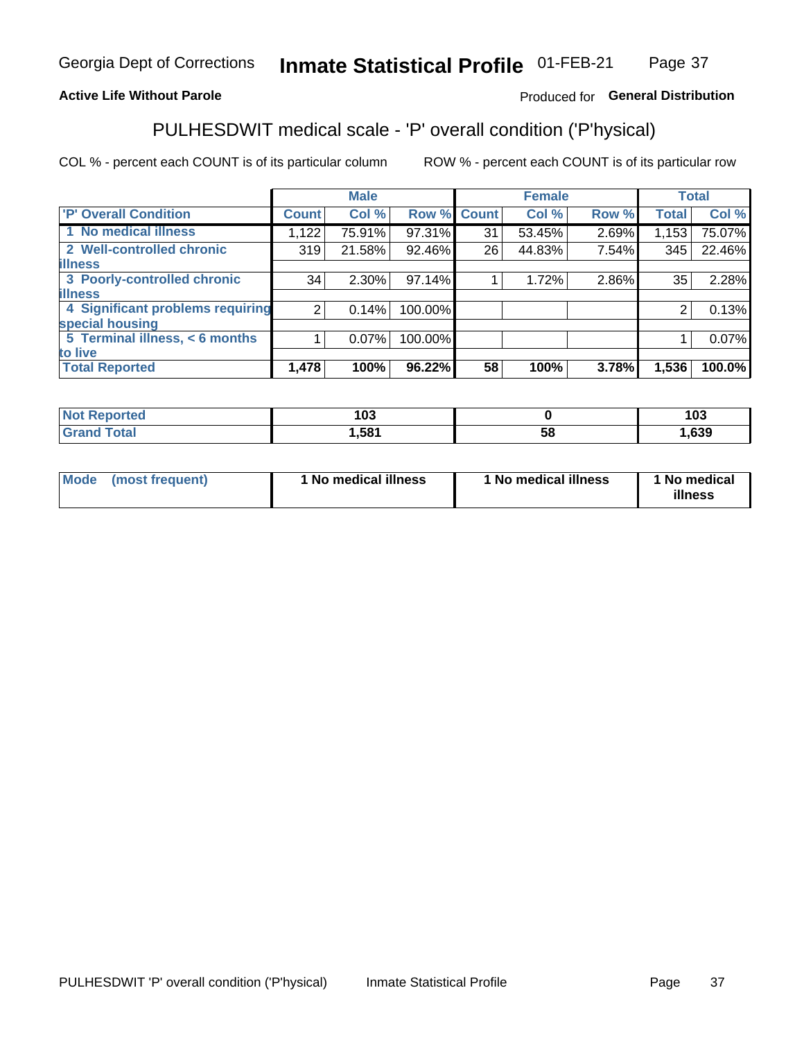Georgia Dept of Corrections **Inmate Statistical Profile** 01-FEB-21

**Active Life Without Parole**

Produced for **General Distribution**

## PULHESDWIT medical scale - 'P' overall condition ('P'hysical)

COL % - percent each COUNT is of its particular column ROW % - percent each COUNT is of its particular row

| | Male | | | Female | | | Total | |
|---|---|---|---|---|---|---|---|---|
| 'P' Overall Condition | Count | Col % | Row % | Count | Col % | Row % | Total | Col % |
| 1 No medical illness | 1,122 | 75.91% | 97.31% | 31 | 53.45% | 2.69% | 1,153 | 75.07% |
| 2 Well-controlled chronic illness | 319 | 21.58% | 92.46% | 26 | 44.83% | 7.54% | 345 | 22.46% |
| 3 Poorly-controlled chronic illness | 34 | 2.30% | 97.14% | 1 | 1.72% | 2.86% | 35 | 2.28% |
| 4 Significant problems requiring special housing | 2 | 0.14% | 100.00% | | | | 2 | 0.13% |
| 5 Terminal illness, < 6 months to live | 1 | 0.07% | 100.00% | | | | 1 | 0.07% |
| **Total Reported** | **1,478** | **100%** | **96.22%** | **58** | **100%** | **3.78%** | **1,536** | **100.0%** |

| | Male | Female | Total |
|---|---|---|---|
| Not Reported | 103 | 0 | 103 |
| Grand Total | 1,581 | 58 | 1,639 |

| | Male | Female | Total |
|---|---|---|---|
| Mode (most frequent) | 1 No medical illness | 1 No medical illness | 1 No medical illness |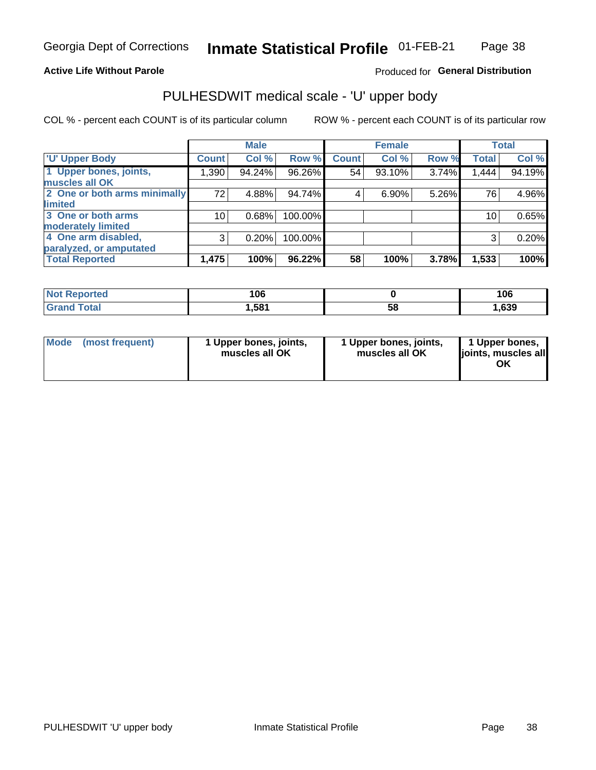Georgia Dept of Corrections **Inmate Statistical Profile** 01-FEB-21

**Active Life Without Parole**

Produced for **General Distribution**

## PULHESDWIT medical scale - 'U' upper body

COL % - percent each COUNT is of its particular column

ROW % - percent each COUNT is of its particular row

| | Male | | | Female | | | Total | |
|---|---|---|---|---|---|---|---|---|
| 'U' Upper Body | Count | Col % | Row % | Count | Col % | Row % | Total | Col % |
| 1 Upper bones, joints, muscles all OK | 1,390 | 94.24% | 96.26% | 54 | 93.10% | 3.74% | 1,444 | 94.19% |
| 2 One or both arms minimally limited | 72 | 4.88% | 94.74% | 4 | 6.90% | 5.26% | 76 | 4.96% |
| 3 One or both arms moderately limited | 10 | 0.68% | 100.00% | | | | 10 | 0.65% |
| 4 One arm disabled, paralyzed, or amputated | 3 | 0.20% | 100.00% | | | | 3 | 0.20% |
| **Total Reported** | **1,475** | **100%** | **96.22%** | **58** | **100%** | **3.78%** | **1,533** | **100%** |

| | Male | Female | Total |
|---|---|---|---|
| Not Reported | 106 | 0 | 106 |
| Grand Total | 1,581 | 58 | 1,639 |

| | Male | Female | Total |
|---|---|---|---|
| Mode (most frequent) | 1 Upper bones, joints, muscles all OK | 1 Upper bones, joints, muscles all OK | 1 Upper bones, joints, muscles all OK |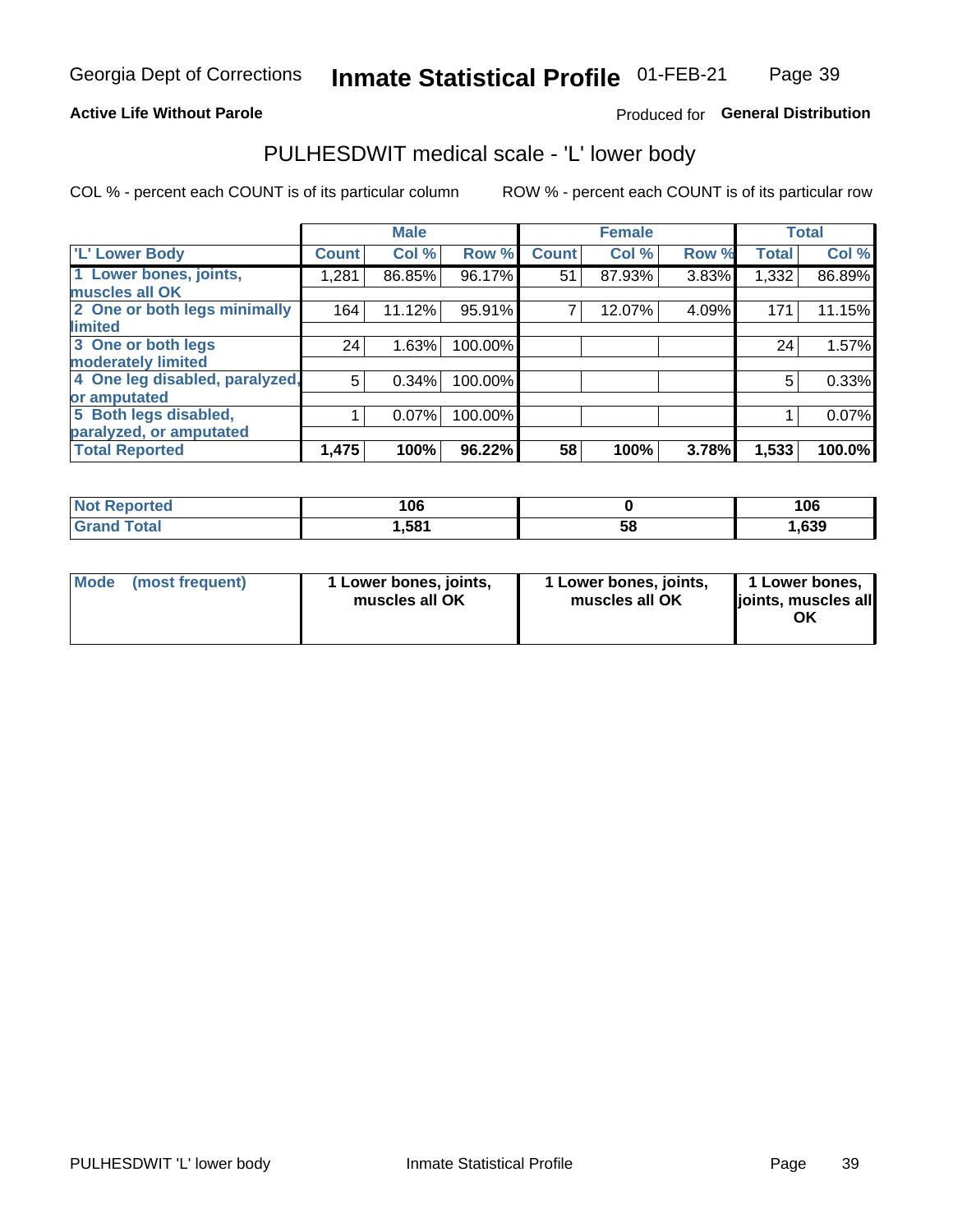Georgia Dept of Corrections **Inmate Statistical Profile** 01-FEB-21

**Active Life Without Parole**

Produced for **General Distribution**

## PULHESDWIT medical scale - 'L' lower body

COL % - percent each COUNT is of its particular column

ROW % - percent each COUNT is of its particular row

| 'L' Lower Body | Male | | | Female | | | Total | |
|---|---|---|---|---|---|---|---|---|
| | Count | Col % | Row % | Count | Col % | Row % | Total | Col % |
| 1 Lower bones, joints, muscles all OK | 1,281 | 86.85% | 96.17% | 51 | 87.93% | 3.83% | 1,332 | 86.89% |
| 2 One or both legs minimally limited | 164 | 11.12% | 95.91% | 7 | 12.07% | 4.09% | 171 | 11.15% |
| 3 One or both legs moderately limited | 24 | 1.63% | 100.00% | | | | 24 | 1.57% |
| 4 One leg disabled, paralyzed, or amputated | 5 | 0.34% | 100.00% | | | | 5 | 0.33% |
| 5 Both legs disabled, paralyzed, or amputated | 1 | 0.07% | 100.00% | | | | 1 | 0.07% |
| **Total Reported** | **1,475** | **100%** | **96.22%** | **58** | **100%** | **3.78%** | **1,533** | **100.0%** |

| | Male | Female | Total |
|---|---|---|---|
| Not Reported | 106 | 0 | 106 |
| Grand Total | 1,581 | 58 | 1,639 |

| | Male | Female | Total |
|---|---|---|---|
| Mode (most frequent) | 1 Lower bones, joints, muscles all OK | 1 Lower bones, joints, muscles all OK | 1 Lower bones, joints, muscles all OK |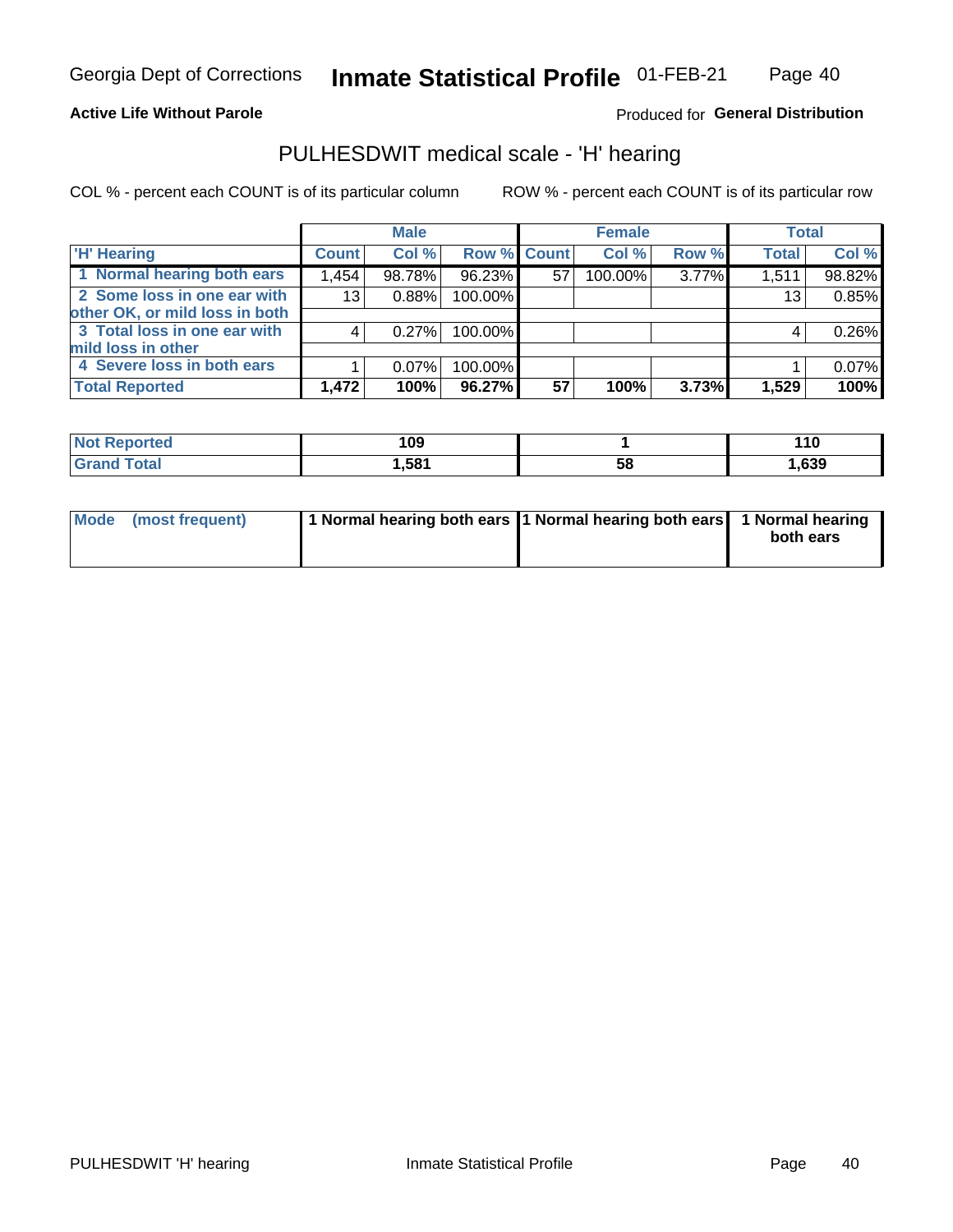**Active Life Without Parole**

Produced for **General Distribution**

## PULHESDWIT medical scale - 'H' hearing

COL % - percent each COUNT is of its particular column

ROW % - percent each COUNT is of its particular row

| | Male | | | Female | | | Total | |
|---|---|---|---|---|---|---|---|---|
| 'H' Hearing | Count | Col % | Row % | Count | Col % | Row % | Total | Col % |
| 1 Normal hearing both ears | 1,454 | 98.78% | 96.23% | 57 | 100.00% | 3.77% | 1,511 | 98.82% |
| 2 Some loss in one ear with other OK, or mild loss in both | 13 | 0.88% | 100.00% | | | | 13 | 0.85% |
| 3 Total loss in one ear with mild loss in other | 4 | 0.27% | 100.00% | | | | 4 | 0.26% |
| 4 Severe loss in both ears | 1 | 0.07% | 100.00% | | | | 1 | 0.07% |
| **Total Reported** | **1,472** | **100%** | **96.27%** | **57** | **100%** | **3.73%** | **1,529** | **100%** |

| | Male | Female | Total |
|---|---|---|---|
| Not Reported | 109 | 1 | 110 |
| Grand Total | 1,581 | 58 | 1,639 |

| | Male | Female | Total |
|---|---|---|---|
| Mode (most frequent) | 1 Normal hearing both ears | 1 Normal hearing both ears | 1 Normal hearing both ears |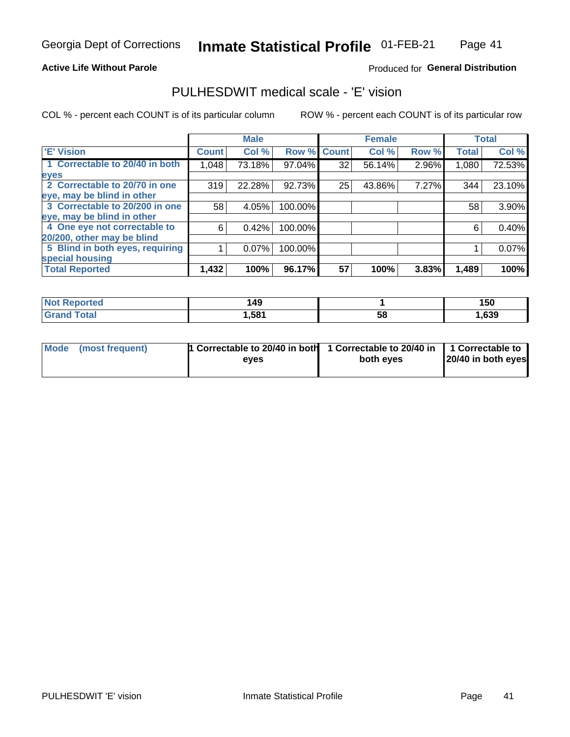Georgia Dept of Corrections **Inmate Statistical Profile** 01-FEB-21

**Active Life Without Parole**

Produced for **General Distribution**

## PULHESDWIT medical scale - 'E' vision

COL % - percent each COUNT is of its particular column

ROW % - percent each COUNT is of its particular row

| | Male | | | Female | | | Total | |
|---|---|---|---|---|---|---|---|---|
| 'E' Vision | Count | Col % | Row % | Count | Col % | Row % | Total | Col % |
| 1 Correctable to 20/40 in both eyes | 1,048 | 73.18% | 97.04% | 32 | 56.14% | 2.96% | 1,080 | 72.53% |
| 2 Correctable to 20/70 in one eye, may be blind in other | 319 | 22.28% | 92.73% | 25 | 43.86% | 7.27% | 344 | 23.10% |
| 3 Correctable to 20/200 in one eye, may be blind in other | 58 | 4.05% | 100.00% | | | | 58 | 3.90% |
| 4 One eye not correctable to 20/200, other may be blind | 6 | 0.42% | 100.00% | | | | 6 | 0.40% |
| 5 Blind in both eyes, requiring special housing | 1 | 0.07% | 100.00% | | | | 1 | 0.07% |
| **Total Reported** | **1,432** | **100%** | **96.17%** | **57** | **100%** | **3.83%** | **1,489** | **100%** |

| | Male | Female | Total |
|---|---|---|---|
| **Not Reported** | **149** | **1** | **150** |
| **Grand Total** | **1,581** | **58** | **1,639** |

| | Male | Female | Total |
|---|---|---|---|
| **Mode (most frequent)** | **1 Correctable to 20/40 in both eyes** | **1 Correctable to 20/40 in both eyes** | **1 Correctable to 20/40 in both eyes** |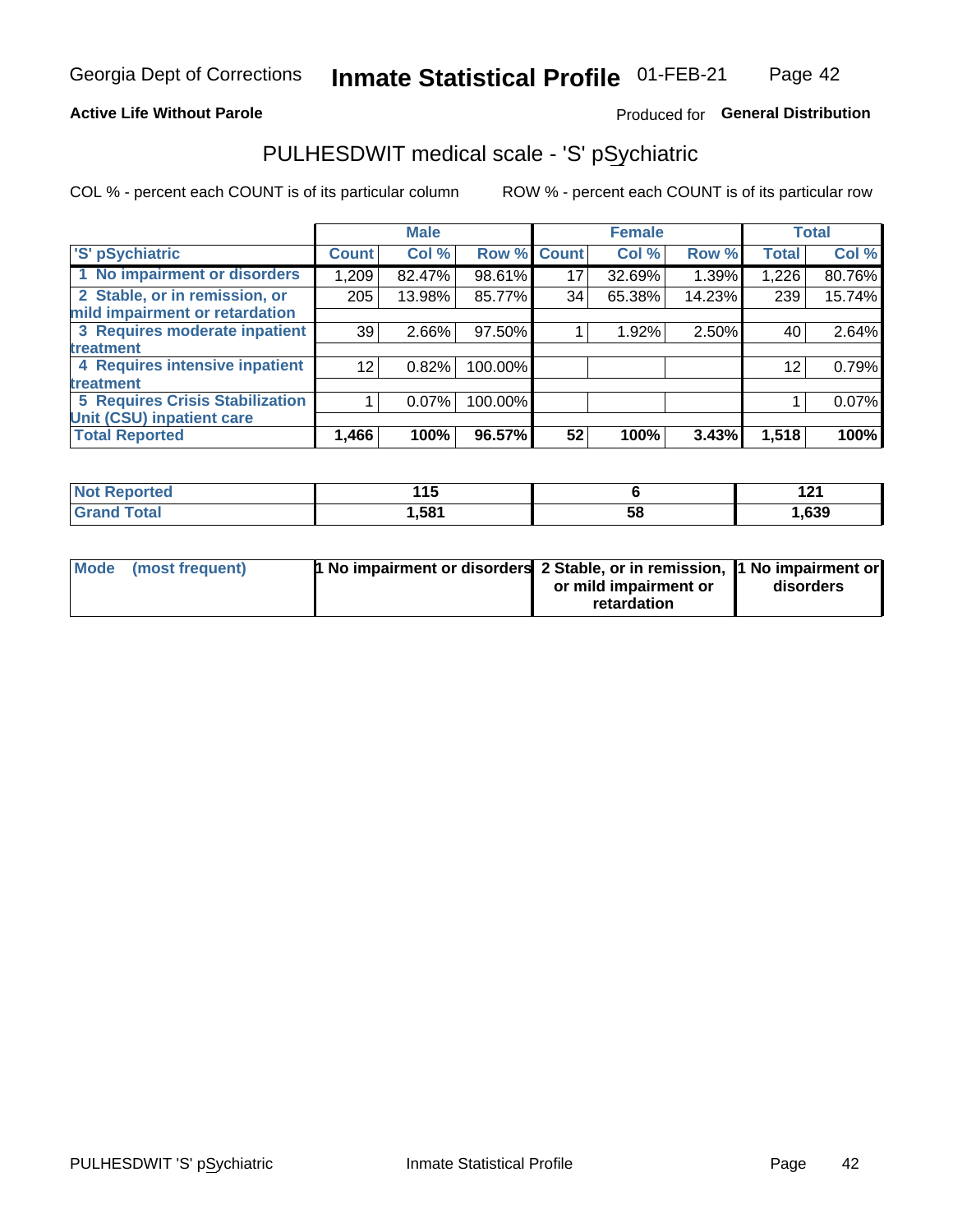Georgia Dept of Corrections **Inmate Statistical Profile** 01-FEB-21

**Active Life Without Parole**

Produced for **General Distribution**

## PULHESDWIT medical scale - 'S' pSychiatric

COL % - percent each COUNT is of its particular column

ROW % - percent each COUNT is of its particular row

| | Male | | | Female | | | Total | |
|---|---|---|---|---|---|---|---|---|
| 'S' pSychiatric | Count | Col % | Row % | Count | Col % | Row % | Total | Col % |
| 1 No impairment or disorders | 1,209 | 82.47% | 98.61% | 17 | 32.69% | 1.39% | 1,226 | 80.76% |
| 2 Stable, or in remission, or mild impairment or retardation | 205 | 13.98% | 85.77% | 34 | 65.38% | 14.23% | 239 | 15.74% |
| 3 Requires moderate inpatient treatment | 39 | 2.66% | 97.50% | 1 | 1.92% | 2.50% | 40 | 2.64% |
| 4 Requires intensive inpatient treatment | 12 | 0.82% | 100.00% | | | | 12 | 0.79% |
| 5 Requires Crisis Stabilization Unit (CSU) inpatient care | 1 | 0.07% | 100.00% | | | | 1 | 0.07% |
| **Total Reported** | **1,466** | **100%** | **96.57%** | **52** | **100%** | **3.43%** | **1,518** | **100%** |

| | Male | Female | Total |
|---|---|---|---|
| Not Reported | 115 | 6 | 121 |
| Grand Total | 1,581 | 58 | 1,639 |

| | Male | Female | Total |
|---|---|---|---|
| Mode (most frequent) | 1 No impairment or disorders | 2 Stable, or in remission, or mild impairment or retardation | 1 No impairment or disorders |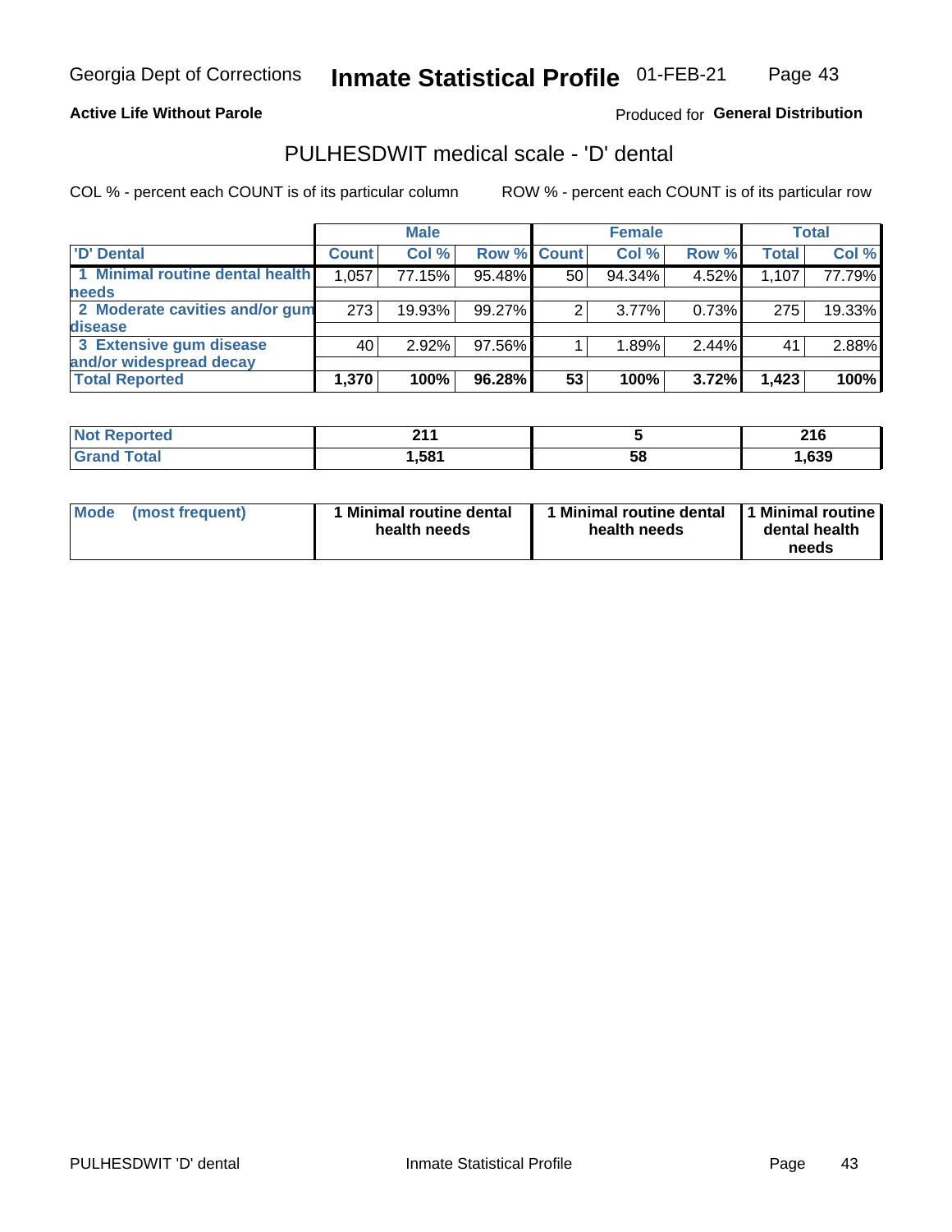Georgia Dept of Corrections **Inmate Statistical Profile** 01-FEB-21

**Active Life Without Parole**

Produced for **General Distribution**

## PULHESDWIT medical scale - 'D' dental

COL % - percent each COUNT is of its particular column ROW % - percent each COUNT is of its particular row

| | Male | | | Female | | | Total | |
|---|---|---|---|---|---|---|---|---|
| 'D' Dental | Count | Col % | Row % | Count | Col % | Row % | Total | Col % |
| 1 Minimal routine dental health needs | 1,057 | 77.15% | 95.48% | 50 | 94.34% | 4.52% | 1,107 | 77.79% |
| 2 Moderate cavities and/or gum disease | 273 | 19.93% | 99.27% | 2 | 3.77% | 0.73% | 275 | 19.33% |
| 3 Extensive gum disease and/or widespread decay | 40 | 2.92% | 97.56% | 1 | 1.89% | 2.44% | 41 | 2.88% |
| **Total Reported** | **1,370** | **100%** | **96.28%** | **53** | **100%** | **3.72%** | **1,423** | **100%** |

| | Male | Female | Total |
|---|---|---|---|
| Not Reported | 211 | 5 | 216 |
| Grand Total | 1,581 | 58 | 1,639 |

| | Male | Female | Total |
|---|---|---|---|
| Mode (most frequent) | 1 Minimal routine dental health needs | 1 Minimal routine dental health needs | 1 Minimal routine dental health needs |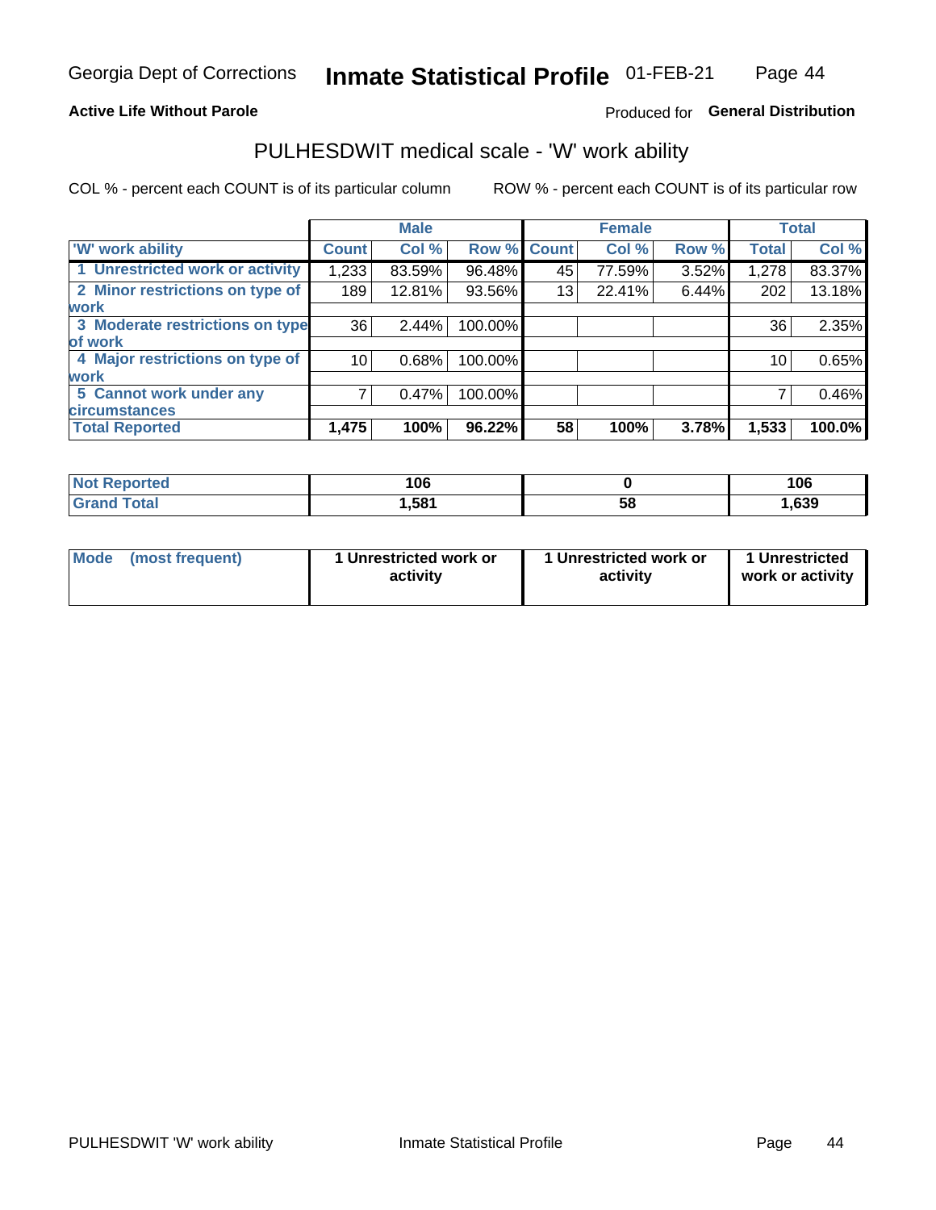Georgia Dept of Corrections **Inmate Statistical Profile** 01-FEB-21

**Active Life Without Parole**

Produced for **General Distribution**

## PULHESDWIT medical scale - 'W' work ability

COL % - percent each COUNT is of its particular column

ROW % - percent each COUNT is of its particular row

| | Male | | | Female | | | Total | |
|---|---|---|---|---|---|---|---|---|
| 'W' work ability | Count | Col % | Row % | Count | Col % | Row % | Total | Col % |
| 1 Unrestricted work or activity | 1,233 | 83.59% | 96.48% | 45 | 77.59% | 3.52% | 1,278 | 83.37% |
| 2 Minor restrictions on type of work | 189 | 12.81% | 93.56% | 13 | 22.41% | 6.44% | 202 | 13.18% |
| 3 Moderate restrictions on type of work | 36 | 2.44% | 100.00% | | | | 36 | 2.35% |
| 4 Major restrictions on type of work | 10 | 0.68% | 100.00% | | | | 10 | 0.65% |
| 5 Cannot work under any circumstances | 7 | 0.47% | 100.00% | | | | 7 | 0.46% |
| **Total Reported** | **1,475** | **100%** | **96.22%** | **58** | **100%** | **3.78%** | **1,533** | **100.0%** |

| | Male | Female | Total |
|---|---|---|---|
| Not Reported | 106 | 0 | 106 |
| Grand Total | 1,581 | 58 | 1,639 |

| | Male | Female | Total |
|---|---|---|---|
| Mode (most frequent) | 1 Unrestricted work or activity | 1 Unrestricted work or activity | 1 Unrestricted work or activity |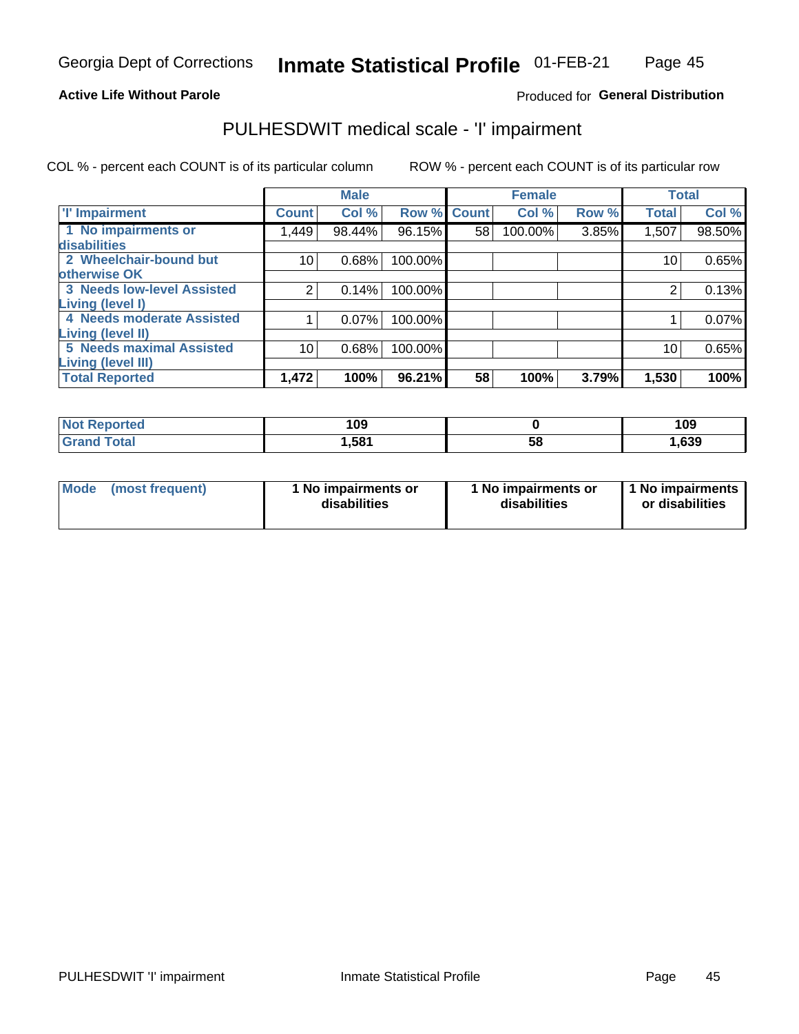Georgia Dept of Corrections **Inmate Statistical Profile** 01-FEB-21

**Active Life Without Parole**

Produced for **General Distribution**

## PULHESDWIT medical scale - 'I' impairment

COL % - percent each COUNT is of its particular column ROW % - percent each COUNT is of its particular row

| | Male | | | Female | | | Total | |
|---|---|---|---|---|---|---|---|---|
| 'I' Impairment | Count | Col % | Row % | Count | Col % | Row % | Total | Col % |
| 1 No impairments or disabilities | 1,449 | 98.44% | 96.15% | 58 | 100.00% | 3.85% | 1,507 | 98.50% |
| 2 Wheelchair-bound but otherwise OK | 10 | 0.68% | 100.00% | | | | 10 | 0.65% |
| 3 Needs low-level Assisted Living (level I) | 2 | 0.14% | 100.00% | | | | 2 | 0.13% |
| 4 Needs moderate Assisted Living (level II) | 1 | 0.07% | 100.00% | | | | 1 | 0.07% |
| 5 Needs maximal Assisted Living (level III) | 10 | 0.68% | 100.00% | | | | 10 | 0.65% |
| **Total Reported** | **1,472** | **100%** | **96.21%** | **58** | **100%** | **3.79%** | **1,530** | **100%** |

| | Male | Female | Total |
|---|---|---|---|
| Not Reported | 109 | 0 | 109 |
| Grand Total | 1,581 | 58 | 1,639 |

| Mode (most frequent) | Male | Female | Total |
|---|---|---|---|
| | 1 No impairments or disabilities | 1 No impairments or disabilities | 1 No impairments or disabilities |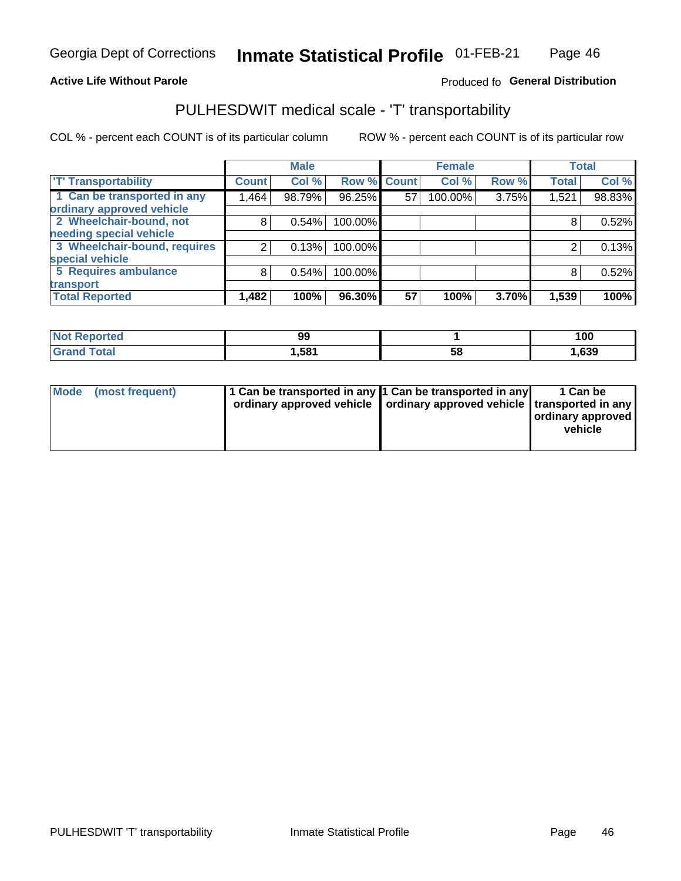Georgia Dept of Corrections **Inmate Statistical Profile** 01-FEB-21

**Active Life Without Parole**

Produced fo **General Distribution**

## PULHESDWIT medical scale - 'T' transportability

COL % - percent each COUNT is of its particular column ROW % - percent each COUNT is of its particular row

| | Male | | | Female | | | Total | |
|---|---|---|---|---|---|---|---|---|
| 'T' Transportability | Count | Col % | Row % | Count | Col % | Row % | Total | Col % |
| 1 Can be transported in any ordinary approved vehicle | 1,464 | 98.79% | 96.25% | 57 | 100.00% | 3.75% | 1,521 | 98.83% |
| 2 Wheelchair-bound, not needing special vehicle | 8 | 0.54% | 100.00% | | | | 8 | 0.52% |
| 3 Wheelchair-bound, requires special vehicle | 2 | 0.13% | 100.00% | | | | 2 | 0.13% |
| 5 Requires ambulance transport | 8 | 0.54% | 100.00% | | | | 8 | 0.52% |
| **Total Reported** | **1,482** | **100%** | **96.30%** | **57** | **100%** | **3.70%** | **1,539** | **100%** |

| | Male | Female | Total |
|---|---|---|---|
| Not Reported | 99 | 1 | 100 |
| Grand Total | 1,581 | 58 | 1,639 |

| | Male | Female | Total |
|---|---|---|---|
| Mode (most frequent) | 1 Can be transported in any ordinary approved vehicle | 1 Can be transported in any ordinary approved vehicle | 1 Can be transported in any ordinary approved vehicle |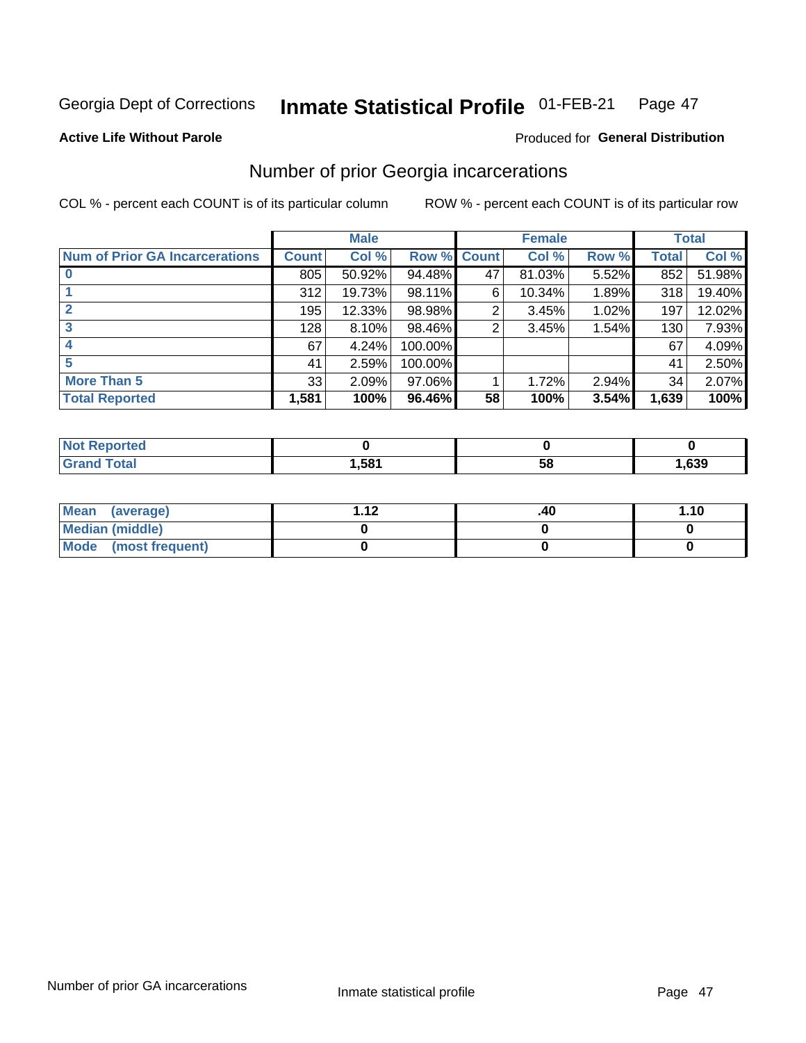Georgia Dept of Corrections **Inmate Statistical Profile** 01-FEB-21

**Active Life Without Parole**

Produced for **General Distribution**

## Number of prior Georgia incarcerations

COL % - percent each COUNT is of its particular column ROW % - percent each COUNT is of its particular row

| | Male | | | Female | | | Total | |
|---|---|---|---|---|---|---|---|---|
| **Num of Prior GA Incarcerations** | **Count** | **Col %** | **Row %** | **Count** | **Col %** | **Row %** | **Total** | **Col %** |
| **0** | 805 | 50.92% | 94.48% | 47 | 81.03% | 5.52% | 852 | 51.98% |
| **1** | 312 | 19.73% | 98.11% | 6 | 10.34% | 1.89% | 318 | 19.40% |
| **2** | 195 | 12.33% | 98.98% | 2 | 3.45% | 1.02% | 197 | 12.02% |
| **3** | 128 | 8.10% | 98.46% | 2 | 3.45% | 1.54% | 130 | 7.93% |
| **4** | 67 | 4.24% | 100.00% | | | | 67 | 4.09% |
| **5** | 41 | 2.59% | 100.00% | | | | 41 | 2.50% |
| **More Than 5** | 33 | 2.09% | 97.06% | 1 | 1.72% | 2.94% | 34 | 2.07% |
| **Total Reported** | **1,581** | **100%** | **96.46%** | **58** | **100%** | **3.54%** | **1,639** | **100%** |

| | Male | Female | Total |
|---|---|---|---|
| **Not Reported** | **0** | **0** | **0** |
| **Grand Total** | **1,581** | **58** | **1,639** |

| | Male | Female | Total |
|---|---|---|---|
| **Mean (average)** | **1.12** | **.40** | **1.10** |
| **Median (middle)** | **0** | **0** | **0** |
| **Mode (most frequent)** | **0** | **0** | **0** |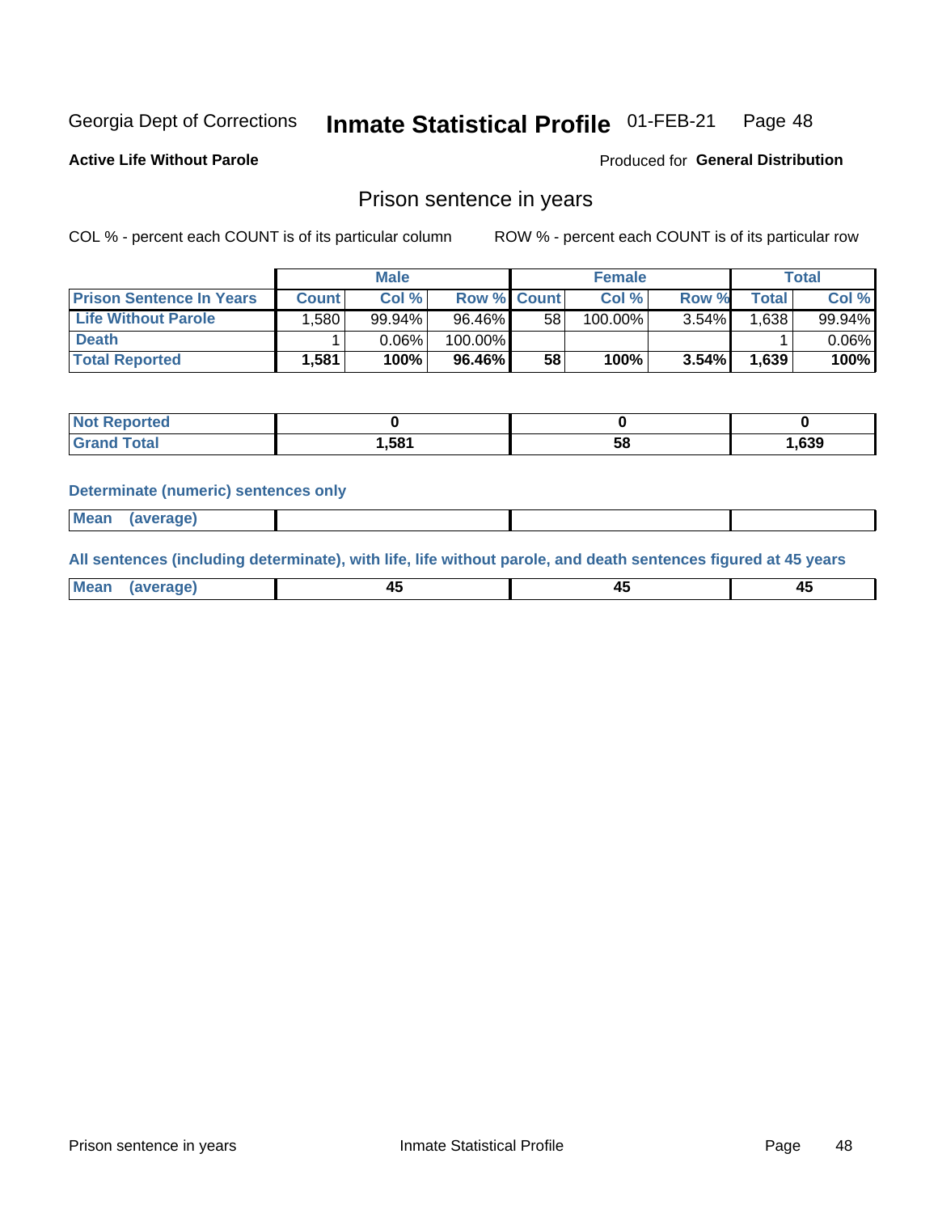Georgia Dept of Corrections **Inmate Statistical Profile** 01-FEB-21 Page 48

**Active Life Without Parole**

Produced for **General Distribution**

## Prison sentence in years

COL % - percent each COUNT is of its particular column ROW % - percent each COUNT is of its particular row

| | Male | | | Female | | | Total | |
|---|---|---|---|---|---|---|---|---|
| **Prison Sentence In Years** | **Count** | **Col %** | **Row %** | **Count** | **Col %** | **Row %** | **Total** | **Col %** |
| **Life Without Parole** | 1,580 | 99.94% | 96.46% | 58 | 100.00% | 3.54% | 1,638 | 99.94% |
| **Death** | 1 | 0.06% | 100.00% | | | | 1 | 0.06% |
| **Total Reported** | **1,581** | **100%** | **96.46%** | **58** | **100%** | **3.54%** | **1,639** | **100%** |

| | Male | Female | Total |
|---|---|---|---|
| **Not Reported** | **0** | **0** | **0** |
| **Grand Total** | **1,581** | **58** | **1,639** |

**Determinate (numeric) sentences only**

| | Male | Female | Total |
|---|---|---|---|
| **Mean (average)** | | | |

**All sentences (including determinate), with life, life without parole, and death sentences figured at 45 years**

| | Male | Female | Total |
|---|---|---|---|
| **Mean (average)** | **45** | **45** | **45** |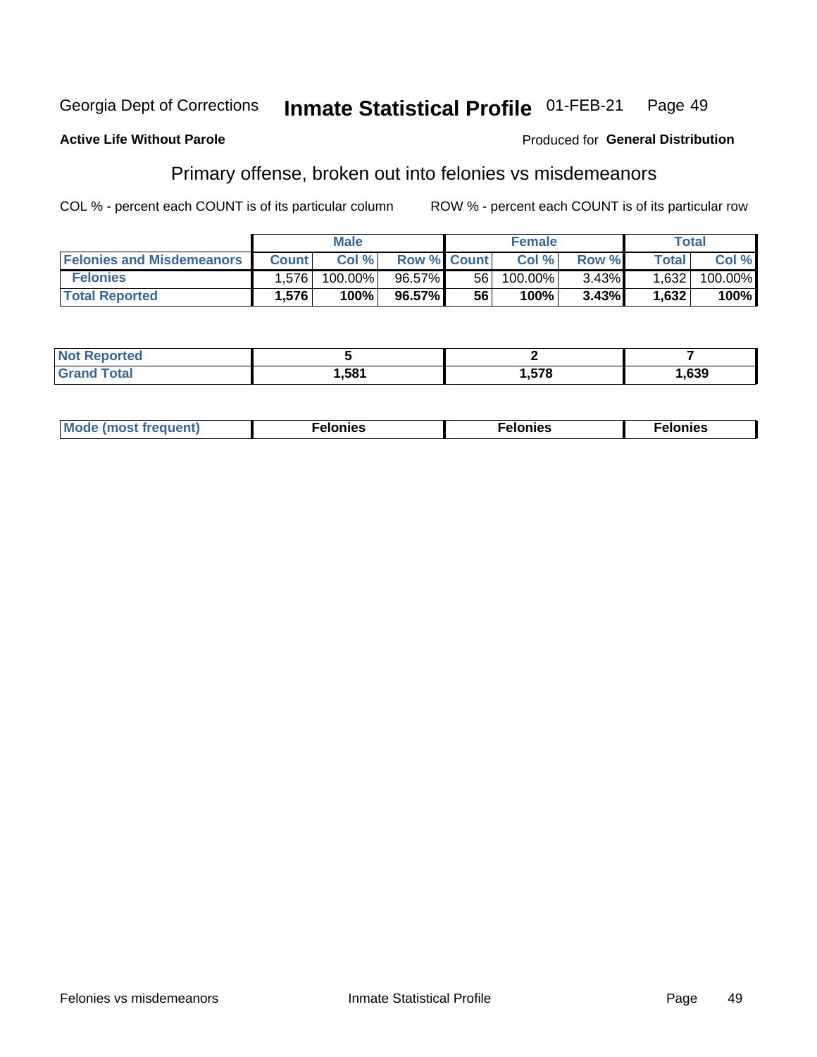Georgia Dept of Corrections **Inmate Statistical Profile** 01-FEB-21

**Active Life Without Parole**

Produced for **General Distribution**

## Primary offense, broken out into felonies vs misdemeanors

COL % - percent each COUNT is of its particular column

ROW % - percent each COUNT is of its particular row

| | Male | | | Female | | | Total | |
|---|---|---|---|---|---|---|---|---|
| Felonies and Misdemeanors | Count | Col % | Row % | Count | Col % | Row % | Total | Col % |
| Felonies | 1,576 | 100.00% | 96.57% | 56 | 100.00% | 3.43% | 1,632 | 100.00% |
| **Total Reported** | **1,576** | **100%** | **96.57%** | **56** | **100%** | **3.43%** | **1,632** | **100%** |

| | Male | Female | Total |
|---|---|---|---|
| Not Reported | **5** | **2** | **7** |
| Grand Total | **1,581** | **1,578** | **1,639** |

| | Male | Female | Total |
|---|---|---|---|
| Mode (most frequent) | **Felonies** | **Felonies** | **Felonies** |

Felonies vs misdemeanors Inmate Statistical Profile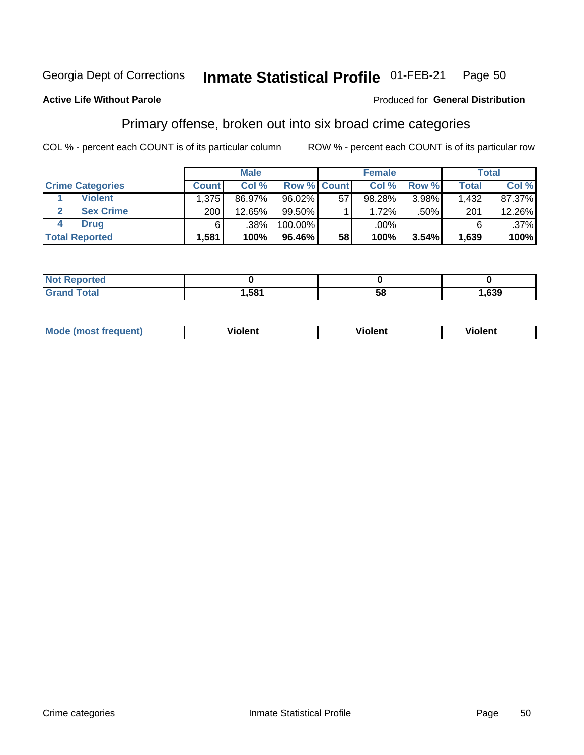Georgia Dept of Corrections **Inmate Statistical Profile** 01-FEB-21

**Active Life Without Parole**

Produced for **General Distribution**

## Primary offense, broken out into six broad crime categories

COL % - percent each COUNT is of its particular column

ROW % - percent each COUNT is of its particular row

| | | Male | | | Female | | | Total | |
|---|---|---|---|---|---|---|---|---|---|
| **Crime Categories** | | **Count** | **Col %** | **Row %** | **Count** | **Col %** | **Row %** | **Total** | **Col %** |
| 1 | **Violent** | 1,375 | 86.97% | 96.02% | 57 | 98.28% | 3.98% | 1,432 | 87.37% |
| 2 | **Sex Crime** | 200 | 12.65% | 99.50% | 1 | 1.72% | .50% | 201 | 12.26% |
| 4 | **Drug** | 6 | .38% | 100.00% | | .00% | | 6 | .37% |
| **Total Reported** | | **1,581** | **100%** | **96.46%** | **58** | **100%** | **3.54%** | **1,639** | **100%** |

| | Male | Female | Total |
|---|---|---|---|
| **Not Reported** | **0** | **0** | **0** |
| **Grand Total** | **1,581** | **58** | **1,639** |

| | Male | Female | Total |
|---|---|---|---|
| **Mode (most frequent)** | **Violent** | **Violent** | **Violent** |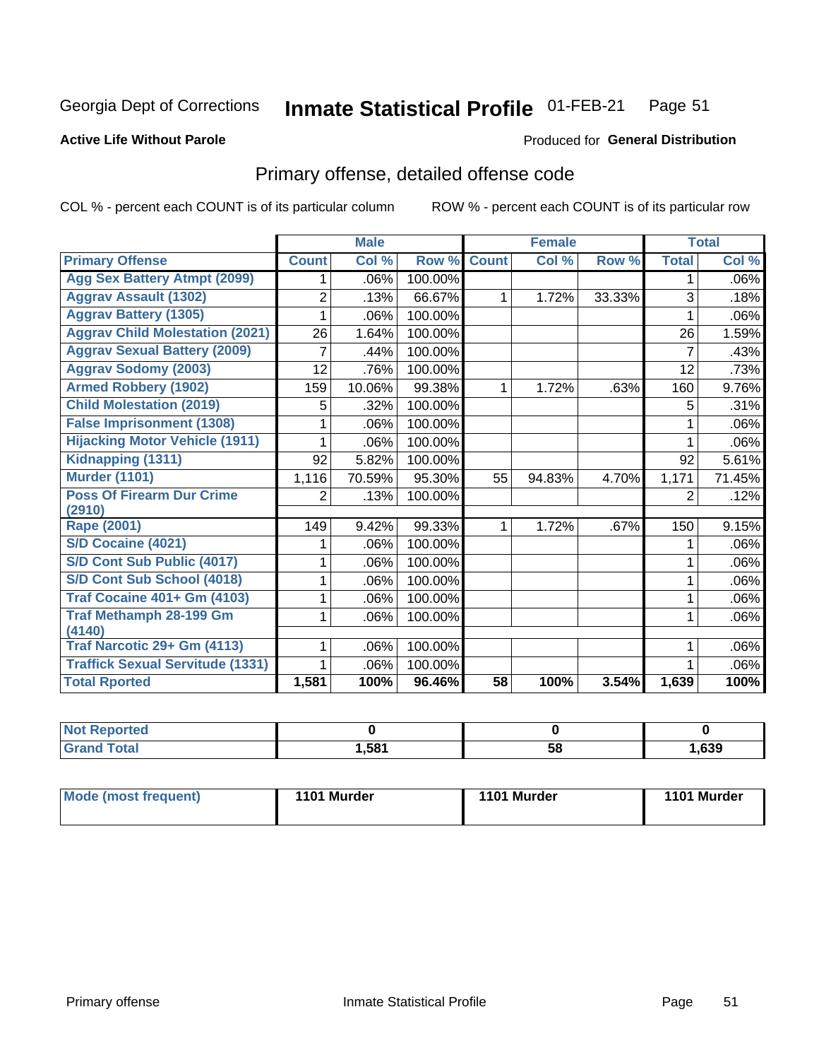Georgia Dept of Corrections **Inmate Statistical Profile** 01-FEB-21

**Active Life Without Parole**

Produced for **General Distribution**

## Primary offense, detailed offense code

COL % - percent each COUNT is of its particular column

ROW % - percent each COUNT is of its particular row

| | Male | | | Female | | | Total | |
|---|---|---|---|---|---|---|---|---|
| **Primary Offense** | **Count** | **Col %** | **Row %** | **Count** | **Col %** | **Row %** | **Total** | **Col %** |
| Agg Sex Battery Atmpt (2099) | 1 | .06% | 100.00% | | | | 1 | .06% |
| Aggrav Assault (1302) | 2 | .13% | 66.67% | 1 | 1.72% | 33.33% | 3 | .18% |
| Aggrav Battery (1305) | 1 | .06% | 100.00% | | | | 1 | .06% |
| Aggrav Child Molestation (2021) | 26 | 1.64% | 100.00% | | | | 26 | 1.59% |
| Aggrav Sexual Battery (2009) | 7 | .44% | 100.00% | | | | 7 | .43% |
| Aggrav Sodomy (2003) | 12 | .76% | 100.00% | | | | 12 | .73% |
| Armed Robbery (1902) | 159 | 10.06% | 99.38% | 1 | 1.72% | .63% | 160 | 9.76% |
| Child Molestation (2019) | 5 | .32% | 100.00% | | | | 5 | .31% |
| False Imprisonment (1308) | 1 | .06% | 100.00% | | | | 1 | .06% |
| Hijacking Motor Vehicle (1911) | 1 | .06% | 100.00% | | | | 1 | .06% |
| Kidnapping (1311) | 92 | 5.82% | 100.00% | | | | 92 | 5.61% |
| Murder (1101) | 1,116 | 70.59% | 95.30% | 55 | 94.83% | 4.70% | 1,171 | 71.45% |
| Poss Of Firearm Dur Crime (2910) | 2 | .13% | 100.00% | | | | 2 | .12% |
| Rape (2001) | 149 | 9.42% | 99.33% | 1 | 1.72% | .67% | 150 | 9.15% |
| S/D Cocaine (4021) | 1 | .06% | 100.00% | | | | 1 | .06% |
| S/D Cont Sub Public (4017) | 1 | .06% | 100.00% | | | | 1 | .06% |
| S/D Cont Sub School (4018) | 1 | .06% | 100.00% | | | | 1 | .06% |
| Traf Cocaine 401+ Gm (4103) | 1 | .06% | 100.00% | | | | 1 | .06% |
| Traf Methamph 28-199 Gm (4140) | 1 | .06% | 100.00% | | | | 1 | .06% |
| Traf Narcotic 29+ Gm (4113) | 1 | .06% | 100.00% | | | | 1 | .06% |
| Traffick Sexual Servitude (1331) | 1 | .06% | 100.00% | | | | 1 | .06% |
| **Total Rported** | **1,581** | **100%** | **96.46%** | **58** | **100%** | **3.54%** | **1,639** | **100%** |

| | Male | Female | Total |
|---|---|---|---|
| Not Reported | **0** | **0** | **0** |
| Grand Total | **1,581** | **58** | **1,639** |

| | Male | Female | Total |
|---|---|---|---|
| Mode (most frequent) | **1101 Murder** | **1101 Murder** | **1101 Murder** |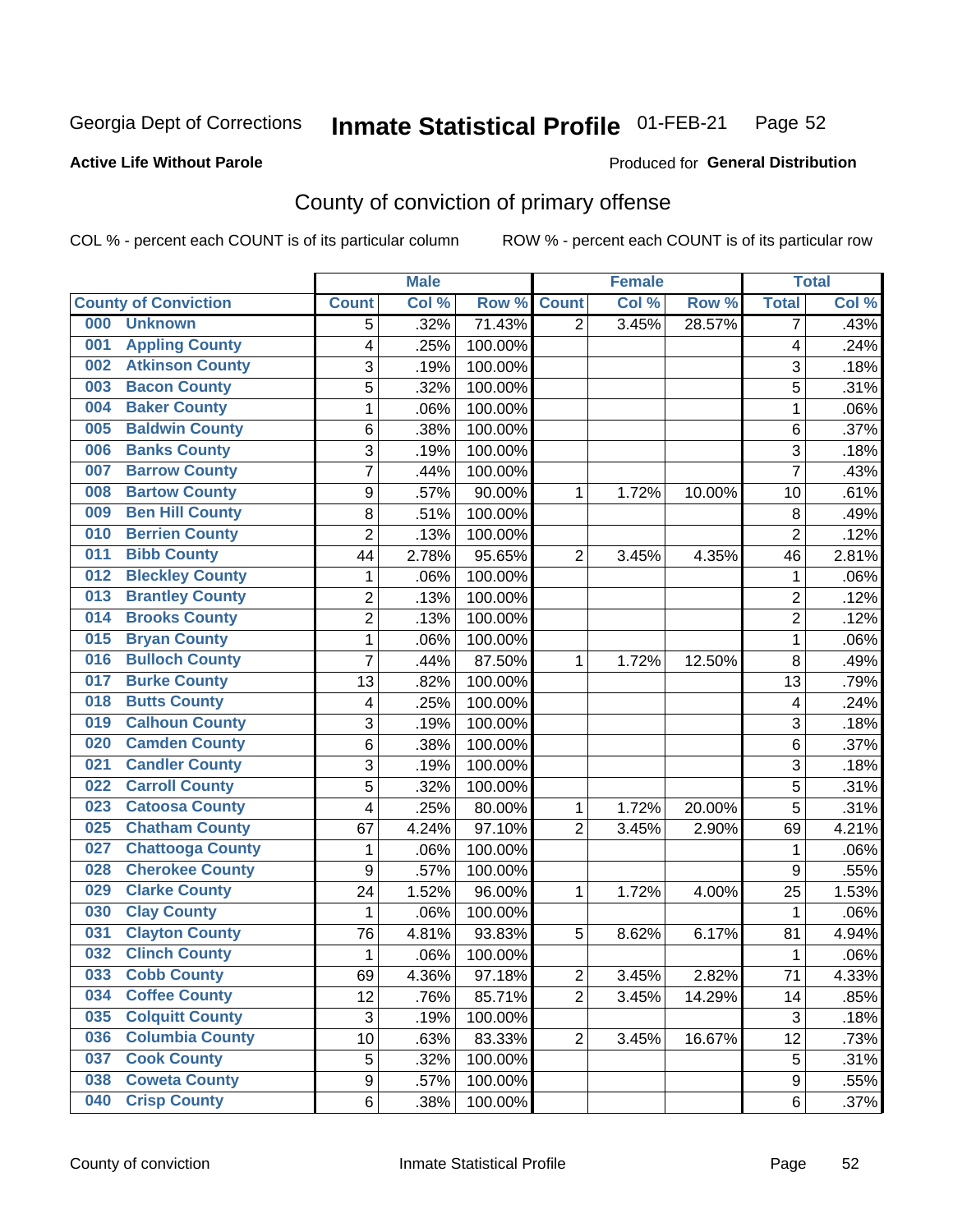Georgia Dept of Corrections **Inmate Statistical Profile** 01-FEB-21

**Active Life Without Parole**

Produced for **General Distribution**

## County of conviction of primary offense

COL % - percent each COUNT is of its particular column ROW % - percent each COUNT is of its particular row

| | Male | | | Female | | | Total | |
|---|---|---|---|---|---|---|---|---|
| **County of Conviction** | **Count** | **Col %** | **Row %** | **Count** | **Col %** | **Row %** | **Total** | **Col %** |
| 000 Unknown | 5 | .32% | 71.43% | 2 | 3.45% | 28.57% | 7 | .43% |
| 001 Appling County | 4 | .25% | 100.00% | | | | 4 | .24% |
| 002 Atkinson County | 3 | .19% | 100.00% | | | | 3 | .18% |
| 003 Bacon County | 5 | .32% | 100.00% | | | | 5 | .31% |
| 004 Baker County | 1 | .06% | 100.00% | | | | 1 | .06% |
| 005 Baldwin County | 6 | .38% | 100.00% | | | | 6 | .37% |
| 006 Banks County | 3 | .19% | 100.00% | | | | 3 | .18% |
| 007 Barrow County | 7 | .44% | 100.00% | | | | 7 | .43% |
| 008 Bartow County | 9 | .57% | 90.00% | 1 | 1.72% | 10.00% | 10 | .61% |
| 009 Ben Hill County | 8 | .51% | 100.00% | | | | 8 | .49% |
| 010 Berrien County | 2 | .13% | 100.00% | | | | 2 | .12% |
| 011 Bibb County | 44 | 2.78% | 95.65% | 2 | 3.45% | 4.35% | 46 | 2.81% |
| 012 Bleckley County | 1 | .06% | 100.00% | | | | 1 | .06% |
| 013 Brantley County | 2 | .13% | 100.00% | | | | 2 | .12% |
| 014 Brooks County | 2 | .13% | 100.00% | | | | 2 | .12% |
| 015 Bryan County | 1 | .06% | 100.00% | | | | 1 | .06% |
| 016 Bulloch County | 7 | .44% | 87.50% | 1 | 1.72% | 12.50% | 8 | .49% |
| 017 Burke County | 13 | .82% | 100.00% | | | | 13 | .79% |
| 018 Butts County | 4 | .25% | 100.00% | | | | 4 | .24% |
| 019 Calhoun County | 3 | .19% | 100.00% | | | | 3 | .18% |
| 020 Camden County | 6 | .38% | 100.00% | | | | 6 | .37% |
| 021 Candler County | 3 | .19% | 100.00% | | | | 3 | .18% |
| 022 Carroll County | 5 | .32% | 100.00% | | | | 5 | .31% |
| 023 Catoosa County | 4 | .25% | 80.00% | 1 | 1.72% | 20.00% | 5 | .31% |
| 025 Chatham County | 67 | 4.24% | 97.10% | 2 | 3.45% | 2.90% | 69 | 4.21% |
| 027 Chattooga County | 1 | .06% | 100.00% | | | | 1 | .06% |
| 028 Cherokee County | 9 | .57% | 100.00% | | | | 9 | .55% |
| 029 Clarke County | 24 | 1.52% | 96.00% | 1 | 1.72% | 4.00% | 25 | 1.53% |
| 030 Clay County | 1 | .06% | 100.00% | | | | 1 | .06% |
| 031 Clayton County | 76 | 4.81% | 93.83% | 5 | 8.62% | 6.17% | 81 | 4.94% |
| 032 Clinch County | 1 | .06% | 100.00% | | | | 1 | .06% |
| 033 Cobb County | 69 | 4.36% | 97.18% | 2 | 3.45% | 2.82% | 71 | 4.33% |
| 034 Coffee County | 12 | .76% | 85.71% | 2 | 3.45% | 14.29% | 14 | .85% |
| 035 Colquitt County | 3 | .19% | 100.00% | | | | 3 | .18% |
| 036 Columbia County | 10 | .63% | 83.33% | 2 | 3.45% | 16.67% | 12 | .73% |
| 037 Cook County | 5 | .32% | 100.00% | | | | 5 | .31% |
| 038 Coweta County | 9 | .57% | 100.00% | | | | 9 | .55% |
| 040 Crisp County | 6 | .38% | 100.00% | | | | 6 | .37% |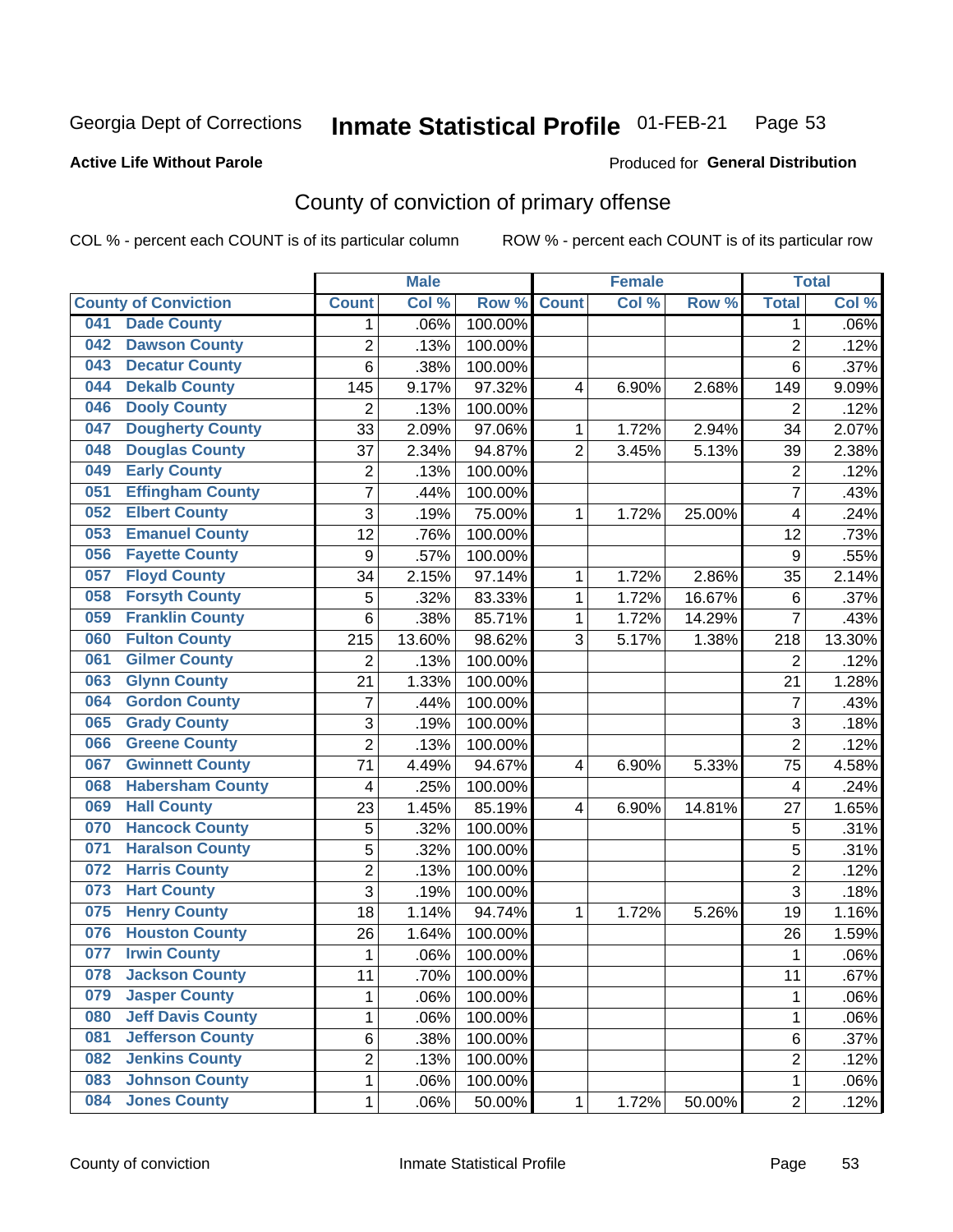Georgia Dept of Corrections **Inmate Statistical Profile** 01-FEB-21

**Active Life Without Parole**

Produced for **General Distribution**

## County of conviction of primary offense

COL % - percent each COUNT is of its particular column ROW % - percent each COUNT is of its particular row

| County of Conviction | Male | | | Female | | | Total | |
|---|---|---|---|---|---|---|---|---|
| | Count | Col % | Row % | Count | Col % | Row % | Total | Col % |
| 041 Dade County | 1 | .06% | 100.00% | | | | 1 | .06% |
| 042 Dawson County | 2 | .13% | 100.00% | | | | 2 | .12% |
| 043 Decatur County | 6 | .38% | 100.00% | | | | 6 | .37% |
| 044 Dekalb County | 145 | 9.17% | 97.32% | 4 | 6.90% | 2.68% | 149 | 9.09% |
| 046 Dooly County | 2 | .13% | 100.00% | | | | 2 | .12% |
| 047 Dougherty County | 33 | 2.09% | 97.06% | 1 | 1.72% | 2.94% | 34 | 2.07% |
| 048 Douglas County | 37 | 2.34% | 94.87% | 2 | 3.45% | 5.13% | 39 | 2.38% |
| 049 Early County | 2 | .13% | 100.00% | | | | 2 | .12% |
| 051 Effingham County | 7 | .44% | 100.00% | | | | 7 | .43% |
| 052 Elbert County | 3 | .19% | 75.00% | 1 | 1.72% | 25.00% | 4 | .24% |
| 053 Emanuel County | 12 | .76% | 100.00% | | | | 12 | .73% |
| 056 Fayette County | 9 | .57% | 100.00% | | | | 9 | .55% |
| 057 Floyd County | 34 | 2.15% | 97.14% | 1 | 1.72% | 2.86% | 35 | 2.14% |
| 058 Forsyth County | 5 | .32% | 83.33% | 1 | 1.72% | 16.67% | 6 | .37% |
| 059 Franklin County | 6 | .38% | 85.71% | 1 | 1.72% | 14.29% | 7 | .43% |
| 060 Fulton County | 215 | 13.60% | 98.62% | 3 | 5.17% | 1.38% | 218 | 13.30% |
| 061 Gilmer County | 2 | .13% | 100.00% | | | | 2 | .12% |
| 063 Glynn County | 21 | 1.33% | 100.00% | | | | 21 | 1.28% |
| 064 Gordon County | 7 | .44% | 100.00% | | | | 7 | .43% |
| 065 Grady County | 3 | .19% | 100.00% | | | | 3 | .18% |
| 066 Greene County | 2 | .13% | 100.00% | | | | 2 | .12% |
| 067 Gwinnett County | 71 | 4.49% | 94.67% | 4 | 6.90% | 5.33% | 75 | 4.58% |
| 068 Habersham County | 4 | .25% | 100.00% | | | | 4 | .24% |
| 069 Hall County | 23 | 1.45% | 85.19% | 4 | 6.90% | 14.81% | 27 | 1.65% |
| 070 Hancock County | 5 | .32% | 100.00% | | | | 5 | .31% |
| 071 Haralson County | 5 | .32% | 100.00% | | | | 5 | .31% |
| 072 Harris County | 2 | .13% | 100.00% | | | | 2 | .12% |
| 073 Hart County | 3 | .19% | 100.00% | | | | 3 | .18% |
| 075 Henry County | 18 | 1.14% | 94.74% | 1 | 1.72% | 5.26% | 19 | 1.16% |
| 076 Houston County | 26 | 1.64% | 100.00% | | | | 26 | 1.59% |
| 077 Irwin County | 1 | .06% | 100.00% | | | | 1 | .06% |
| 078 Jackson County | 11 | .70% | 100.00% | | | | 11 | .67% |
| 079 Jasper County | 1 | .06% | 100.00% | | | | 1 | .06% |
| 080 Jeff Davis County | 1 | .06% | 100.00% | | | | 1 | .06% |
| 081 Jefferson County | 6 | .38% | 100.00% | | | | 6 | .37% |
| 082 Jenkins County | 2 | .13% | 100.00% | | | | 2 | .12% |
| 083 Johnson County | 1 | .06% | 100.00% | | | | 1 | .06% |
| 084 Jones County | 1 | .06% | 50.00% | 1 | 1.72% | 50.00% | 2 | .12% |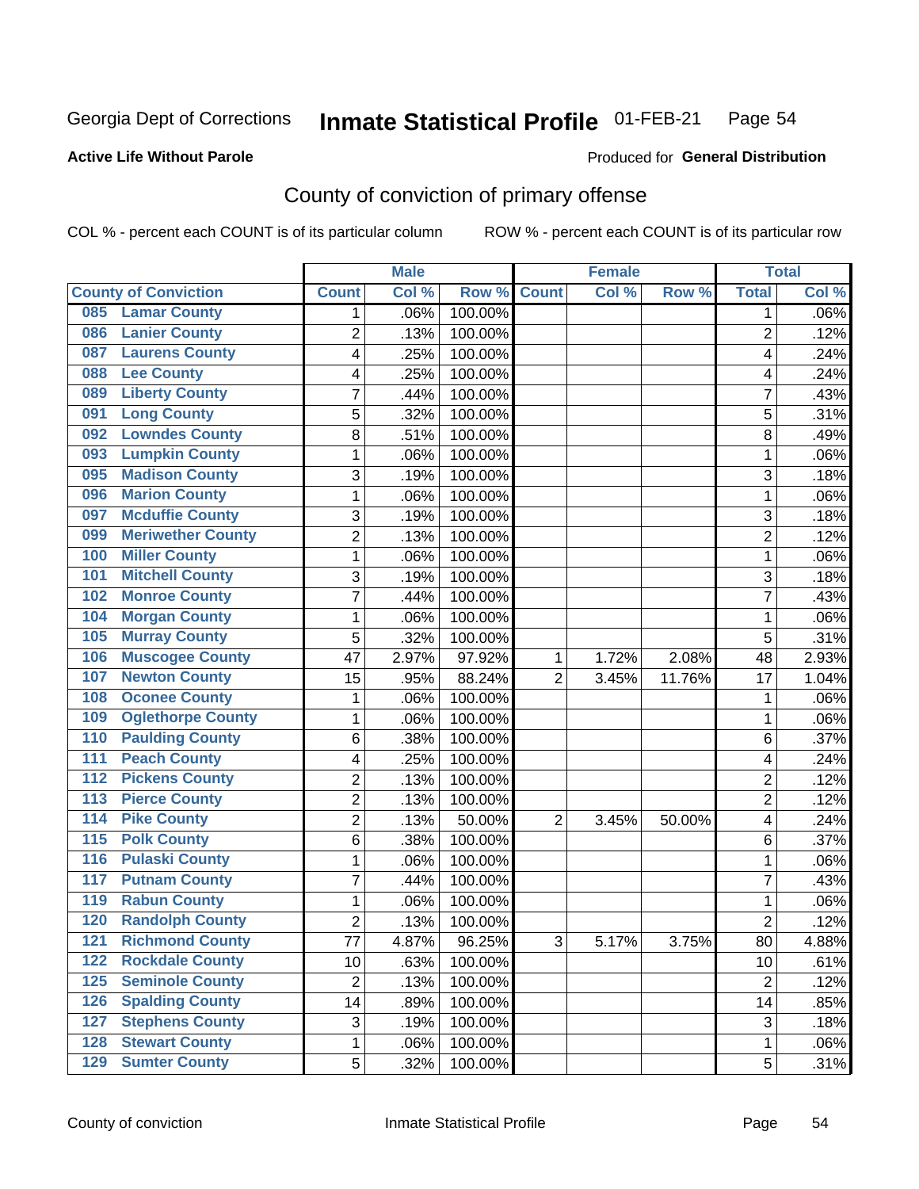Georgia Dept of Corrections **Inmate Statistical Profile** 01-FEB-21

**Active Life Without Parole**

Produced for **General Distribution**

## County of conviction of primary offense

COL % - percent each COUNT is of its particular column ROW % - percent each COUNT is of its particular row

| | | Male | | | Female | | | Total | |
|---|---|---|---|---|---|---|---|---|---|
| **County of Conviction** | | **Count** | **Col %** | **Row %** | **Count** | **Col %** | **Row %** | **Total** | **Col %** |
| 085 | Lamar County | 1 | .06% | 100.00% | | | | 1 | .06% |
| 086 | Lanier County | 2 | .13% | 100.00% | | | | 2 | .12% |
| 087 | Laurens County | 4 | .25% | 100.00% | | | | 4 | .24% |
| 088 | Lee County | 4 | .25% | 100.00% | | | | 4 | .24% |
| 089 | Liberty County | 7 | .44% | 100.00% | | | | 7 | .43% |
| 091 | Long County | 5 | .32% | 100.00% | | | | 5 | .31% |
| 092 | Lowndes County | 8 | .51% | 100.00% | | | | 8 | .49% |
| 093 | Lumpkin County | 1 | .06% | 100.00% | | | | 1 | .06% |
| 095 | Madison County | 3 | .19% | 100.00% | | | | 3 | .18% |
| 096 | Marion County | 1 | .06% | 100.00% | | | | 1 | .06% |
| 097 | Mcduffie County | 3 | .19% | 100.00% | | | | 3 | .18% |
| 099 | Meriwether County | 2 | .13% | 100.00% | | | | 2 | .12% |
| 100 | Miller County | 1 | .06% | 100.00% | | | | 1 | .06% |
| 101 | Mitchell County | 3 | .19% | 100.00% | | | | 3 | .18% |
| 102 | Monroe County | 7 | .44% | 100.00% | | | | 7 | .43% |
| 104 | Morgan County | 1 | .06% | 100.00% | | | | 1 | .06% |
| 105 | Murray County | 5 | .32% | 100.00% | | | | 5 | .31% |
| 106 | Muscogee County | 47 | 2.97% | 97.92% | 1 | 1.72% | 2.08% | 48 | 2.93% |
| 107 | Newton County | 15 | .95% | 88.24% | 2 | 3.45% | 11.76% | 17 | 1.04% |
| 108 | Oconee County | 1 | .06% | 100.00% | | | | 1 | .06% |
| 109 | Oglethorpe County | 1 | .06% | 100.00% | | | | 1 | .06% |
| 110 | Paulding County | 6 | .38% | 100.00% | | | | 6 | .37% |
| 111 | Peach County | 4 | .25% | 100.00% | | | | 4 | .24% |
| 112 | Pickens County | 2 | .13% | 100.00% | | | | 2 | .12% |
| 113 | Pierce County | 2 | .13% | 100.00% | | | | 2 | .12% |
| 114 | Pike County | 2 | .13% | 50.00% | 2 | 3.45% | 50.00% | 4 | .24% |
| 115 | Polk County | 6 | .38% | 100.00% | | | | 6 | .37% |
| 116 | Pulaski County | 1 | .06% | 100.00% | | | | 1 | .06% |
| 117 | Putnam County | 7 | .44% | 100.00% | | | | 7 | .43% |
| 119 | Rabun County | 1 | .06% | 100.00% | | | | 1 | .06% |
| 120 | Randolph County | 2 | .13% | 100.00% | | | | 2 | .12% |
| 121 | Richmond County | 77 | 4.87% | 96.25% | 3 | 5.17% | 3.75% | 80 | 4.88% |
| 122 | Rockdale County | 10 | .63% | 100.00% | | | | 10 | .61% |
| 125 | Seminole County | 2 | .13% | 100.00% | | | | 2 | .12% |
| 126 | Spalding County | 14 | .89% | 100.00% | | | | 14 | .85% |
| 127 | Stephens County | 3 | .19% | 100.00% | | | | 3 | .18% |
| 128 | Stewart County | 1 | .06% | 100.00% | | | | 1 | .06% |
| 129 | Sumter County | 5 | .32% | 100.00% | | | | 5 | .31% |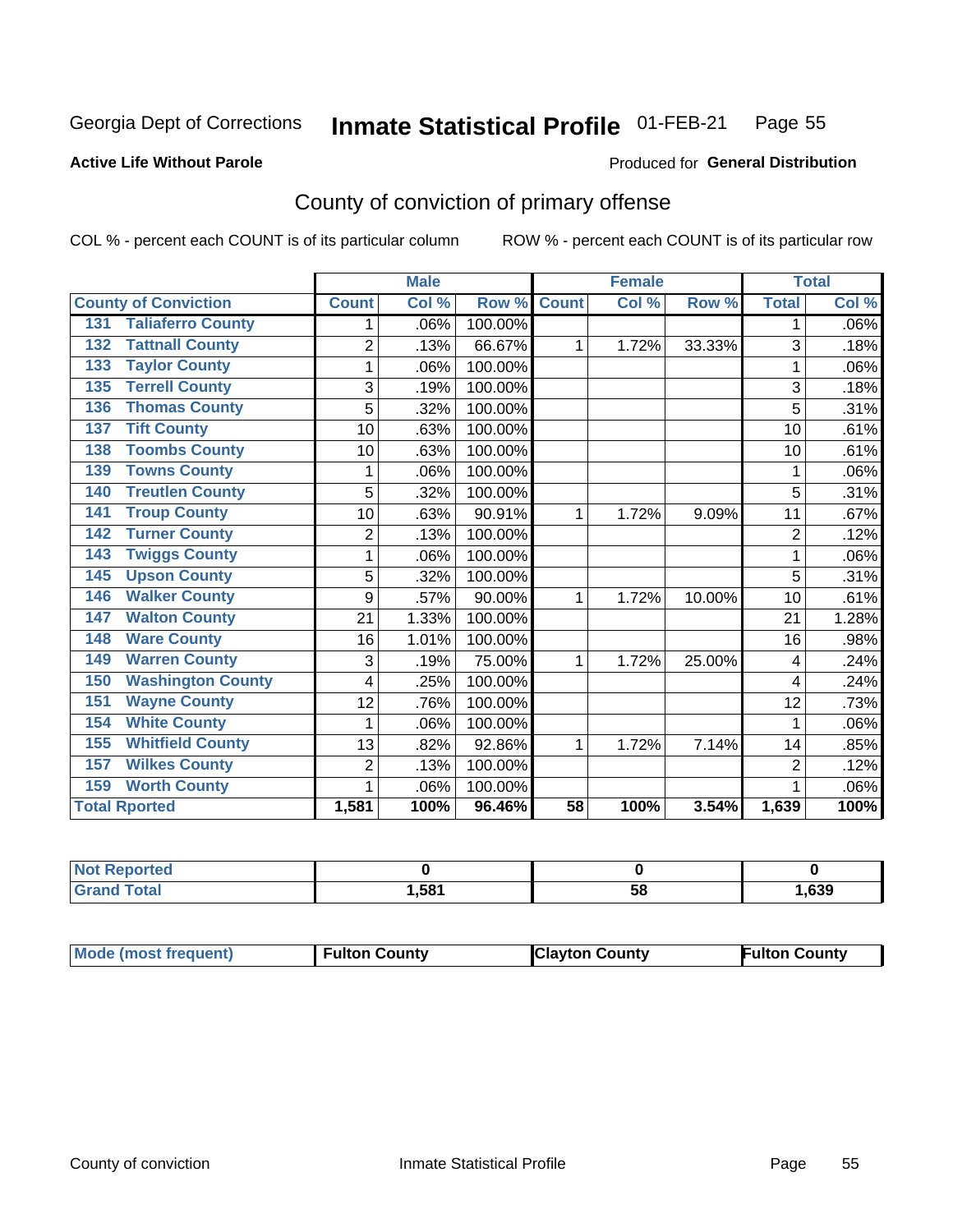Georgia Dept of Corrections **Inmate Statistical Profile** 01-FEB-21 Page 55

**Active Life Without Parole**

Produced for **General Distribution**

## County of conviction of primary offense

COL % - percent each COUNT is of its particular column ROW % - percent each COUNT is of its particular row

| | Male | | | Female | | | Total | |
|---|---|---|---|---|---|---|---|---|
| **County of Conviction** | **Count** | **Col %** | **Row %** | **Count** | **Col %** | **Row %** | **Total** | **Col %** |
| 131 Taliaferro County | 1 | .06% | 100.00% | | | | 1 | .06% |
| 132 Tattnall County | 2 | .13% | 66.67% | 1 | 1.72% | 33.33% | 3 | .18% |
| 133 Taylor County | 1 | .06% | 100.00% | | | | 1 | .06% |
| 135 Terrell County | 3 | .19% | 100.00% | | | | 3 | .18% |
| 136 Thomas County | 5 | .32% | 100.00% | | | | 5 | .31% |
| 137 Tift County | 10 | .63% | 100.00% | | | | 10 | .61% |
| 138 Toombs County | 10 | .63% | 100.00% | | | | 10 | .61% |
| 139 Towns County | 1 | .06% | 100.00% | | | | 1 | .06% |
| 140 Treutlen County | 5 | .32% | 100.00% | | | | 5 | .31% |
| 141 Troup County | 10 | .63% | 90.91% | 1 | 1.72% | 9.09% | 11 | .67% |
| 142 Turner County | 2 | .13% | 100.00% | | | | 2 | .12% |
| 143 Twiggs County | 1 | .06% | 100.00% | | | | 1 | .06% |
| 145 Upson County | 5 | .32% | 100.00% | | | | 5 | .31% |
| 146 Walker County | 9 | .57% | 90.00% | 1 | 1.72% | 10.00% | 10 | .61% |
| 147 Walton County | 21 | 1.33% | 100.00% | | | | 21 | 1.28% |
| 148 Ware County | 16 | 1.01% | 100.00% | | | | 16 | .98% |
| 149 Warren County | 3 | .19% | 75.00% | 1 | 1.72% | 25.00% | 4 | .24% |
| 150 Washington County | 4 | .25% | 100.00% | | | | 4 | .24% |
| 151 Wayne County | 12 | .76% | 100.00% | | | | 12 | .73% |
| 154 White County | 1 | .06% | 100.00% | | | | 1 | .06% |
| 155 Whitfield County | 13 | .82% | 92.86% | 1 | 1.72% | 7.14% | 14 | .85% |
| 157 Wilkes County | 2 | .13% | 100.00% | | | | 2 | .12% |
| 159 Worth County | 1 | .06% | 100.00% | | | | 1 | .06% |
| **Total Rported** | **1,581** | **100%** | **96.46%** | **58** | **100%** | **3.54%** | **1,639** | **100%** |

| | Male | Female | Total |
|---|---|---|---|
| **Not Reported** | **0** | **0** | **0** |
| **Grand Total** | **1,581** | **58** | **1,639** |

| | Male | Female | Total |
|---|---|---|---|
| **Mode (most frequent)** | **Fulton County** | **Clayton County** | **Fulton County** |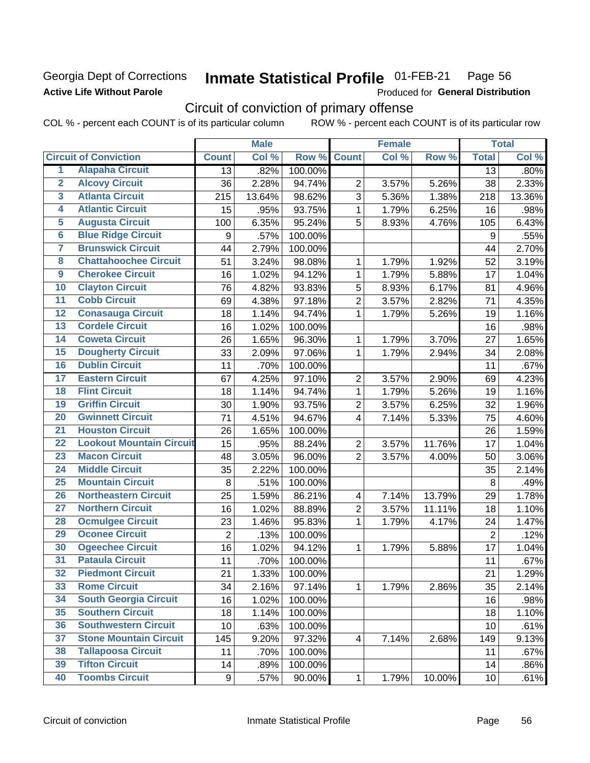Georgia Dept of Corrections
**Active Life Without Parole**

# Inmate Statistical Profile 01-FEB-21 Page 56

Produced for **General Distribution**

## Circuit of conviction of primary offense

COL % - percent each COUNT is of its particular column ROW % - percent each COUNT is of its particular row

| | | Male | | | Female | | | Total | |
|---|---|---|---|---|---|---|---|---|---|
| **Circuit of Conviction** | | **Count** | **Col %** | **Row %** | **Count** | **Col %** | **Row %** | **Total** | **Col %** |
| 1 | Alapaha Circuit | 13 | .82% | 100.00% | | | | 13 | .80% |
| 2 | Alcovy Circuit | 36 | 2.28% | 94.74% | 2 | 3.57% | 5.26% | 38 | 2.33% |
| 3 | Atlanta Circuit | 215 | 13.64% | 98.62% | 3 | 5.36% | 1.38% | 218 | 13.36% |
| 4 | Atlantic Circuit | 15 | .95% | 93.75% | 1 | 1.79% | 6.25% | 16 | .98% |
| 5 | Augusta Circuit | 100 | 6.35% | 95.24% | 5 | 8.93% | 4.76% | 105 | 6.43% |
| 6 | Blue Ridge Circuit | 9 | .57% | 100.00% | | | | 9 | .55% |
| 7 | Brunswick Circuit | 44 | 2.79% | 100.00% | | | | 44 | 2.70% |
| 8 | Chattahoochee Circuit | 51 | 3.24% | 98.08% | 1 | 1.79% | 1.92% | 52 | 3.19% |
| 9 | Cherokee Circuit | 16 | 1.02% | 94.12% | 1 | 1.79% | 5.88% | 17 | 1.04% |
| 10 | Clayton Circuit | 76 | 4.82% | 93.83% | 5 | 8.93% | 6.17% | 81 | 4.96% |
| 11 | Cobb Circuit | 69 | 4.38% | 97.18% | 2 | 3.57% | 2.82% | 71 | 4.35% |
| 12 | Conasauga Circuit | 18 | 1.14% | 94.74% | 1 | 1.79% | 5.26% | 19 | 1.16% |
| 13 | Cordele Circuit | 16 | 1.02% | 100.00% | | | | 16 | .98% |
| 14 | Coweta Circuit | 26 | 1.65% | 96.30% | 1 | 1.79% | 3.70% | 27 | 1.65% |
| 15 | Dougherty Circuit | 33 | 2.09% | 97.06% | 1 | 1.79% | 2.94% | 34 | 2.08% |
| 16 | Dublin Circuit | 11 | .70% | 100.00% | | | | 11 | .67% |
| 17 | Eastern Circuit | 67 | 4.25% | 97.10% | 2 | 3.57% | 2.90% | 69 | 4.23% |
| 18 | Flint Circuit | 18 | 1.14% | 94.74% | 1 | 1.79% | 5.26% | 19 | 1.16% |
| 19 | Griffin Circuit | 30 | 1.90% | 93.75% | 2 | 3.57% | 6.25% | 32 | 1.96% |
| 20 | Gwinnett Circuit | 71 | 4.51% | 94.67% | 4 | 7.14% | 5.33% | 75 | 4.60% |
| 21 | Houston Circuit | 26 | 1.65% | 100.00% | | | | 26 | 1.59% |
| 22 | Lookout Mountain Circuit | 15 | .95% | 88.24% | 2 | 3.57% | 11.76% | 17 | 1.04% |
| 23 | Macon Circuit | 48 | 3.05% | 96.00% | 2 | 3.57% | 4.00% | 50 | 3.06% |
| 24 | Middle Circuit | 35 | 2.22% | 100.00% | | | | 35 | 2.14% |
| 25 | Mountain Circuit | 8 | .51% | 100.00% | | | | 8 | .49% |
| 26 | Northeastern Circuit | 25 | 1.59% | 86.21% | 4 | 7.14% | 13.79% | 29 | 1.78% |
| 27 | Northern Circuit | 16 | 1.02% | 88.89% | 2 | 3.57% | 11.11% | 18 | 1.10% |
| 28 | Ocmulgee Circuit | 23 | 1.46% | 95.83% | 1 | 1.79% | 4.17% | 24 | 1.47% |
| 29 | Oconee Circuit | 2 | .13% | 100.00% | | | | 2 | .12% |
| 30 | Ogeechee Circuit | 16 | 1.02% | 94.12% | 1 | 1.79% | 5.88% | 17 | 1.04% |
| 31 | Pataula Circuit | 11 | .70% | 100.00% | | | | 11 | .67% |
| 32 | Piedmont Circuit | 21 | 1.33% | 100.00% | | | | 21 | 1.29% |
| 33 | Rome Circuit | 34 | 2.16% | 97.14% | 1 | 1.79% | 2.86% | 35 | 2.14% |
| 34 | South Georgia Circuit | 16 | 1.02% | 100.00% | | | | 16 | .98% |
| 35 | Southern Circuit | 18 | 1.14% | 100.00% | | | | 18 | 1.10% |
| 36 | Southwestern Circuit | 10 | .63% | 100.00% | | | | 10 | .61% |
| 37 | Stone Mountain Circuit | 145 | 9.20% | 97.32% | 4 | 7.14% | 2.68% | 149 | 9.13% |
| 38 | Tallapoosa Circuit | 11 | .70% | 100.00% | | | | 11 | .67% |
| 39 | Tifton Circuit | 14 | .89% | 100.00% | | | | 14 | .86% |
| 40 | Toombs Circuit | 9 | .57% | 90.00% | 1 | 1.79% | 10.00% | 10 | .61% |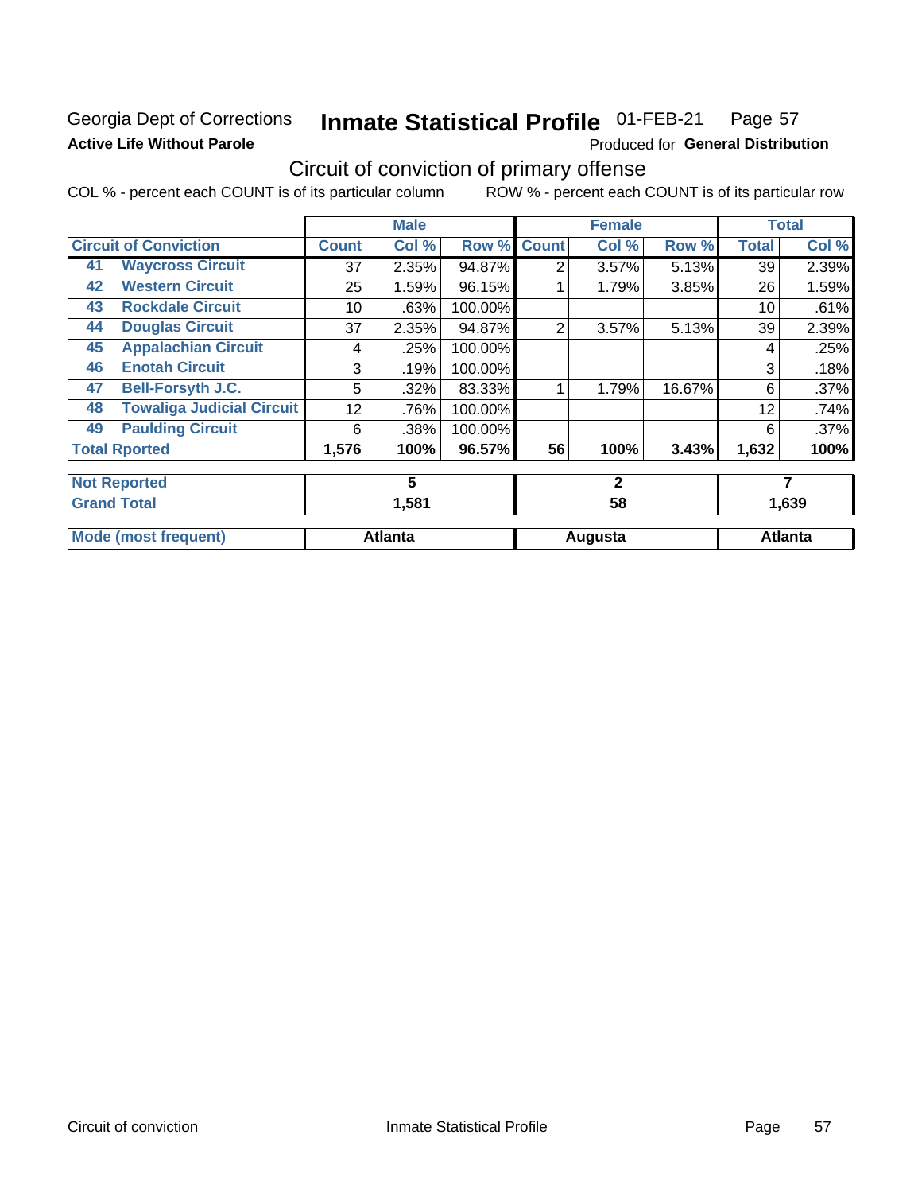Georgia Dept of Corrections **Inmate Statistical Profile** 01-FEB-21

**Active Life Without Parole**

Produced for **General Distribution**

## Circuit of conviction of primary offense

COL % - percent each COUNT is of its particular column ROW % - percent each COUNT is of its particular row

| Circuit of Conviction | Male | | | Female | | | Total | |
|---|---|---|---|---|---|---|---|---|
| | Count | Col % | Row % | Count | Col % | Row % | Total | Col % |
| 41 Waycross Circuit | 37 | 2.35% | 94.87% | 2 | 3.57% | 5.13% | 39 | 2.39% |
| 42 Western Circuit | 25 | 1.59% | 96.15% | 1 | 1.79% | 3.85% | 26 | 1.59% |
| 43 Rockdale Circuit | 10 | .63% | 100.00% | | | | 10 | .61% |
| 44 Douglas Circuit | 37 | 2.35% | 94.87% | 2 | 3.57% | 5.13% | 39 | 2.39% |
| 45 Appalachian Circuit | 4 | .25% | 100.00% | | | | 4 | .25% |
| 46 Enotah Circuit | 3 | .19% | 100.00% | | | | 3 | .18% |
| 47 Bell-Forsyth J.C. | 5 | .32% | 83.33% | 1 | 1.79% | 16.67% | 6 | .37% |
| 48 Towaliga Judicial Circuit | 12 | .76% | 100.00% | | | | 12 | .74% |
| 49 Paulding Circuit | 6 | .38% | 100.00% | | | | 6 | .37% |
| **Total Rported** | **1,576** | **100%** | **96.57%** | **56** | **100%** | **3.43%** | **1,632** | **100%** |
| **Not Reported** | **5** | | | **2** | | | **7** | |
| **Grand Total** | **1,581** | | | **58** | | | **1,639** | |
| **Mode (most frequent)** | **Atlanta** | | | **Augusta** | | | **Atlanta** | |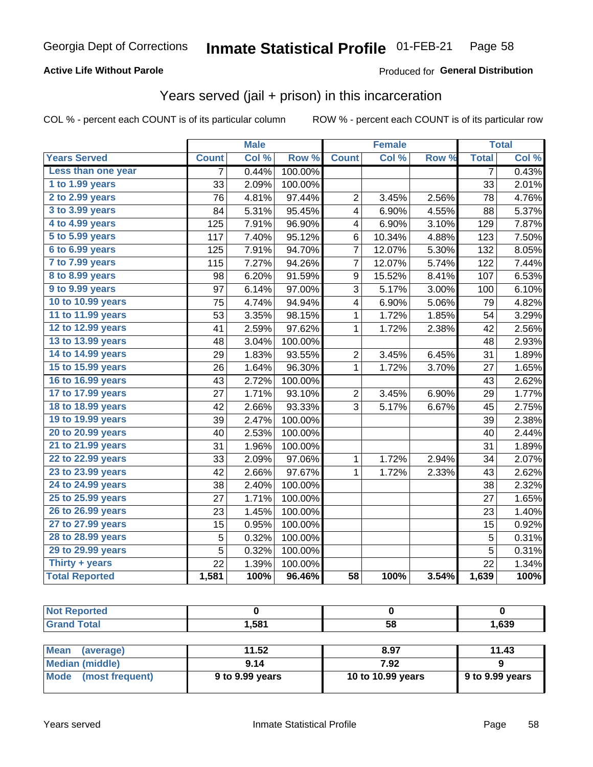# Georgia Dept of Corrections — Inmate Statistical Profile 01-FEB-21

**Active Life Without Parole**

Produced for **General Distribution**

## Years served (jail + prison) in this incarceration

COL % - percent each COUNT is of its particular column

ROW % - percent each COUNT is of its particular row

| | Male | | | Female | | | Total | |
|---|---|---|---|---|---|---|---|---|
| **Years Served** | **Count** | **Col %** | **Row %** | **Count** | **Col %** | **Row %** | **Total** | **Col %** |
| Less than one year | 7 | 0.44% | 100.00% | | | | 7 | 0.43% |
| 1 to 1.99 years | 33 | 2.09% | 100.00% | | | | 33 | 2.01% |
| 2 to 2.99 years | 76 | 4.81% | 97.44% | 2 | 3.45% | 2.56% | 78 | 4.76% |
| 3 to 3.99 years | 84 | 5.31% | 95.45% | 4 | 6.90% | 4.55% | 88 | 5.37% |
| 4 to 4.99 years | 125 | 7.91% | 96.90% | 4 | 6.90% | 3.10% | 129 | 7.87% |
| 5 to 5.99 years | 117 | 7.40% | 95.12% | 6 | 10.34% | 4.88% | 123 | 7.50% |
| 6 to 6.99 years | 125 | 7.91% | 94.70% | 7 | 12.07% | 5.30% | 132 | 8.05% |
| 7 to 7.99 years | 115 | 7.27% | 94.26% | 7 | 12.07% | 5.74% | 122 | 7.44% |
| 8 to 8.99 years | 98 | 6.20% | 91.59% | 9 | 15.52% | 8.41% | 107 | 6.53% |
| 9 to 9.99 years | 97 | 6.14% | 97.00% | 3 | 5.17% | 3.00% | 100 | 6.10% |
| 10 to 10.99 years | 75 | 4.74% | 94.94% | 4 | 6.90% | 5.06% | 79 | 4.82% |
| 11 to 11.99 years | 53 | 3.35% | 98.15% | 1 | 1.72% | 1.85% | 54 | 3.29% |
| 12 to 12.99 years | 41 | 2.59% | 97.62% | 1 | 1.72% | 2.38% | 42 | 2.56% |
| 13 to 13.99 years | 48 | 3.04% | 100.00% | | | | 48 | 2.93% |
| 14 to 14.99 years | 29 | 1.83% | 93.55% | 2 | 3.45% | 6.45% | 31 | 1.89% |
| 15 to 15.99 years | 26 | 1.64% | 96.30% | 1 | 1.72% | 3.70% | 27 | 1.65% |
| 16 to 16.99 years | 43 | 2.72% | 100.00% | | | | 43 | 2.62% |
| 17 to 17.99 years | 27 | 1.71% | 93.10% | 2 | 3.45% | 6.90% | 29 | 1.77% |
| 18 to 18.99 years | 42 | 2.66% | 93.33% | 3 | 5.17% | 6.67% | 45 | 2.75% |
| 19 to 19.99 years | 39 | 2.47% | 100.00% | | | | 39 | 2.38% |
| 20 to 20.99 years | 40 | 2.53% | 100.00% | | | | 40 | 2.44% |
| 21 to 21.99 years | 31 | 1.96% | 100.00% | | | | 31 | 1.89% |
| 22 to 22.99 years | 33 | 2.09% | 97.06% | 1 | 1.72% | 2.94% | 34 | 2.07% |
| 23 to 23.99 years | 42 | 2.66% | 97.67% | 1 | 1.72% | 2.33% | 43 | 2.62% |
| 24 to 24.99 years | 38 | 2.40% | 100.00% | | | | 38 | 2.32% |
| 25 to 25.99 years | 27 | 1.71% | 100.00% | | | | 27 | 1.65% |
| 26 to 26.99 years | 23 | 1.45% | 100.00% | | | | 23 | 1.40% |
| 27 to 27.99 years | 15 | 0.95% | 100.00% | | | | 15 | 0.92% |
| 28 to 28.99 years | 5 | 0.32% | 100.00% | | | | 5 | 0.31% |
| 29 to 29.99 years | 5 | 0.32% | 100.00% | | | | 5 | 0.31% |
| Thirty + years | 22 | 1.39% | 100.00% | | | | 22 | 1.34% |
| **Total Reported** | **1,581** | **100%** | **96.46%** | **58** | **100%** | **3.54%** | **1,639** | **100%** |

| | Male | Female | Total |
|---|---|---|---|
| Not Reported | 0 | 0 | 0 |
| Grand Total | 1,581 | 58 | 1,639 |

| | Male | Female | Total |
|---|---|---|---|
| Mean (average) | 11.52 | 8.97 | 11.43 |
| Median (middle) | 9.14 | 7.92 | 9 |
| Mode (most frequent) | 9 to 9.99 years | 10 to 10.99 years | 9 to 9.99 years |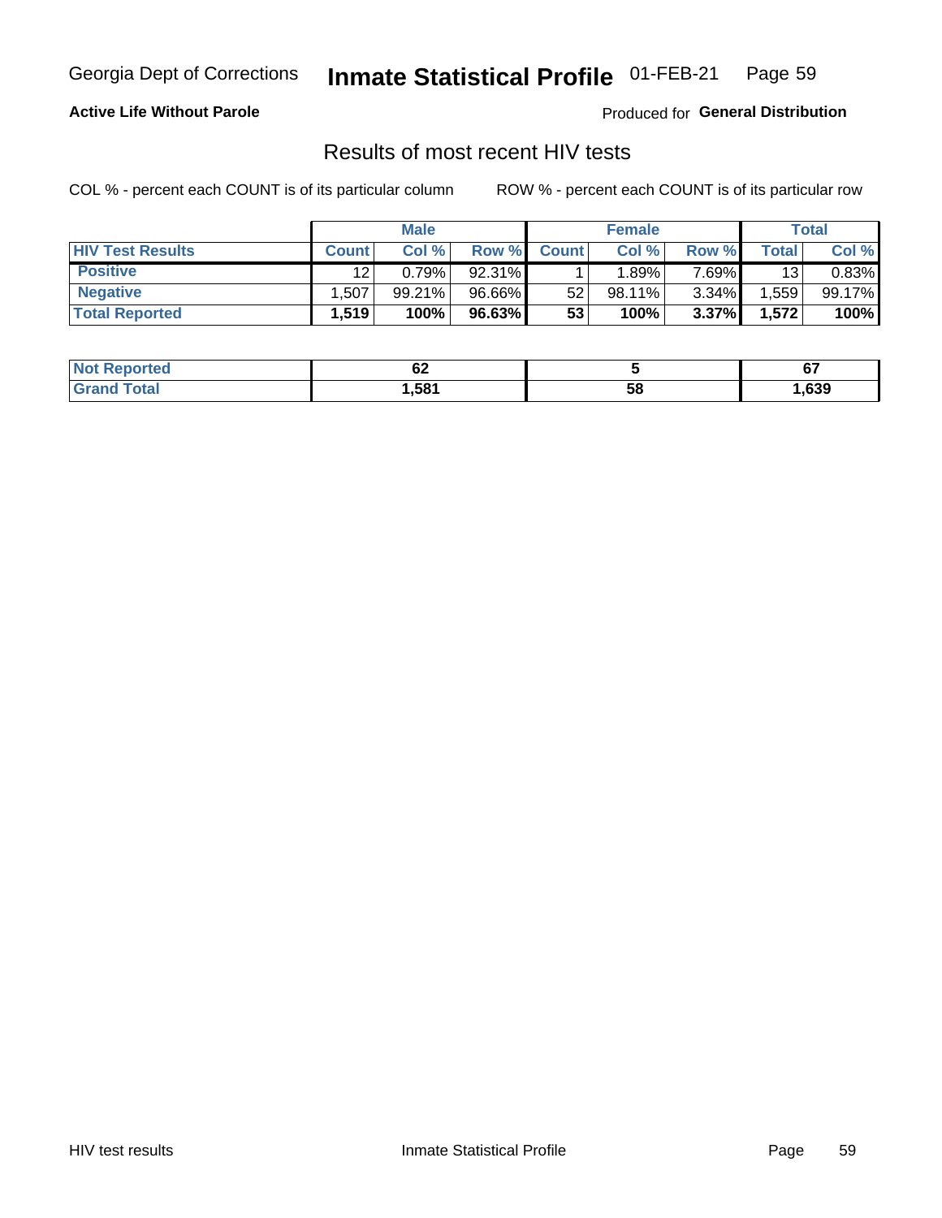Georgia Dept of Corrections **Inmate Statistical Profile** 01-FEB-21

**Active Life Without Parole**

Produced for **General Distribution**

## Results of most recent HIV tests

COL % - percent each COUNT is of its particular column

ROW % - percent each COUNT is of its particular row

| | Male | | | Female | | | Total | |
|---|---|---|---|---|---|---|---|---|
| **HIV Test Results** | **Count** | **Col %** | **Row %** | **Count** | **Col %** | **Row %** | **Total** | **Col %** |
| **Positive** | 12 | 0.79% | 92.31% | 1 | 1.89% | 7.69% | 13 | 0.83% |
| **Negative** | 1,507 | 99.21% | 96.66% | 52 | 98.11% | 3.34% | 1,559 | 99.17% |
| **Total Reported** | **1,519** | **100%** | **96.63%** | **53** | **100%** | **3.37%** | **1,572** | **100%** |

| | Male | Female | Total |
|---|---|---|---|
| **Not Reported** | **62** | **5** | **67** |
| **Grand Total** | **1,581** | **58** | **1,639** |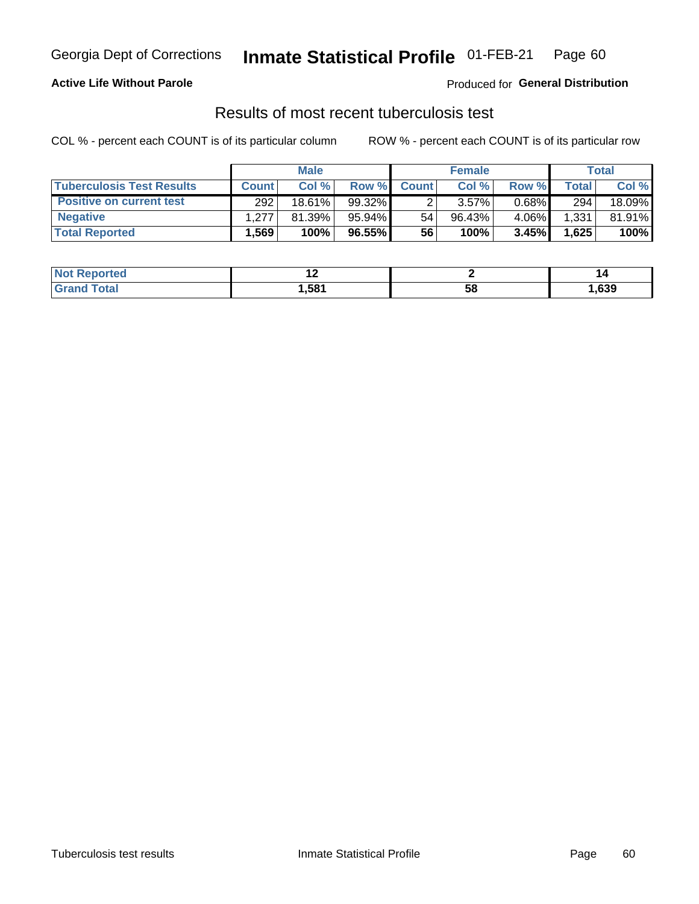Georgia Dept of Corrections **Inmate Statistical Profile** 01-FEB-21 Page 60

**Active Life Without Parole**

Produced for **General Distribution**

## Results of most recent tuberculosis test

COL % - percent each COUNT is of its particular column

ROW % - percent each COUNT is of its particular row

| | Male | | | Female | | | Total | |
|---|---|---|---|---|---|---|---|---|
| **Tuberculosis Test Results** | **Count** | **Col %** | **Row %** | **Count** | **Col %** | **Row %** | **Total** | **Col %** |
| **Positive on current test** | 292 | 18.61% | 99.32% | 2 | 3.57% | 0.68% | 294 | 18.09% |
| **Negative** | 1,277 | 81.39% | 95.94% | 54 | 96.43% | 4.06% | 1,331 | 81.91% |
| **Total Reported** | **1,569** | **100%** | **96.55%** | **56** | **100%** | **3.45%** | **1,625** | **100%** |

| | Male | Female | Total |
|---|---|---|---|
| **Not Reported** | **12** | **2** | **14** |
| **Grand Total** | **1,581** | **58** | **1,639** |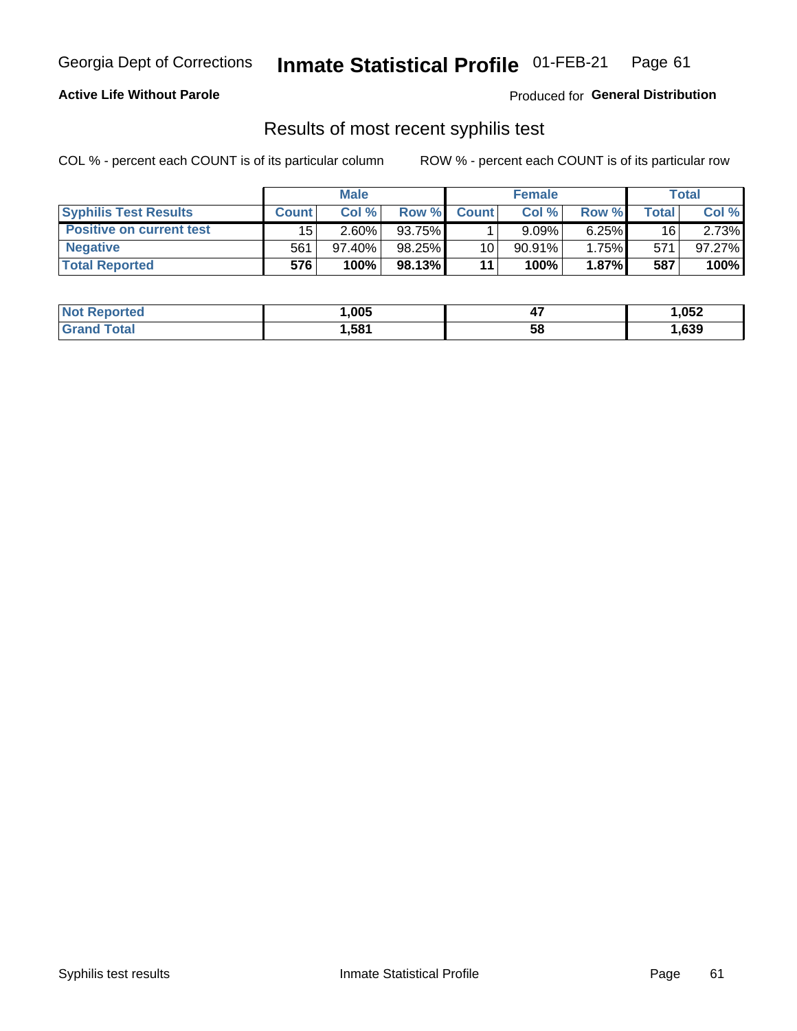Georgia Dept of Corrections **Inmate Statistical Profile** 01-FEB-21

**Active Life Without Parole**

Produced for **General Distribution**

## Results of most recent syphilis test

COL % - percent each COUNT is of its particular column    ROW % - percent each COUNT is of its particular row

| | Male | | | Female | | | Total | |
|---|---|---|---|---|---|---|---|---|
| **Syphilis Test Results** | **Count** | **Col %** | **Row %** | **Count** | **Col %** | **Row %** | **Total** | **Col %** |
| **Positive on current test** | 15 | 2.60% | 93.75% | 1 | 9.09% | 6.25% | 16 | 2.73% |
| **Negative** | 561 | 97.40% | 98.25% | 10 | 90.91% | 1.75% | 571 | 97.27% |
| **Total Reported** | **576** | **100%** | **98.13%** | **11** | **100%** | **1.87%** | **587** | **100%** |

| | Male | Female | Total |
|---|---|---|---|
| **Not Reported** | **1,005** | **47** | **1,052** |
| **Grand Total** | **1,581** | **58** | **1,639** |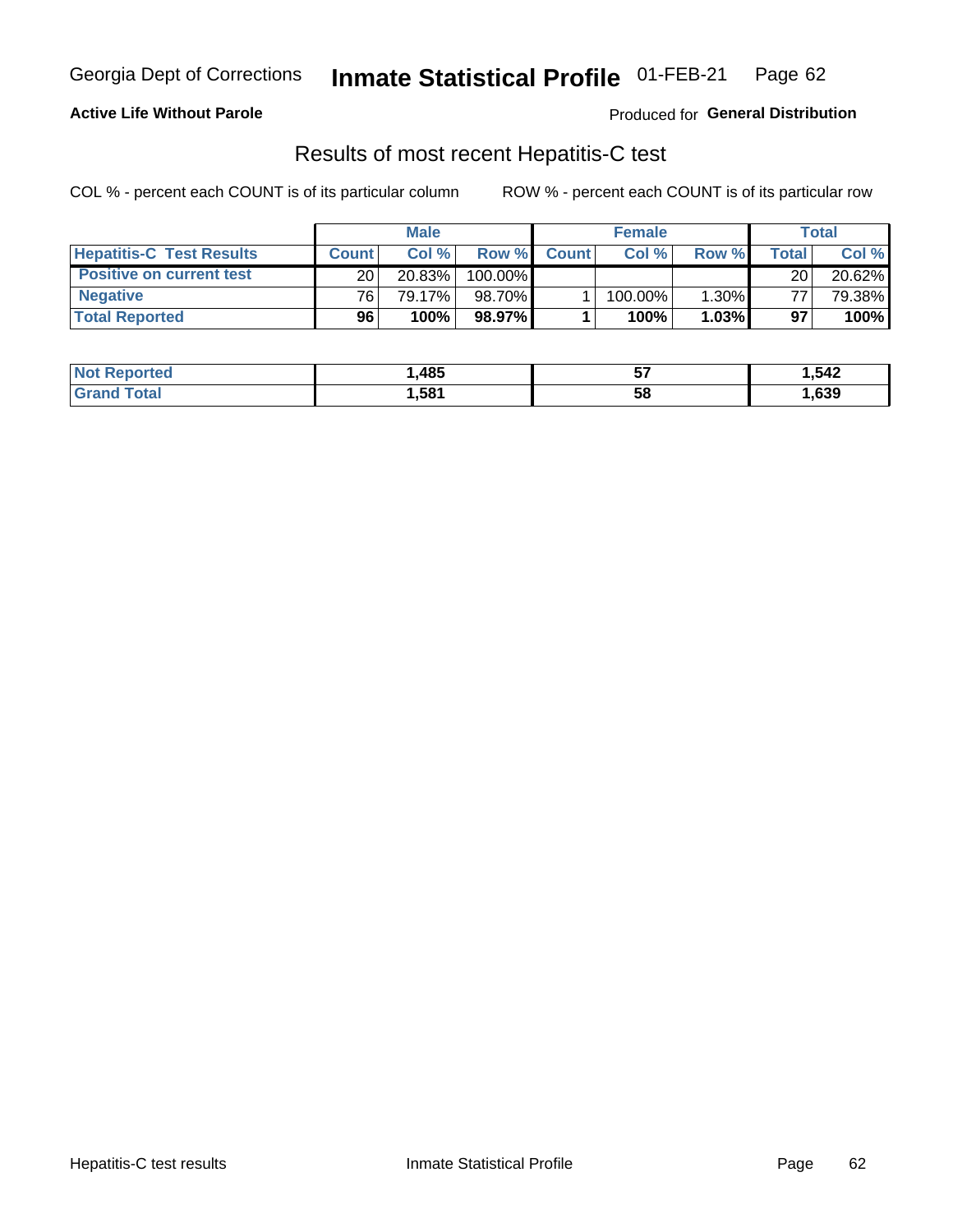Georgia Dept of Corrections **Inmate Statistical Profile** 01-FEB-21

**Active Life Without Parole**

Produced for **General Distribution**

## Results of most recent Hepatitis-C test

COL % - percent each COUNT is of its particular column      ROW % - percent each COUNT is of its particular row

| | Male | | | Female | | | Total | |
|---|---|---|---|---|---|---|---|---|
| **Hepatitis-C Test Results** | **Count** | **Col %** | **Row %** | **Count** | **Col %** | **Row %** | **Total** | **Col %** |
| **Positive on current test** | 20 | 20.83% | 100.00% | | | | 20 | 20.62% |
| **Negative** | 76 | 79.17% | 98.70% | 1 | 100.00% | 1.30% | 77 | 79.38% |
| **Total Reported** | **96** | **100%** | **98.97%** | **1** | **100%** | **1.03%** | **97** | **100%** |

| | Male | Female | Total |
|---|---|---|---|
| **Not Reported** | **1,485** | **57** | **1,542** |
| **Grand Total** | **1,581** | **58** | **1,639** |